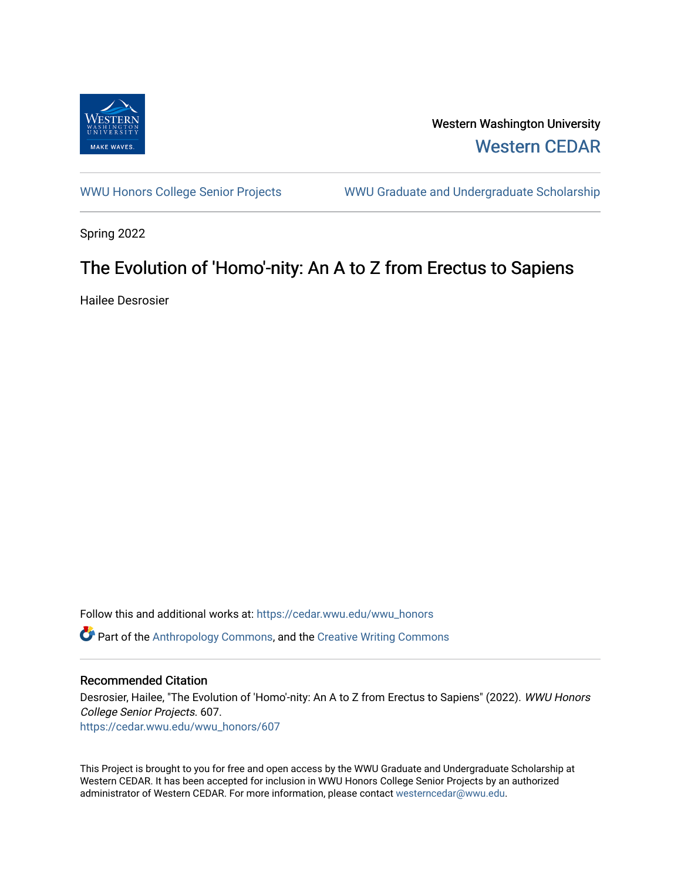Western Washington University

Western CEDAR

WWU Honors College Senior Projects | WWU Graduate and Undergraduate Scholarship

Spring 2022

# The Evolution of 'Homo'-nity: An A to Z from Erectus to Sapiens

Hailee Desrosier

Follow this and additional works at: https://cedar.wwu.edu/wwu_honors

Part of the Anthropology Commons, and the Creative Writing Commons

## Recommended Citation

Desrosier, Hailee, "The Evolution of 'Homo'-nity: An A to Z from Erectus to Sapiens" (2022). *WWU Honors College Senior Projects*. 607.
https://cedar.wwu.edu/wwu_honors/607

This Project is brought to you for free and open access by the WWU Graduate and Undergraduate Scholarship at Western CEDAR. It has been accepted for inclusion in WWU Honors College Senior Projects by an authorized administrator of Western CEDAR. For more information, please contact westerncedar@wwu.edu.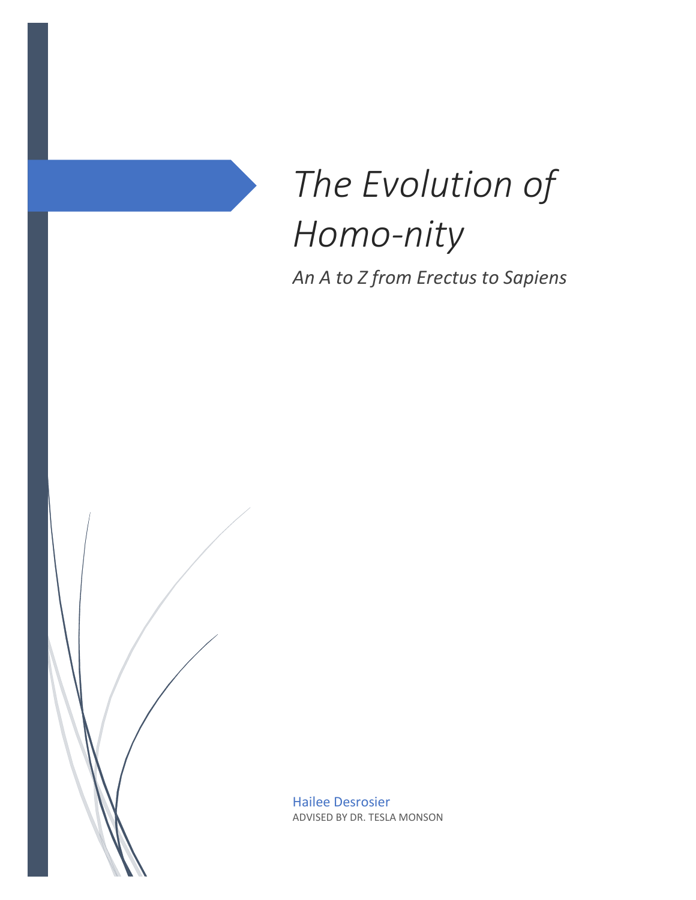# *The Evolution of Homo-nity*

*An A to Z from Erectus to Sapiens*

Hailee Desrosier

ADVISED BY DR. TESLA MONSON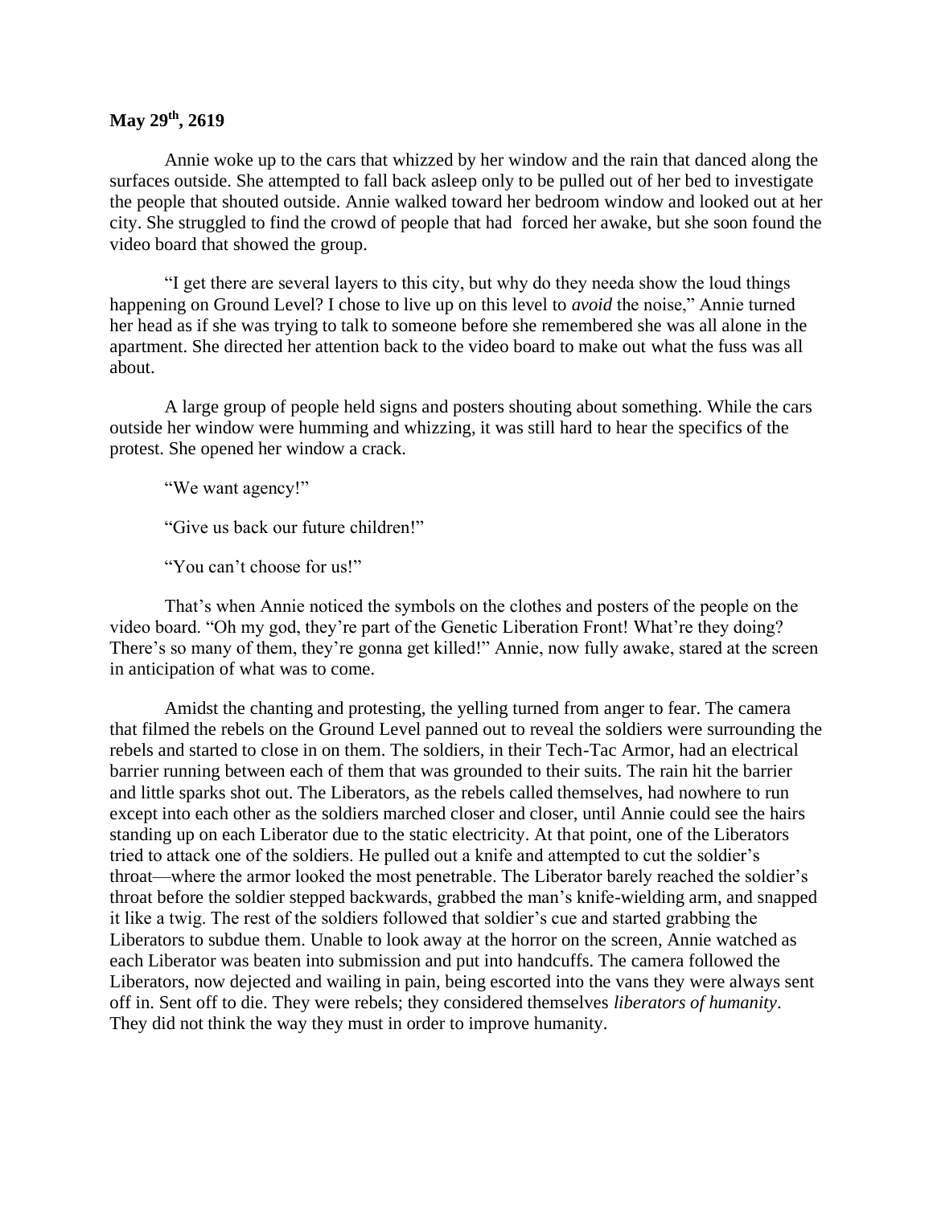**May 29th, 2619**

Annie woke up to the cars that whizzed by her window and the rain that danced along the surfaces outside. She attempted to fall back asleep only to be pulled out of her bed to investigate the people that shouted outside. Annie walked toward her bedroom window and looked out at her city. She struggled to find the crowd of people that had forced her awake, but she soon found the video board that showed the group.

"I get there are several layers to this city, but why do they needa show the loud things happening on Ground Level? I chose to live up on this level to *avoid* the noise," Annie turned her head as if she was trying to talk to someone before she remembered she was all alone in the apartment. She directed her attention back to the video board to make out what the fuss was all about.

A large group of people held signs and posters shouting about something. While the cars outside her window were humming and whizzing, it was still hard to hear the specifics of the protest. She opened her window a crack.

"We want agency!"

"Give us back our future children!"

"You can't choose for us!"

That's when Annie noticed the symbols on the clothes and posters of the people on the video board. "Oh my god, they're part of the Genetic Liberation Front! What're they doing? There's so many of them, they're gonna get killed!" Annie, now fully awake, stared at the screen in anticipation of what was to come.

Amidst the chanting and protesting, the yelling turned from anger to fear. The camera that filmed the rebels on the Ground Level panned out to reveal the soldiers were surrounding the rebels and started to close in on them. The soldiers, in their Tech-Tac Armor, had an electrical barrier running between each of them that was grounded to their suits. The rain hit the barrier and little sparks shot out. The Liberators, as the rebels called themselves, had nowhere to run except into each other as the soldiers marched closer and closer, until Annie could see the hairs standing up on each Liberator due to the static electricity. At that point, one of the Liberators tried to attack one of the soldiers. He pulled out a knife and attempted to cut the soldier's throat—where the armor looked the most penetrable. The Liberator barely reached the soldier's throat before the soldier stepped backwards, grabbed the man's knife-wielding arm, and snapped it like a twig. The rest of the soldiers followed that soldier's cue and started grabbing the Liberators to subdue them. Unable to look away at the horror on the screen, Annie watched as each Liberator was beaten into submission and put into handcuffs. The camera followed the Liberators, now dejected and wailing in pain, being escorted into the vans they were always sent off in. Sent off to die. They were rebels; they considered themselves *liberators of humanity*. They did not think the way they must in order to improve humanity.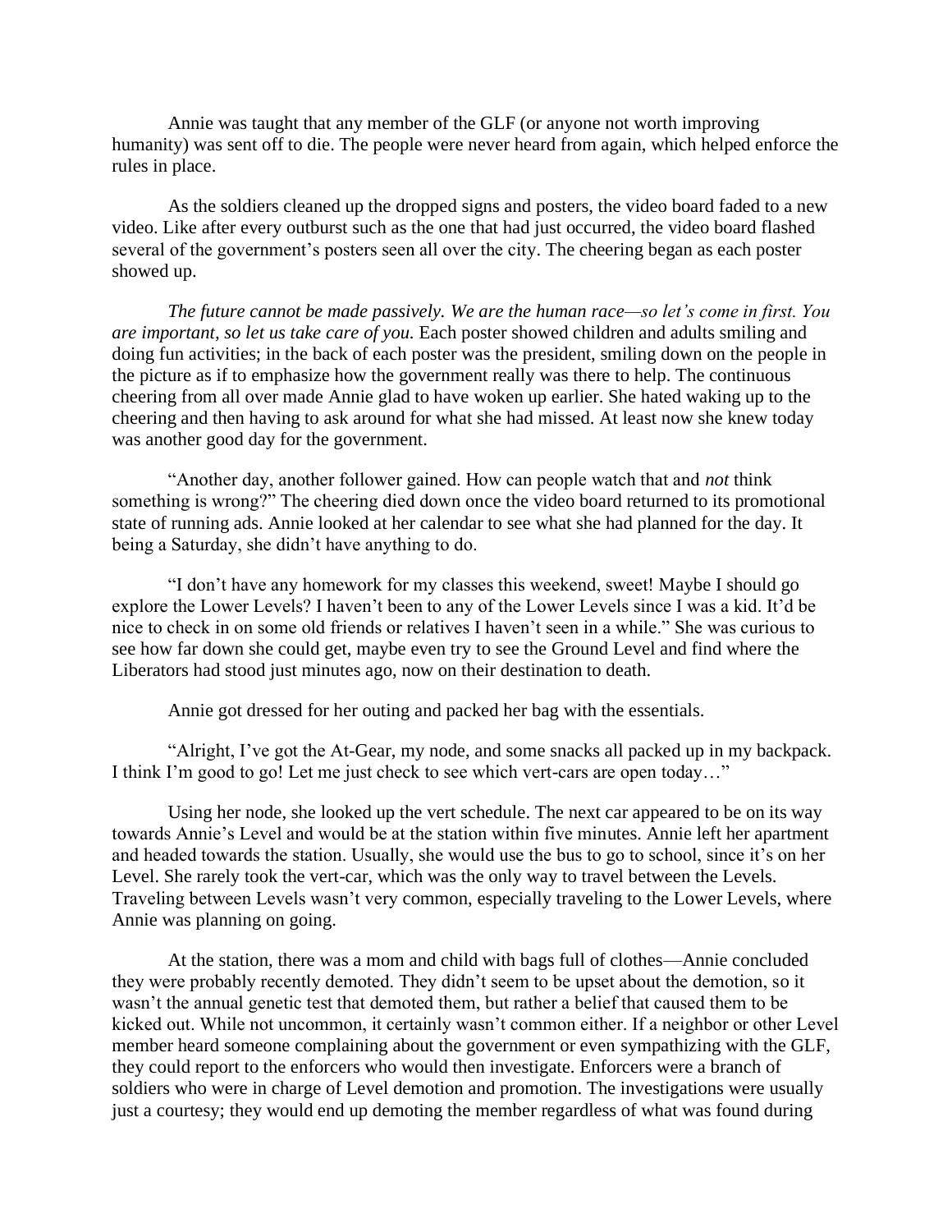Annie was taught that any member of the GLF (or anyone not worth improving humanity) was sent off to die. The people were never heard from again, which helped enforce the rules in place.

As the soldiers cleaned up the dropped signs and posters, the video board faded to a new video. Like after every outburst such as the one that had just occurred, the video board flashed several of the government's posters seen all over the city. The cheering began as each poster showed up.

*The future cannot be made passively. We are the human race—so let's come in first. You are important, so let us take care of you.* Each poster showed children and adults smiling and doing fun activities; in the back of each poster was the president, smiling down on the people in the picture as if to emphasize how the government really was there to help. The continuous cheering from all over made Annie glad to have woken up earlier. She hated waking up to the cheering and then having to ask around for what she had missed. At least now she knew today was another good day for the government.

"Another day, another follower gained. How can people watch that and *not* think something is wrong?" The cheering died down once the video board returned to its promotional state of running ads. Annie looked at her calendar to see what she had planned for the day. It being a Saturday, she didn't have anything to do.

"I don't have any homework for my classes this weekend, sweet! Maybe I should go explore the Lower Levels? I haven't been to any of the Lower Levels since I was a kid. It'd be nice to check in on some old friends or relatives I haven't seen in a while." She was curious to see how far down she could get, maybe even try to see the Ground Level and find where the Liberators had stood just minutes ago, now on their destination to death.

Annie got dressed for her outing and packed her bag with the essentials.

"Alright, I've got the At-Gear, my node, and some snacks all packed up in my backpack. I think I'm good to go! Let me just check to see which vert-cars are open today…"

Using her node, she looked up the vert schedule. The next car appeared to be on its way towards Annie's Level and would be at the station within five minutes. Annie left her apartment and headed towards the station. Usually, she would use the bus to go to school, since it's on her Level. She rarely took the vert-car, which was the only way to travel between the Levels. Traveling between Levels wasn't very common, especially traveling to the Lower Levels, where Annie was planning on going.

At the station, there was a mom and child with bags full of clothes—Annie concluded they were probably recently demoted. They didn't seem to be upset about the demotion, so it wasn't the annual genetic test that demoted them, but rather a belief that caused them to be kicked out. While not uncommon, it certainly wasn't common either. If a neighbor or other Level member heard someone complaining about the government or even sympathizing with the GLF, they could report to the enforcers who would then investigate. Enforcers were a branch of soldiers who were in charge of Level demotion and promotion. The investigations were usually just a courtesy; they would end up demoting the member regardless of what was found during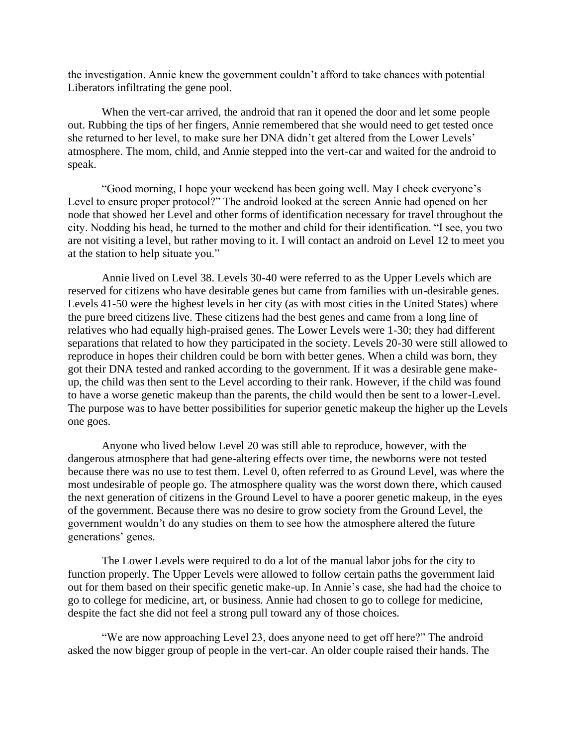the investigation. Annie knew the government couldn't afford to take chances with potential Liberators infiltrating the gene pool.

When the vert-car arrived, the android that ran it opened the door and let some people out. Rubbing the tips of her fingers, Annie remembered that she would need to get tested once she returned to her level, to make sure her DNA didn't get altered from the Lower Levels' atmosphere. The mom, child, and Annie stepped into the vert-car and waited for the android to speak.

"Good morning, I hope your weekend has been going well. May I check everyone's Level to ensure proper protocol?" The android looked at the screen Annie had opened on her node that showed her Level and other forms of identification necessary for travel throughout the city. Nodding his head, he turned to the mother and child for their identification. "I see, you two are not visiting a level, but rather moving to it. I will contact an android on Level 12 to meet you at the station to help situate you."

Annie lived on Level 38. Levels 30-40 were referred to as the Upper Levels which are reserved for citizens who have desirable genes but came from families with un-desirable genes. Levels 41-50 were the highest levels in her city (as with most cities in the United States) where the pure breed citizens live. These citizens had the best genes and came from a long line of relatives who had equally high-praised genes. The Lower Levels were 1-30; they had different separations that related to how they participated in the society. Levels 20-30 were still allowed to reproduce in hopes their children could be born with better genes. When a child was born, they got their DNA tested and ranked according to the government. If it was a desirable gene make-up, the child was then sent to the Level according to their rank. However, if the child was found to have a worse genetic makeup than the parents, the child would then be sent to a lower-Level. The purpose was to have better possibilities for superior genetic makeup the higher up the Levels one goes.

Anyone who lived below Level 20 was still able to reproduce, however, with the dangerous atmosphere that had gene-altering effects over time, the newborns were not tested because there was no use to test them. Level 0, often referred to as Ground Level, was where the most undesirable of people go. The atmosphere quality was the worst down there, which caused the next generation of citizens in the Ground Level to have a poorer genetic makeup, in the eyes of the government. Because there was no desire to grow society from the Ground Level, the government wouldn't do any studies on them to see how the atmosphere altered the future generations' genes.

The Lower Levels were required to do a lot of the manual labor jobs for the city to function properly. The Upper Levels were allowed to follow certain paths the government laid out for them based on their specific genetic make-up. In Annie's case, she had had the choice to go to college for medicine, art, or business. Annie had chosen to go to college for medicine, despite the fact she did not feel a strong pull toward any of those choices.

"We are now approaching Level 23, does anyone need to get off here?" The android asked the now bigger group of people in the vert-car. An older couple raised their hands. The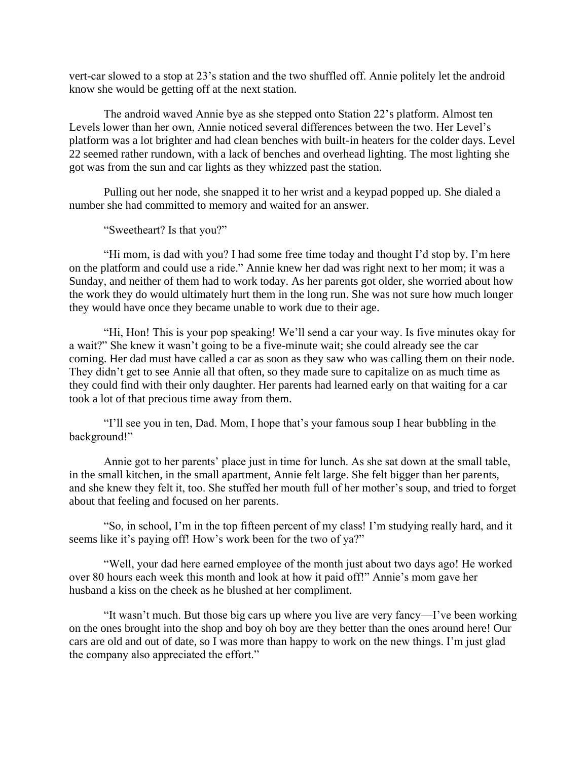vert-car slowed to a stop at 23's station and the two shuffled off. Annie politely let the android know she would be getting off at the next station.

The android waved Annie bye as she stepped onto Station 22's platform. Almost ten Levels lower than her own, Annie noticed several differences between the two. Her Level's platform was a lot brighter and had clean benches with built-in heaters for the colder days. Level 22 seemed rather rundown, with a lack of benches and overhead lighting. The most lighting she got was from the sun and car lights as they whizzed past the station.

Pulling out her node, she snapped it to her wrist and a keypad popped up. She dialed a number she had committed to memory and waited for an answer.

"Sweetheart? Is that you?"

"Hi mom, is dad with you? I had some free time today and thought I'd stop by. I'm here on the platform and could use a ride." Annie knew her dad was right next to her mom; it was a Sunday, and neither of them had to work today. As her parents got older, she worried about how the work they do would ultimately hurt them in the long run. She was not sure how much longer they would have once they became unable to work due to their age.

"Hi, Hon! This is your pop speaking! We'll send a car your way. Is five minutes okay for a wait?" She knew it wasn't going to be a five-minute wait; she could already see the car coming. Her dad must have called a car as soon as they saw who was calling them on their node. They didn't get to see Annie all that often, so they made sure to capitalize on as much time as they could find with their only daughter. Her parents had learned early on that waiting for a car took a lot of that precious time away from them.

"I'll see you in ten, Dad. Mom, I hope that's your famous soup I hear bubbling in the background!"

Annie got to her parents' place just in time for lunch. As she sat down at the small table, in the small kitchen, in the small apartment, Annie felt large. She felt bigger than her parents, and she knew they felt it, too. She stuffed her mouth full of her mother's soup, and tried to forget about that feeling and focused on her parents.

"So, in school, I'm in the top fifteen percent of my class! I'm studying really hard, and it seems like it's paying off! How's work been for the two of ya?"

"Well, your dad here earned employee of the month just about two days ago! He worked over 80 hours each week this month and look at how it paid off!" Annie's mom gave her husband a kiss on the cheek as he blushed at her compliment.

"It wasn't much. But those big cars up where you live are very fancy—I've been working on the ones brought into the shop and boy oh boy are they better than the ones around here! Our cars are old and out of date, so I was more than happy to work on the new things. I'm just glad the company also appreciated the effort."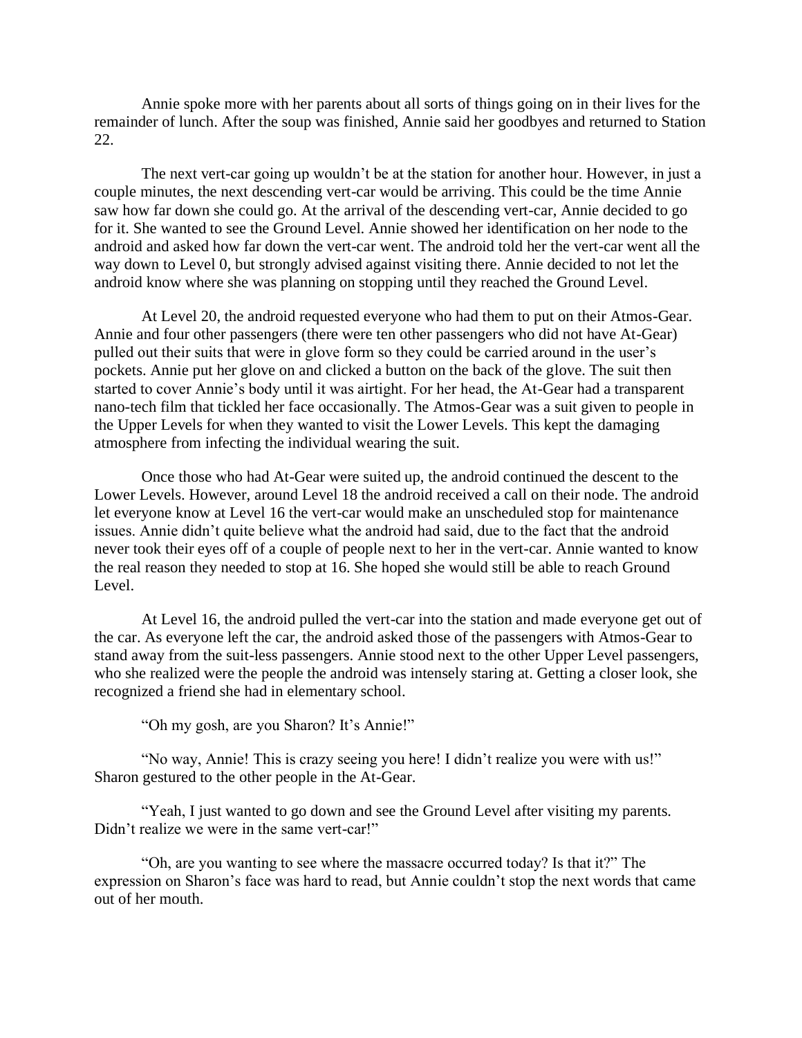Annie spoke more with her parents about all sorts of things going on in their lives for the remainder of lunch. After the soup was finished, Annie said her goodbyes and returned to Station 22.

The next vert-car going up wouldn't be at the station for another hour. However, in just a couple minutes, the next descending vert-car would be arriving. This could be the time Annie saw how far down she could go. At the arrival of the descending vert-car, Annie decided to go for it. She wanted to see the Ground Level. Annie showed her identification on her node to the android and asked how far down the vert-car went. The android told her the vert-car went all the way down to Level 0, but strongly advised against visiting there. Annie decided to not let the android know where she was planning on stopping until they reached the Ground Level.

At Level 20, the android requested everyone who had them to put on their Atmos-Gear. Annie and four other passengers (there were ten other passengers who did not have At-Gear) pulled out their suits that were in glove form so they could be carried around in the user's pockets. Annie put her glove on and clicked a button on the back of the glove. The suit then started to cover Annie's body until it was airtight. For her head, the At-Gear had a transparent nano-tech film that tickled her face occasionally. The Atmos-Gear was a suit given to people in the Upper Levels for when they wanted to visit the Lower Levels. This kept the damaging atmosphere from infecting the individual wearing the suit.

Once those who had At-Gear were suited up, the android continued the descent to the Lower Levels. However, around Level 18 the android received a call on their node. The android let everyone know at Level 16 the vert-car would make an unscheduled stop for maintenance issues. Annie didn't quite believe what the android had said, due to the fact that the android never took their eyes off of a couple of people next to her in the vert-car. Annie wanted to know the real reason they needed to stop at 16. She hoped she would still be able to reach Ground Level.

At Level 16, the android pulled the vert-car into the station and made everyone get out of the car. As everyone left the car, the android asked those of the passengers with Atmos-Gear to stand away from the suit-less passengers. Annie stood next to the other Upper Level passengers, who she realized were the people the android was intensely staring at. Getting a closer look, she recognized a friend she had in elementary school.

"Oh my gosh, are you Sharon? It's Annie!"

"No way, Annie! This is crazy seeing you here! I didn't realize you were with us!" Sharon gestured to the other people in the At-Gear.

"Yeah, I just wanted to go down and see the Ground Level after visiting my parents. Didn't realize we were in the same vert-car!"

"Oh, are you wanting to see where the massacre occurred today? Is that it?" The expression on Sharon's face was hard to read, but Annie couldn't stop the next words that came out of her mouth.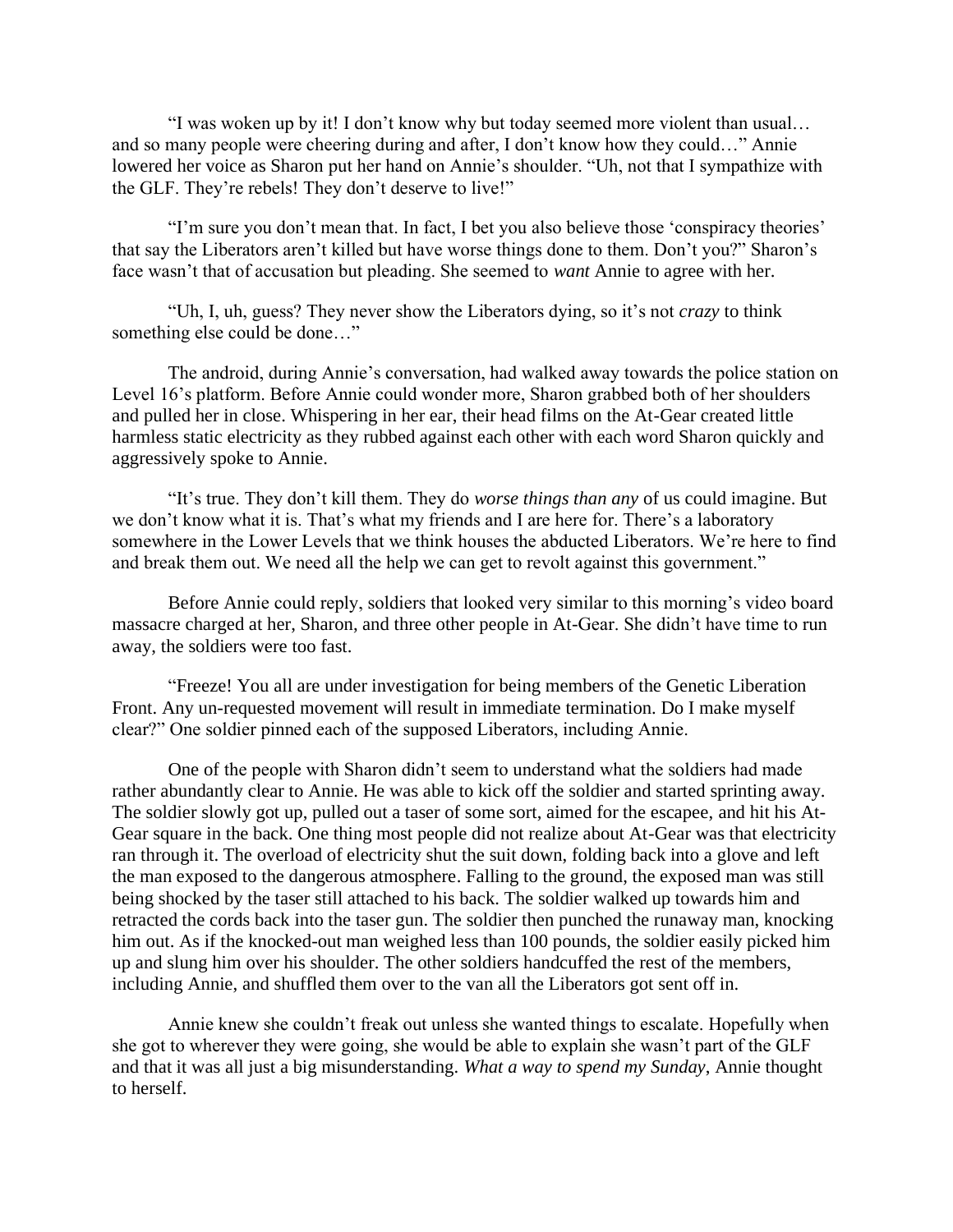"I was woken up by it! I don't know why but today seemed more violent than usual… and so many people were cheering during and after, I don't know how they could…" Annie lowered her voice as Sharon put her hand on Annie's shoulder. "Uh, not that I sympathize with the GLF. They're rebels! They don't deserve to live!"

"I'm sure you don't mean that. In fact, I bet you also believe those 'conspiracy theories' that say the Liberators aren't killed but have worse things done to them. Don't you?" Sharon's face wasn't that of accusation but pleading. She seemed to *want* Annie to agree with her.

"Uh, I, uh, guess? They never show the Liberators dying, so it's not *crazy* to think something else could be done…"

The android, during Annie's conversation, had walked away towards the police station on Level 16's platform. Before Annie could wonder more, Sharon grabbed both of her shoulders and pulled her in close. Whispering in her ear, their head films on the At-Gear created little harmless static electricity as they rubbed against each other with each word Sharon quickly and aggressively spoke to Annie.

"It's true. They don't kill them. They do *worse things than any* of us could imagine. But we don't know what it is. That's what my friends and I are here for. There's a laboratory somewhere in the Lower Levels that we think houses the abducted Liberators. We're here to find and break them out. We need all the help we can get to revolt against this government."

Before Annie could reply, soldiers that looked very similar to this morning's video board massacre charged at her, Sharon, and three other people in At-Gear. She didn't have time to run away, the soldiers were too fast.

"Freeze! You all are under investigation for being members of the Genetic Liberation Front. Any un-requested movement will result in immediate termination. Do I make myself clear?" One soldier pinned each of the supposed Liberators, including Annie.

One of the people with Sharon didn't seem to understand what the soldiers had made rather abundantly clear to Annie. He was able to kick off the soldier and started sprinting away. The soldier slowly got up, pulled out a taser of some sort, aimed for the escapee, and hit his At-Gear square in the back. One thing most people did not realize about At-Gear was that electricity ran through it. The overload of electricity shut the suit down, folding back into a glove and left the man exposed to the dangerous atmosphere. Falling to the ground, the exposed man was still being shocked by the taser still attached to his back. The soldier walked up towards him and retracted the cords back into the taser gun. The soldier then punched the runaway man, knocking him out. As if the knocked-out man weighed less than 100 pounds, the soldier easily picked him up and slung him over his shoulder. The other soldiers handcuffed the rest of the members, including Annie, and shuffled them over to the van all the Liberators got sent off in.

Annie knew she couldn't freak out unless she wanted things to escalate. Hopefully when she got to wherever they were going, she would be able to explain she wasn't part of the GLF and that it was all just a big misunderstanding. *What a way to spend my Sunday*, Annie thought to herself.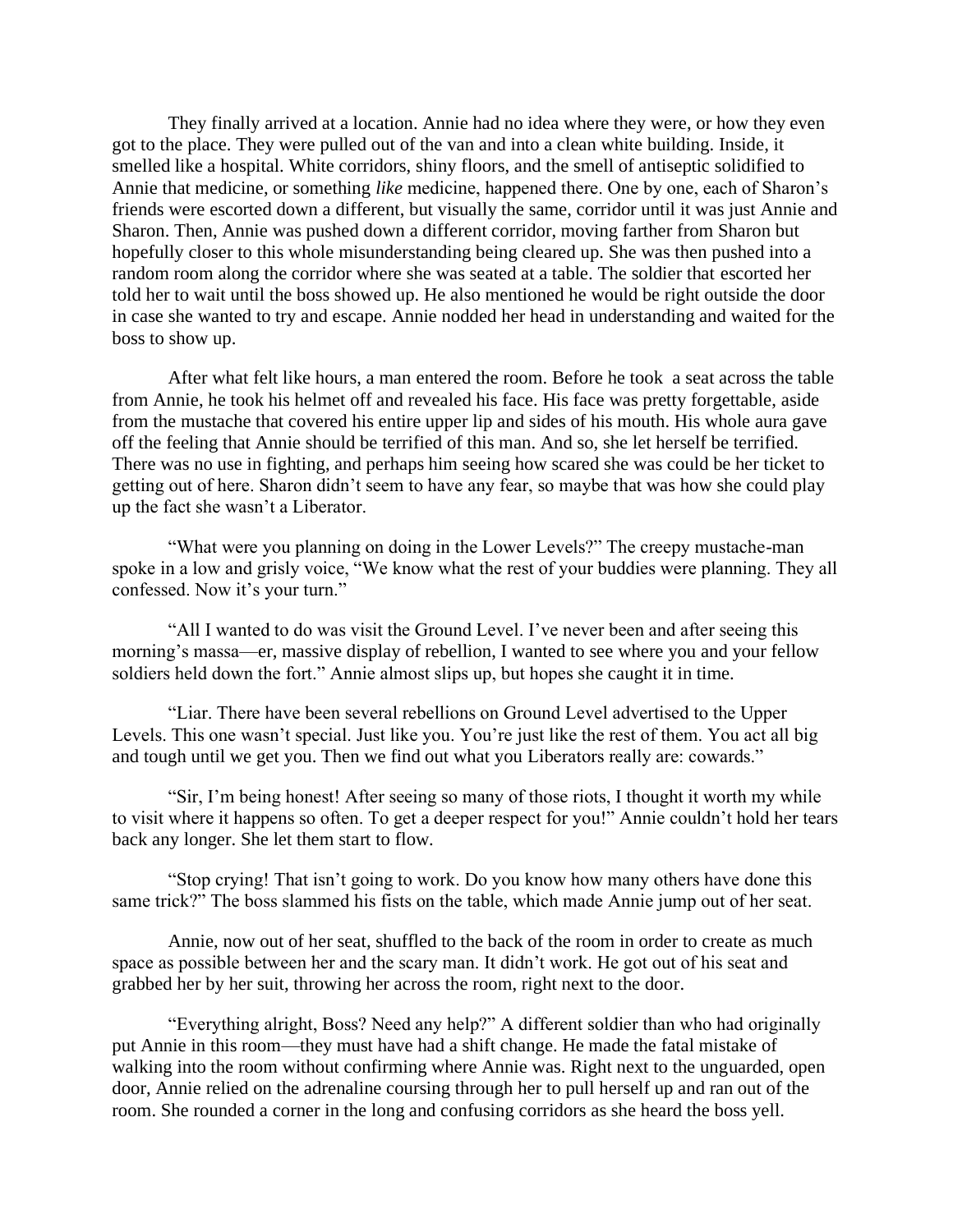They finally arrived at a location. Annie had no idea where they were, or how they even got to the place. They were pulled out of the van and into a clean white building. Inside, it smelled like a hospital. White corridors, shiny floors, and the smell of antiseptic solidified to Annie that medicine, or something *like* medicine, happened there. One by one, each of Sharon's friends were escorted down a different, but visually the same, corridor until it was just Annie and Sharon. Then, Annie was pushed down a different corridor, moving farther from Sharon but hopefully closer to this whole misunderstanding being cleared up. She was then pushed into a random room along the corridor where she was seated at a table. The soldier that escorted her told her to wait until the boss showed up. He also mentioned he would be right outside the door in case she wanted to try and escape. Annie nodded her head in understanding and waited for the boss to show up.

After what felt like hours, a man entered the room. Before he took  a seat across the table from Annie, he took his helmet off and revealed his face. His face was pretty forgettable, aside from the mustache that covered his entire upper lip and sides of his mouth. His whole aura gave off the feeling that Annie should be terrified of this man. And so, she let herself be terrified. There was no use in fighting, and perhaps him seeing how scared she was could be her ticket to getting out of here. Sharon didn't seem to have any fear, so maybe that was how she could play up the fact she wasn't a Liberator.

"What were you planning on doing in the Lower Levels?" The creepy mustache-man spoke in a low and grisly voice, "We know what the rest of your buddies were planning. They all confessed. Now it's your turn."

"All I wanted to do was visit the Ground Level. I've never been and after seeing this morning's massa—er, massive display of rebellion, I wanted to see where you and your fellow soldiers held down the fort." Annie almost slips up, but hopes she caught it in time.

"Liar. There have been several rebellions on Ground Level advertised to the Upper Levels. This one wasn't special. Just like you. You're just like the rest of them. You act all big and tough until we get you. Then we find out what you Liberators really are: cowards."

"Sir, I'm being honest! After seeing so many of those riots, I thought it worth my while to visit where it happens so often. To get a deeper respect for you!" Annie couldn't hold her tears back any longer. She let them start to flow.

"Stop crying! That isn't going to work. Do you know how many others have done this same trick?" The boss slammed his fists on the table, which made Annie jump out of her seat.

Annie, now out of her seat, shuffled to the back of the room in order to create as much space as possible between her and the scary man. It didn't work. He got out of his seat and grabbed her by her suit, throwing her across the room, right next to the door.

"Everything alright, Boss? Need any help?" A different soldier than who had originally put Annie in this room—they must have had a shift change. He made the fatal mistake of walking into the room without confirming where Annie was. Right next to the unguarded, open door, Annie relied on the adrenaline coursing through her to pull herself up and ran out of the room. She rounded a corner in the long and confusing corridors as she heard the boss yell.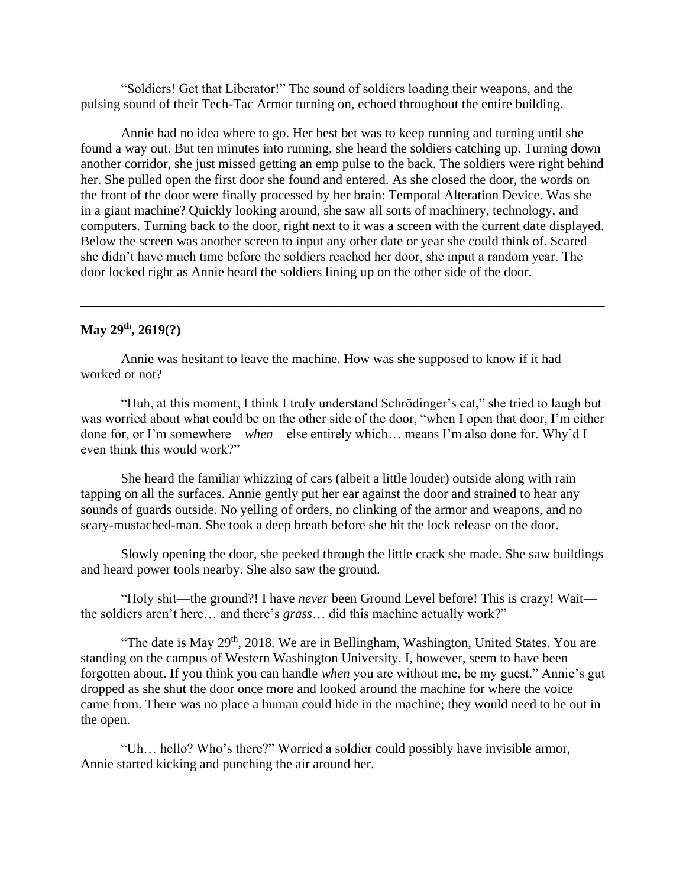"Soldiers! Get that Liberator!" The sound of soldiers loading their weapons, and the pulsing sound of their Tech-Tac Armor turning on, echoed throughout the entire building.

Annie had no idea where to go. Her best bet was to keep running and turning until she found a way out. But ten minutes into running, she heard the soldiers catching up. Turning down another corridor, she just missed getting an emp pulse to the back. The soldiers were right behind her. She pulled open the first door she found and entered. As she closed the door, the words on the front of the door were finally processed by her brain: Temporal Alteration Device. Was she in a giant machine? Quickly looking around, she saw all sorts of machinery, technology, and computers. Turning back to the door, right next to it was a screen with the current date displayed. Below the screen was another screen to input any other date or year she could think of. Scared she didn't have much time before the soldiers reached her door, she input a random year. The door locked right as Annie heard the soldiers lining up on the other side of the door.

---

**May 29th, 2619(?)**

Annie was hesitant to leave the machine. How was she supposed to know if it had worked or not?

"Huh, at this moment, I think I truly understand Schrödinger's cat," she tried to laugh but was worried about what could be on the other side of the door, "when I open that door, I'm either done for, or I'm somewhere—*when*—else entirely which… means I'm also done for. Why'd I even think this would work?"

She heard the familiar whizzing of cars (albeit a little louder) outside along with rain tapping on all the surfaces. Annie gently put her ear against the door and strained to hear any sounds of guards outside. No yelling of orders, no clinking of the armor and weapons, and no scary-mustached-man. She took a deep breath before she hit the lock release on the door.

Slowly opening the door, she peeked through the little crack she made. She saw buildings and heard power tools nearby. She also saw the ground.

"Holy shit—the ground?! I have *never* been Ground Level before! This is crazy! Wait—the soldiers aren't here… and there's *grass*… did this machine actually work?"

"The date is May 29th, 2018. We are in Bellingham, Washington, United States. You are standing on the campus of Western Washington University. I, however, seem to have been forgotten about. If you think you can handle *when* you are without me, be my guest." Annie's gut dropped as she shut the door once more and looked around the machine for where the voice came from. There was no place a human could hide in the machine; they would need to be out in the open.

"Uh… hello? Who's there?" Worried a soldier could possibly have invisible armor, Annie started kicking and punching the air around her.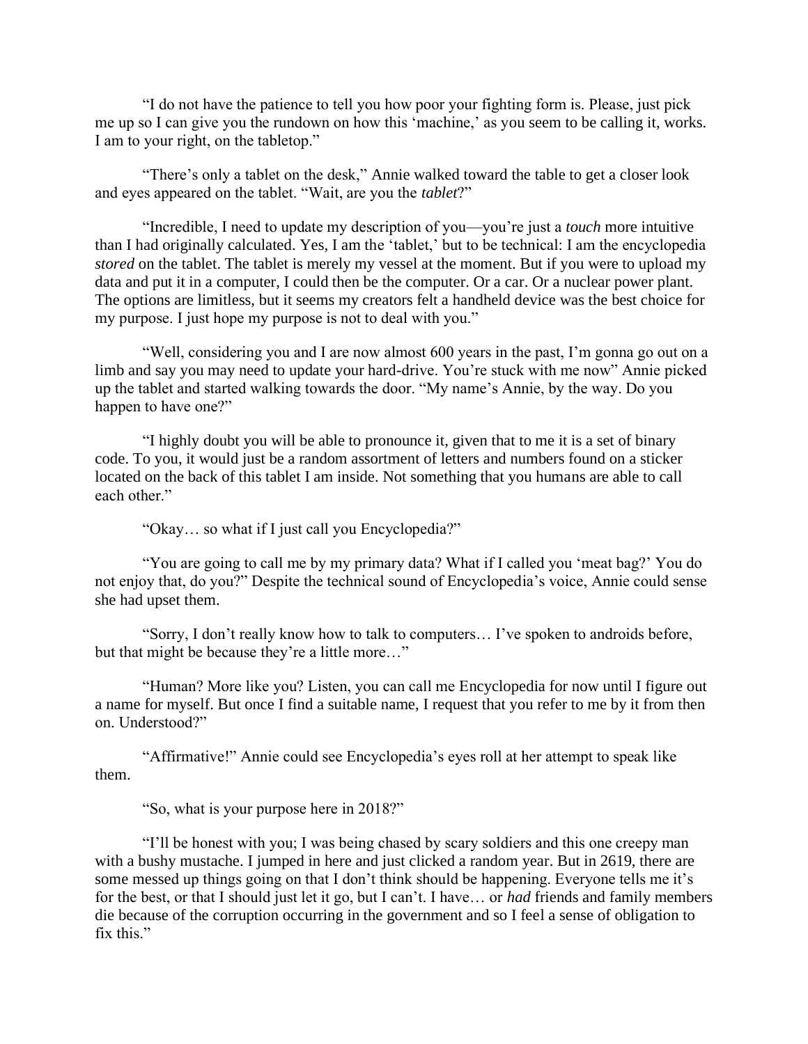"I do not have the patience to tell you how poor your fighting form is. Please, just pick me up so I can give you the rundown on how this 'machine,' as you seem to be calling it, works. I am to your right, on the tabletop."

"There's only a tablet on the desk," Annie walked toward the table to get a closer look and eyes appeared on the tablet. "Wait, are you the *tablet*?"

"Incredible, I need to update my description of you—you're just a *touch* more intuitive than I had originally calculated. Yes, I am the 'tablet,' but to be technical: I am the encyclopedia *stored* on the tablet. The tablet is merely my vessel at the moment. But if you were to upload my data and put it in a computer, I could then be the computer. Or a car. Or a nuclear power plant. The options are limitless, but it seems my creators felt a handheld device was the best choice for my purpose. I just hope my purpose is not to deal with you."

"Well, considering you and I are now almost 600 years in the past, I'm gonna go out on a limb and say you may need to update your hard-drive. You're stuck with me now" Annie picked up the tablet and started walking towards the door. "My name's Annie, by the way. Do you happen to have one?"

"I highly doubt you will be able to pronounce it, given that to me it is a set of binary code. To you, it would just be a random assortment of letters and numbers found on a sticker located on the back of this tablet I am inside. Not something that you humans are able to call each other."

"Okay… so what if I just call you Encyclopedia?"

"You are going to call me by my primary data? What if I called you 'meat bag?' You do not enjoy that, do you?" Despite the technical sound of Encyclopedia's voice, Annie could sense she had upset them.

"Sorry, I don't really know how to talk to computers… I've spoken to androids before, but that might be because they're a little more…"

"Human? More like you? Listen, you can call me Encyclopedia for now until I figure out a name for myself. But once I find a suitable name, I request that you refer to me by it from then on. Understood?"

"Affirmative!" Annie could see Encyclopedia's eyes roll at her attempt to speak like them.

"So, what is your purpose here in 2018?"

"I'll be honest with you; I was being chased by scary soldiers and this one creepy man with a bushy mustache. I jumped in here and just clicked a random year. But in 2619, there are some messed up things going on that I don't think should be happening. Everyone tells me it's for the best, or that I should just let it go, but I can't. I have… or *had* friends and family members die because of the corruption occurring in the government and so I feel a sense of obligation to fix this."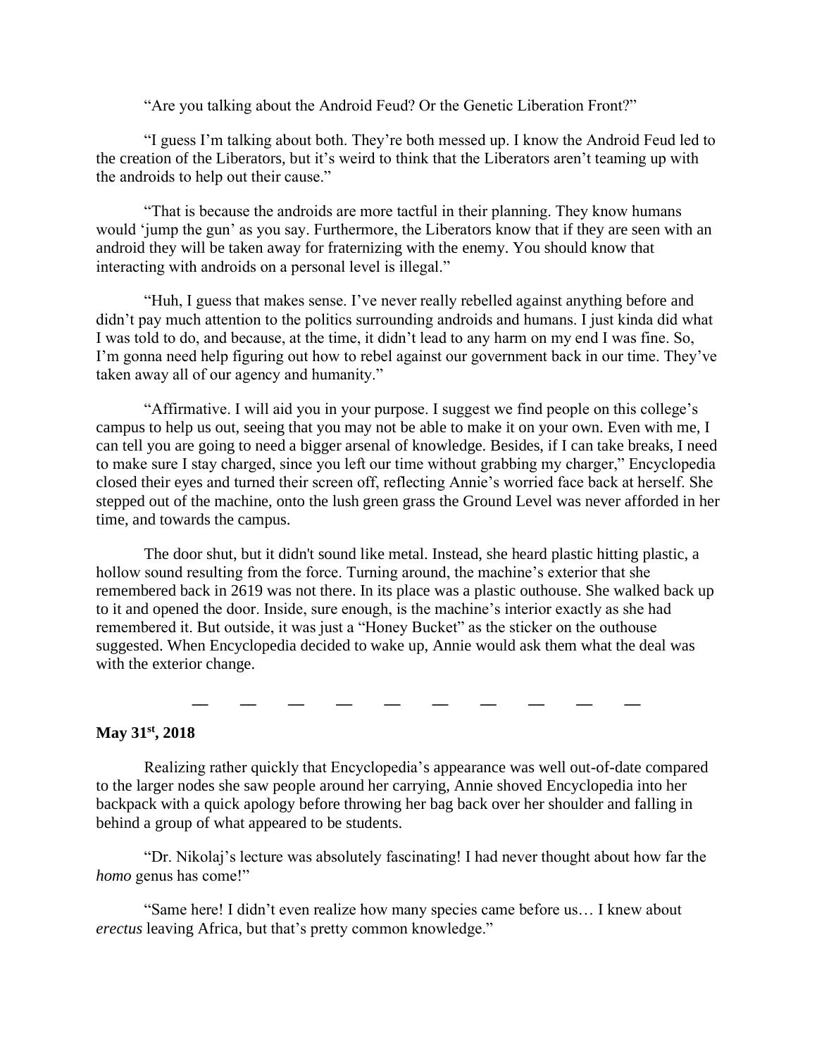"Are you talking about the Android Feud? Or the Genetic Liberation Front?"

"I guess I'm talking about both. They're both messed up. I know the Android Feud led to the creation of the Liberators, but it's weird to think that the Liberators aren't teaming up with the androids to help out their cause."

"That is because the androids are more tactful in their planning. They know humans would 'jump the gun' as you say. Furthermore, the Liberators know that if they are seen with an android they will be taken away for fraternizing with the enemy. You should know that interacting with androids on a personal level is illegal."

"Huh, I guess that makes sense. I've never really rebelled against anything before and didn't pay much attention to the politics surrounding androids and humans. I just kinda did what I was told to do, and because, at the time, it didn't lead to any harm on my end I was fine. So, I'm gonna need help figuring out how to rebel against our government back in our time. They've taken away all of our agency and humanity."

"Affirmative. I will aid you in your purpose. I suggest we find people on this college's campus to help us out, seeing that you may not be able to make it on your own. Even with me, I can tell you are going to need a bigger arsenal of knowledge. Besides, if I can take breaks, I need to make sure I stay charged, since you left our time without grabbing my charger," Encyclopedia closed their eyes and turned their screen off, reflecting Annie's worried face back at herself. She stepped out of the machine, onto the lush green grass the Ground Level was never afforded in her time, and towards the campus.

The door shut, but it didn't sound like metal. Instead, she heard plastic hitting plastic, a hollow sound resulting from the force. Turning around, the machine's exterior that she remembered back in 2619 was not there. In its place was a plastic outhouse. She walked back up to it and opened the door. Inside, sure enough, is the machine's interior exactly as she had remembered it. But outside, it was just a "Honey Bucket" as the sticker on the outhouse suggested. When Encyclopedia decided to wake up, Annie would ask them what the deal was with the exterior change.

— — — — — — — — — —

**May 31st, 2018**

Realizing rather quickly that Encyclopedia's appearance was well out-of-date compared to the larger nodes she saw people around her carrying, Annie shoved Encyclopedia into her backpack with a quick apology before throwing her bag back over her shoulder and falling in behind a group of what appeared to be students.

"Dr. Nikolaj's lecture was absolutely fascinating! I had never thought about how far the *homo* genus has come!"

"Same here! I didn't even realize how many species came before us… I knew about *erectus* leaving Africa, but that's pretty common knowledge."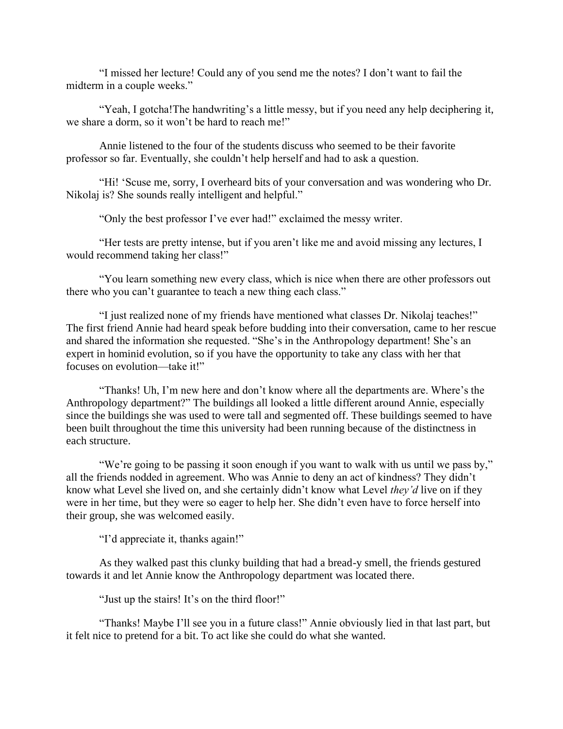"I missed her lecture! Could any of you send me the notes? I don't want to fail the midterm in a couple weeks."

"Yeah, I gotcha!The handwriting's a little messy, but if you need any help deciphering it, we share a dorm, so it won't be hard to reach me!"

Annie listened to the four of the students discuss who seemed to be their favorite professor so far. Eventually, she couldn't help herself and had to ask a question.

"Hi! 'Scuse me, sorry, I overheard bits of your conversation and was wondering who Dr. Nikolaj is? She sounds really intelligent and helpful."

"Only the best professor I've ever had!" exclaimed the messy writer.

"Her tests are pretty intense, but if you aren't like me and avoid missing any lectures, I would recommend taking her class!"

"You learn something new every class, which is nice when there are other professors out there who you can't guarantee to teach a new thing each class."

"I just realized none of my friends have mentioned what classes Dr. Nikolaj teaches!" The first friend Annie had heard speak before budding into their conversation, came to her rescue and shared the information she requested. "She's in the Anthropology department! She's an expert in hominid evolution, so if you have the opportunity to take any class with her that focuses on evolution—take it!"

"Thanks! Uh, I'm new here and don't know where all the departments are. Where's the Anthropology department?" The buildings all looked a little different around Annie, especially since the buildings she was used to were tall and segmented off. These buildings seemed to have been built throughout the time this university had been running because of the distinctness in each structure.

"We're going to be passing it soon enough if you want to walk with us until we pass by," all the friends nodded in agreement. Who was Annie to deny an act of kindness? They didn't know what Level she lived on, and she certainly didn't know what Level *they'd* live on if they were in her time, but they were so eager to help her. She didn't even have to force herself into their group, she was welcomed easily.

"I'd appreciate it, thanks again!"

As they walked past this clunky building that had a bread-y smell, the friends gestured towards it and let Annie know the Anthropology department was located there.

"Just up the stairs! It's on the third floor!"

"Thanks! Maybe I'll see you in a future class!" Annie obviously lied in that last part, but it felt nice to pretend for a bit. To act like she could do what she wanted.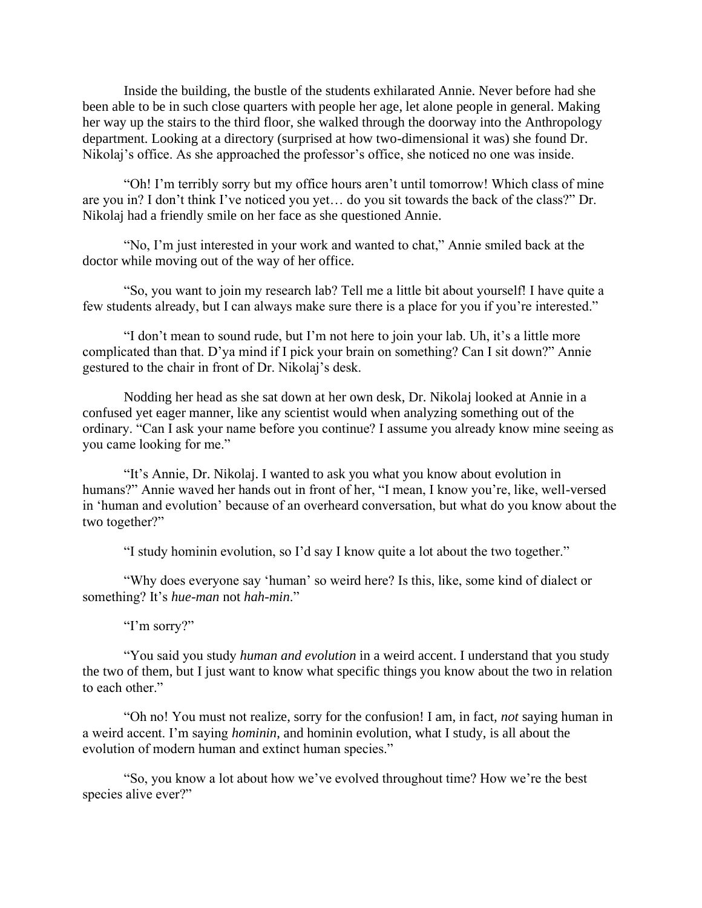Inside the building, the bustle of the students exhilarated Annie. Never before had she been able to be in such close quarters with people her age, let alone people in general. Making her way up the stairs to the third floor, she walked through the doorway into the Anthropology department. Looking at a directory (surprised at how two-dimensional it was) she found Dr. Nikolaj's office. As she approached the professor's office, she noticed no one was inside.

"Oh! I'm terribly sorry but my office hours aren't until tomorrow! Which class of mine are you in? I don't think I've noticed you yet… do you sit towards the back of the class?" Dr. Nikolaj had a friendly smile on her face as she questioned Annie.

"No, I'm just interested in your work and wanted to chat," Annie smiled back at the doctor while moving out of the way of her office.

"So, you want to join my research lab? Tell me a little bit about yourself! I have quite a few students already, but I can always make sure there is a place for you if you're interested."

"I don't mean to sound rude, but I'm not here to join your lab. Uh, it's a little more complicated than that. D'ya mind if I pick your brain on something? Can I sit down?" Annie gestured to the chair in front of Dr. Nikolaj's desk.

Nodding her head as she sat down at her own desk, Dr. Nikolaj looked at Annie in a confused yet eager manner, like any scientist would when analyzing something out of the ordinary. "Can I ask your name before you continue? I assume you already know mine seeing as you came looking for me."

"It's Annie, Dr. Nikolaj. I wanted to ask you what you know about evolution in humans?" Annie waved her hands out in front of her, "I mean, I know you're, like, well-versed in 'human and evolution' because of an overheard conversation, but what do you know about the two together?"

"I study hominin evolution, so I'd say I know quite a lot about the two together."

"Why does everyone say 'human' so weird here? Is this, like, some kind of dialect or something? It's *hue-man* not *hah-min*."

"I'm sorry?"

"You said you study *human and evolution* in a weird accent. I understand that you study the two of them, but I just want to know what specific things you know about the two in relation to each other."

"Oh no! You must not realize, sorry for the confusion! I am, in fact, *not* saying human in a weird accent. I'm saying *hominin*, and hominin evolution, what I study, is all about the evolution of modern human and extinct human species."

"So, you know a lot about how we've evolved throughout time? How we're the best species alive ever?"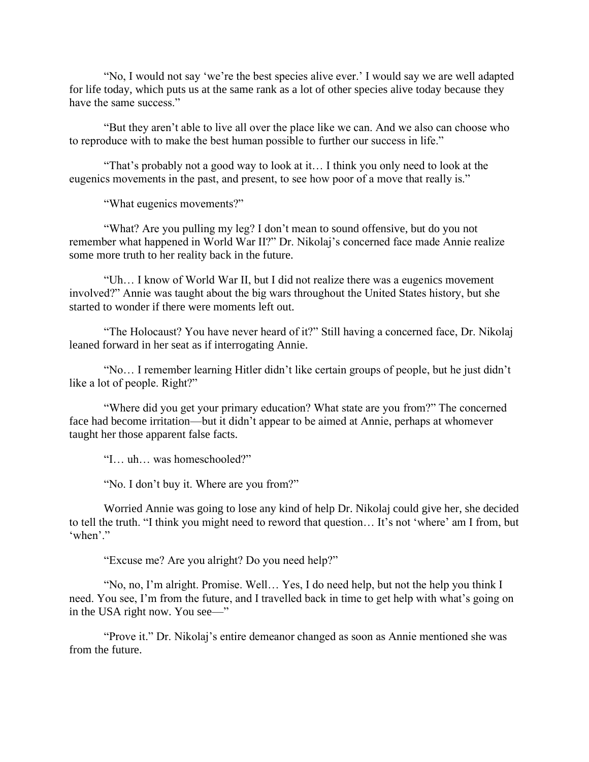"No, I would not say 'we're the best species alive ever.' I would say we are well adapted for life today, which puts us at the same rank as a lot of other species alive today because they have the same success."

"But they aren't able to live all over the place like we can. And we also can choose who to reproduce with to make the best human possible to further our success in life."

"That's probably not a good way to look at it… I think you only need to look at the eugenics movements in the past, and present, to see how poor of a move that really is."

"What eugenics movements?"

"What? Are you pulling my leg? I don't mean to sound offensive, but do you not remember what happened in World War II?" Dr. Nikolaj's concerned face made Annie realize some more truth to her reality back in the future.

"Uh… I know of World War II, but I did not realize there was a eugenics movement involved?" Annie was taught about the big wars throughout the United States history, but she started to wonder if there were moments left out.

"The Holocaust? You have never heard of it?" Still having a concerned face, Dr. Nikolaj leaned forward in her seat as if interrogating Annie.

"No… I remember learning Hitler didn't like certain groups of people, but he just didn't like a lot of people. Right?"

"Where did you get your primary education? What state are you from?" The concerned face had become irritation—but it didn't appear to be aimed at Annie, perhaps at whomever taught her those apparent false facts.

"I… uh… was homeschooled?"

"No. I don't buy it. Where are you from?"

Worried Annie was going to lose any kind of help Dr. Nikolaj could give her, she decided to tell the truth. "I think you might need to reword that question… It's not 'where' am I from, but 'when'."

"Excuse me? Are you alright? Do you need help?"

"No, no, I'm alright. Promise. Well… Yes, I do need help, but not the help you think I need. You see, I'm from the future, and I travelled back in time to get help with what's going on in the USA right now. You see—"

"Prove it." Dr. Nikolaj's entire demeanor changed as soon as Annie mentioned she was from the future.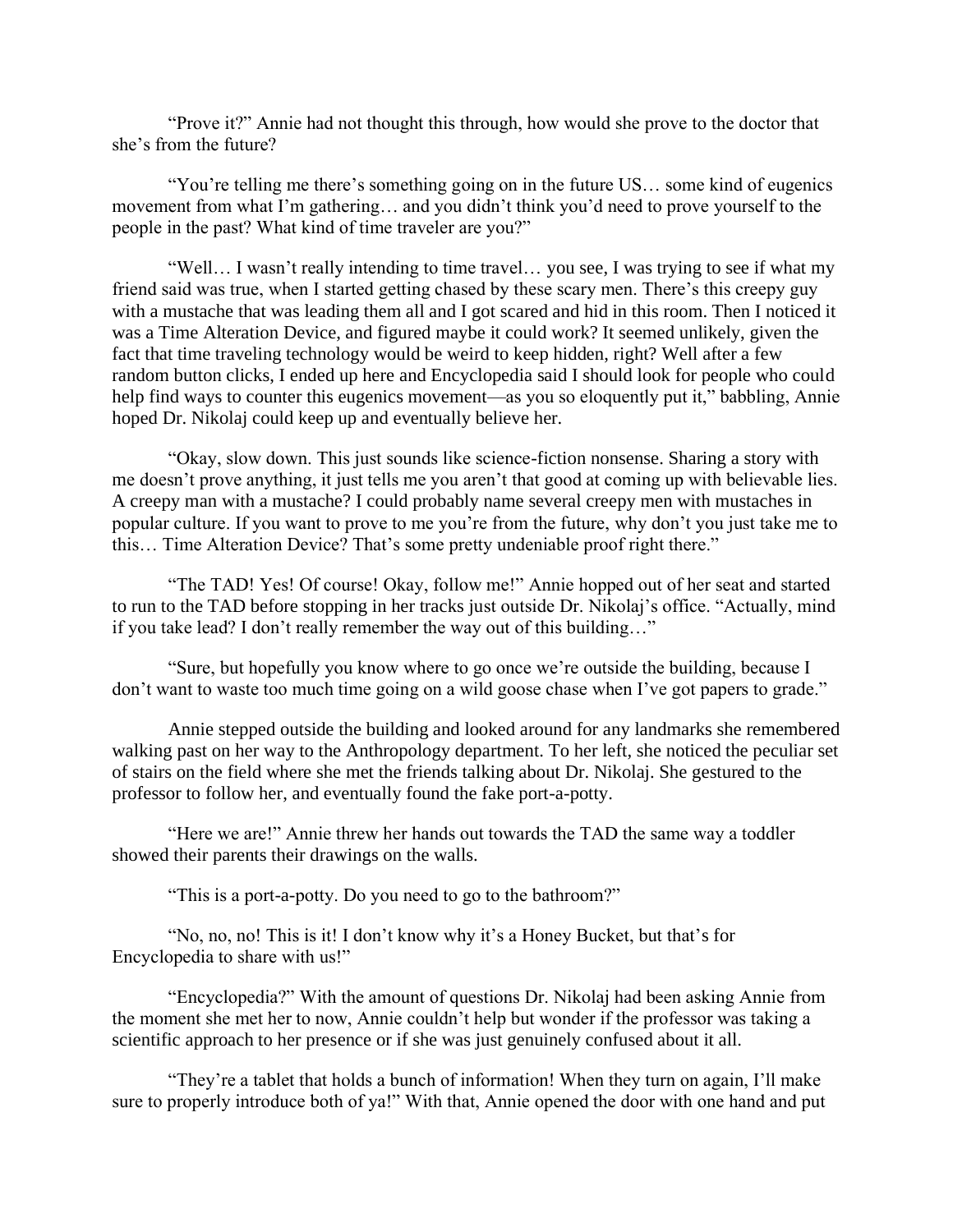"Prove it?" Annie had not thought this through, how would she prove to the doctor that she's from the future?

"You're telling me there's something going on in the future US… some kind of eugenics movement from what I'm gathering… and you didn't think you'd need to prove yourself to the people in the past? What kind of time traveler are you?"

"Well… I wasn't really intending to time travel… you see, I was trying to see if what my friend said was true, when I started getting chased by these scary men. There's this creepy guy with a mustache that was leading them all and I got scared and hid in this room. Then I noticed it was a Time Alteration Device, and figured maybe it could work? It seemed unlikely, given the fact that time traveling technology would be weird to keep hidden, right? Well after a few random button clicks, I ended up here and Encyclopedia said I should look for people who could help find ways to counter this eugenics movement—as you so eloquently put it," babbling, Annie hoped Dr. Nikolaj could keep up and eventually believe her.

"Okay, slow down. This just sounds like science-fiction nonsense. Sharing a story with me doesn't prove anything, it just tells me you aren't that good at coming up with believable lies. A creepy man with a mustache? I could probably name several creepy men with mustaches in popular culture. If you want to prove to me you're from the future, why don't you just take me to this… Time Alteration Device? That's some pretty undeniable proof right there."

"The TAD! Yes! Of course! Okay, follow me!" Annie hopped out of her seat and started to run to the TAD before stopping in her tracks just outside Dr. Nikolaj's office. "Actually, mind if you take lead? I don't really remember the way out of this building…"

"Sure, but hopefully you know where to go once we're outside the building, because I don't want to waste too much time going on a wild goose chase when I've got papers to grade."

Annie stepped outside the building and looked around for any landmarks she remembered walking past on her way to the Anthropology department. To her left, she noticed the peculiar set of stairs on the field where she met the friends talking about Dr. Nikolaj. She gestured to the professor to follow her, and eventually found the fake port-a-potty.

"Here we are!" Annie threw her hands out towards the TAD the same way a toddler showed their parents their drawings on the walls.

"This is a port-a-potty. Do you need to go to the bathroom?"

"No, no, no! This is it! I don't know why it's a Honey Bucket, but that's for Encyclopedia to share with us!"

"Encyclopedia?" With the amount of questions Dr. Nikolaj had been asking Annie from the moment she met her to now, Annie couldn't help but wonder if the professor was taking a scientific approach to her presence or if she was just genuinely confused about it all.

"They're a tablet that holds a bunch of information! When they turn on again, I'll make sure to properly introduce both of ya!" With that, Annie opened the door with one hand and put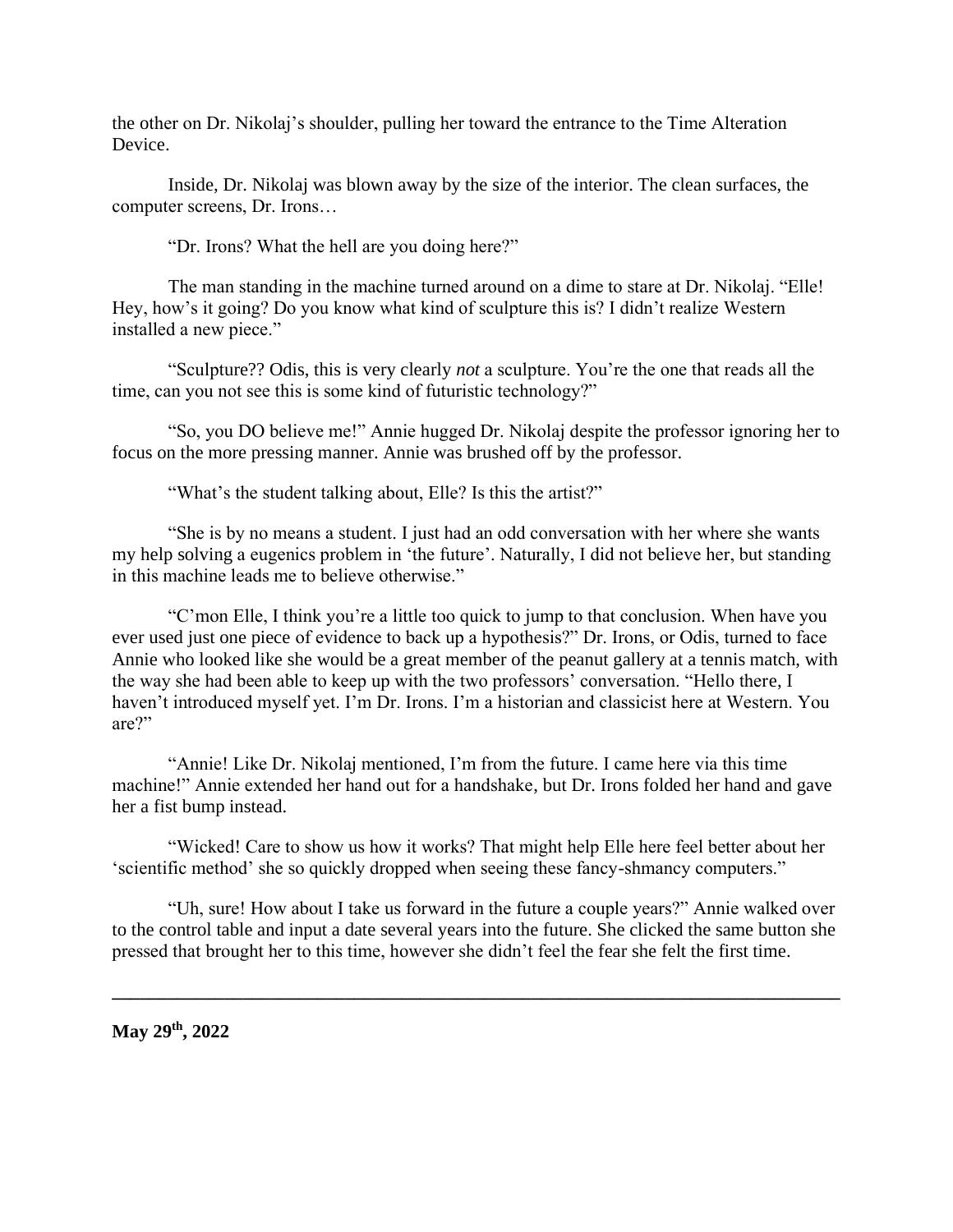the other on Dr. Nikolaj's shoulder, pulling her toward the entrance to the Time Alteration Device.

Inside, Dr. Nikolaj was blown away by the size of the interior. The clean surfaces, the computer screens, Dr. Irons…

"Dr. Irons? What the hell are you doing here?"

The man standing in the machine turned around on a dime to stare at Dr. Nikolaj. "Elle! Hey, how's it going? Do you know what kind of sculpture this is? I didn't realize Western installed a new piece."

"Sculpture?? Odis, this is very clearly *not* a sculpture. You're the one that reads all the time, can you not see this is some kind of futuristic technology?"

"So, you DO believe me!" Annie hugged Dr. Nikolaj despite the professor ignoring her to focus on the more pressing manner. Annie was brushed off by the professor.

"What's the student talking about, Elle? Is this the artist?"

"She is by no means a student. I just had an odd conversation with her where she wants my help solving a eugenics problem in 'the future'. Naturally, I did not believe her, but standing in this machine leads me to believe otherwise."

"C'mon Elle, I think you're a little too quick to jump to that conclusion. When have you ever used just one piece of evidence to back up a hypothesis?" Dr. Irons, or Odis, turned to face Annie who looked like she would be a great member of the peanut gallery at a tennis match, with the way she had been able to keep up with the two professors' conversation. "Hello there, I haven't introduced myself yet. I'm Dr. Irons. I'm a historian and classicist here at Western. You are?"

"Annie! Like Dr. Nikolaj mentioned, I'm from the future. I came here via this time machine!" Annie extended her hand out for a handshake, but Dr. Irons folded her hand and gave her a fist bump instead.

"Wicked! Care to show us how it works? That might help Elle here feel better about her 'scientific method' she so quickly dropped when seeing these fancy-shmancy computers."

"Uh, sure! How about I take us forward in the future a couple years?" Annie walked over to the control table and input a date several years into the future. She clicked the same button she pressed that brought her to this time, however she didn't feel the fear she felt the first time.

---

**May 29th, 2022**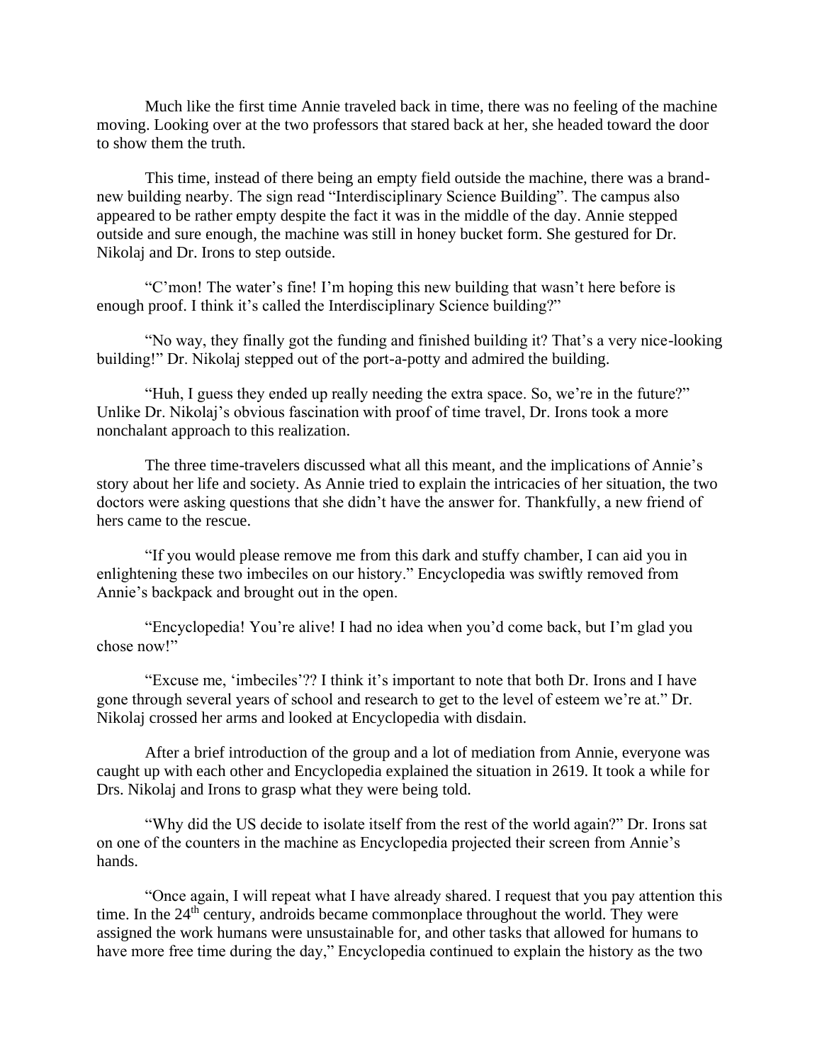Much like the first time Annie traveled back in time, there was no feeling of the machine moving. Looking over at the two professors that stared back at her, she headed toward the door to show them the truth.

This time, instead of there being an empty field outside the machine, there was a brand-new building nearby. The sign read "Interdisciplinary Science Building". The campus also appeared to be rather empty despite the fact it was in the middle of the day. Annie stepped outside and sure enough, the machine was still in honey bucket form. She gestured for Dr. Nikolaj and Dr. Irons to step outside.

"C'mon! The water's fine! I'm hoping this new building that wasn't here before is enough proof. I think it's called the Interdisciplinary Science building?"

"No way, they finally got the funding and finished building it? That's a very nice-looking building!" Dr. Nikolaj stepped out of the port-a-potty and admired the building.

"Huh, I guess they ended up really needing the extra space. So, we're in the future?" Unlike Dr. Nikolaj's obvious fascination with proof of time travel, Dr. Irons took a more nonchalant approach to this realization.

The three time-travelers discussed what all this meant, and the implications of Annie's story about her life and society. As Annie tried to explain the intricacies of her situation, the two doctors were asking questions that she didn't have the answer for. Thankfully, a new friend of hers came to the rescue.

"If you would please remove me from this dark and stuffy chamber, I can aid you in enlightening these two imbeciles on our history." Encyclopedia was swiftly removed from Annie's backpack and brought out in the open.

"Encyclopedia! You're alive! I had no idea when you'd come back, but I'm glad you chose now!"

"Excuse me, 'imbeciles'?? I think it's important to note that both Dr. Irons and I have gone through several years of school and research to get to the level of esteem we're at." Dr. Nikolaj crossed her arms and looked at Encyclopedia with disdain.

After a brief introduction of the group and a lot of mediation from Annie, everyone was caught up with each other and Encyclopedia explained the situation in 2619. It took a while for Drs. Nikolaj and Irons to grasp what they were being told.

"Why did the US decide to isolate itself from the rest of the world again?" Dr. Irons sat on one of the counters in the machine as Encyclopedia projected their screen from Annie's hands.

"Once again, I will repeat what I have already shared. I request that you pay attention this time. In the 24th century, androids became commonplace throughout the world. They were assigned the work humans were unsustainable for, and other tasks that allowed for humans to have more free time during the day," Encyclopedia continued to explain the history as the two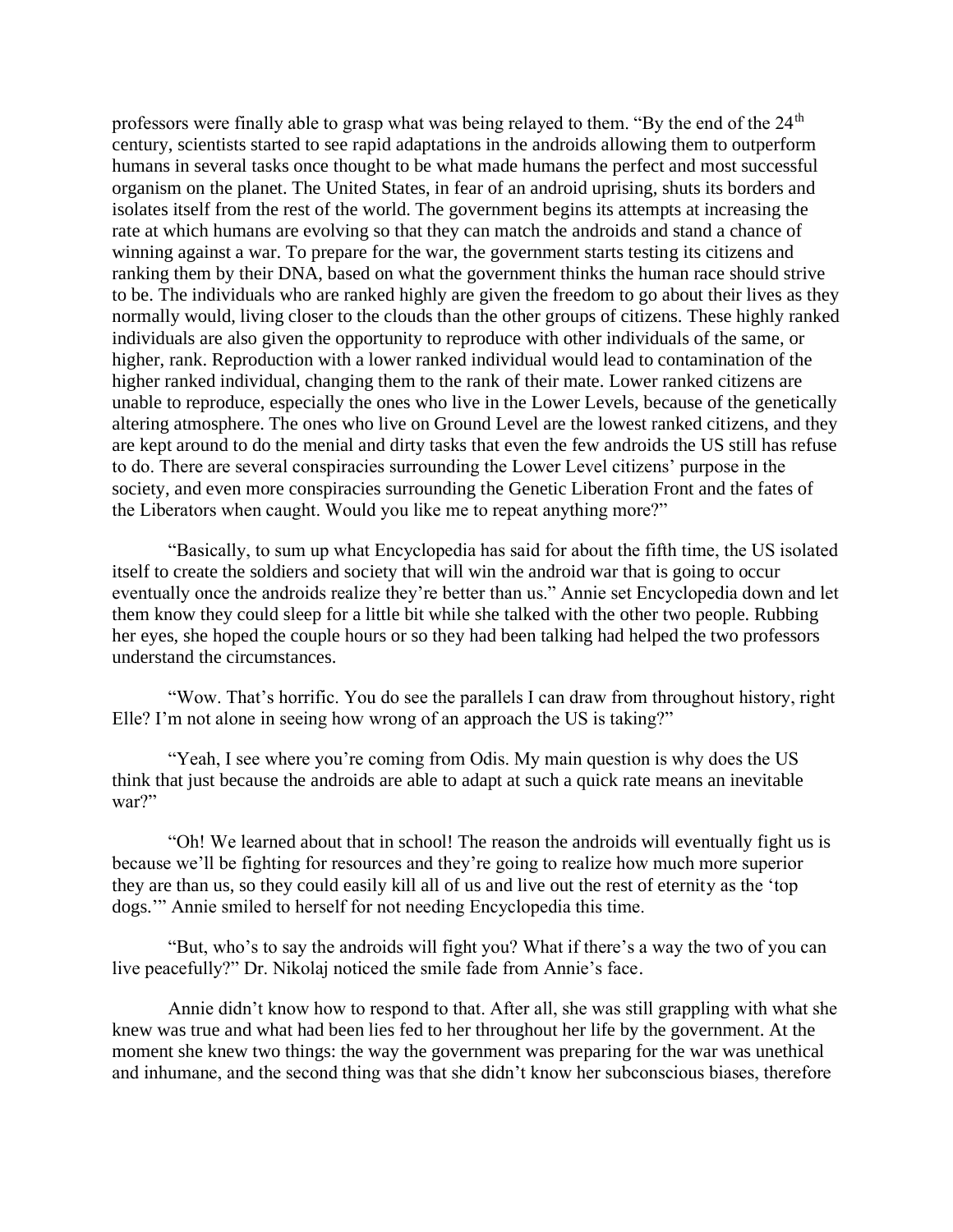professors were finally able to grasp what was being relayed to them. "By the end of the 24th century, scientists started to see rapid adaptations in the androids allowing them to outperform humans in several tasks once thought to be what made humans the perfect and most successful organism on the planet. The United States, in fear of an android uprising, shuts its borders and isolates itself from the rest of the world. The government begins its attempts at increasing the rate at which humans are evolving so that they can match the androids and stand a chance of winning against a war. To prepare for the war, the government starts testing its citizens and ranking them by their DNA, based on what the government thinks the human race should strive to be. The individuals who are ranked highly are given the freedom to go about their lives as they normally would, living closer to the clouds than the other groups of citizens. These highly ranked individuals are also given the opportunity to reproduce with other individuals of the same, or higher, rank. Reproduction with a lower ranked individual would lead to contamination of the higher ranked individual, changing them to the rank of their mate. Lower ranked citizens are unable to reproduce, especially the ones who live in the Lower Levels, because of the genetically altering atmosphere. The ones who live on Ground Level are the lowest ranked citizens, and they are kept around to do the menial and dirty tasks that even the few androids the US still has refuse to do. There are several conspiracies surrounding the Lower Level citizens' purpose in the society, and even more conspiracies surrounding the Genetic Liberation Front and the fates of the Liberators when caught. Would you like me to repeat anything more?"

"Basically, to sum up what Encyclopedia has said for about the fifth time, the US isolated itself to create the soldiers and society that will win the android war that is going to occur eventually once the androids realize they're better than us." Annie set Encyclopedia down and let them know they could sleep for a little bit while she talked with the other two people. Rubbing her eyes, she hoped the couple hours or so they had been talking had helped the two professors understand the circumstances.

"Wow. That's horrific. You do see the parallels I can draw from throughout history, right Elle? I'm not alone in seeing how wrong of an approach the US is taking?"

"Yeah, I see where you're coming from Odis. My main question is why does the US think that just because the androids are able to adapt at such a quick rate means an inevitable war?"

"Oh! We learned about that in school! The reason the androids will eventually fight us is because we'll be fighting for resources and they're going to realize how much more superior they are than us, so they could easily kill all of us and live out the rest of eternity as the 'top dogs.'" Annie smiled to herself for not needing Encyclopedia this time.

"But, who's to say the androids will fight you? What if there's a way the two of you can live peacefully?" Dr. Nikolaj noticed the smile fade from Annie's face.

Annie didn't know how to respond to that. After all, she was still grappling with what she knew was true and what had been lies fed to her throughout her life by the government. At the moment she knew two things: the way the government was preparing for the war was unethical and inhumane, and the second thing was that she didn't know her subconscious biases, therefore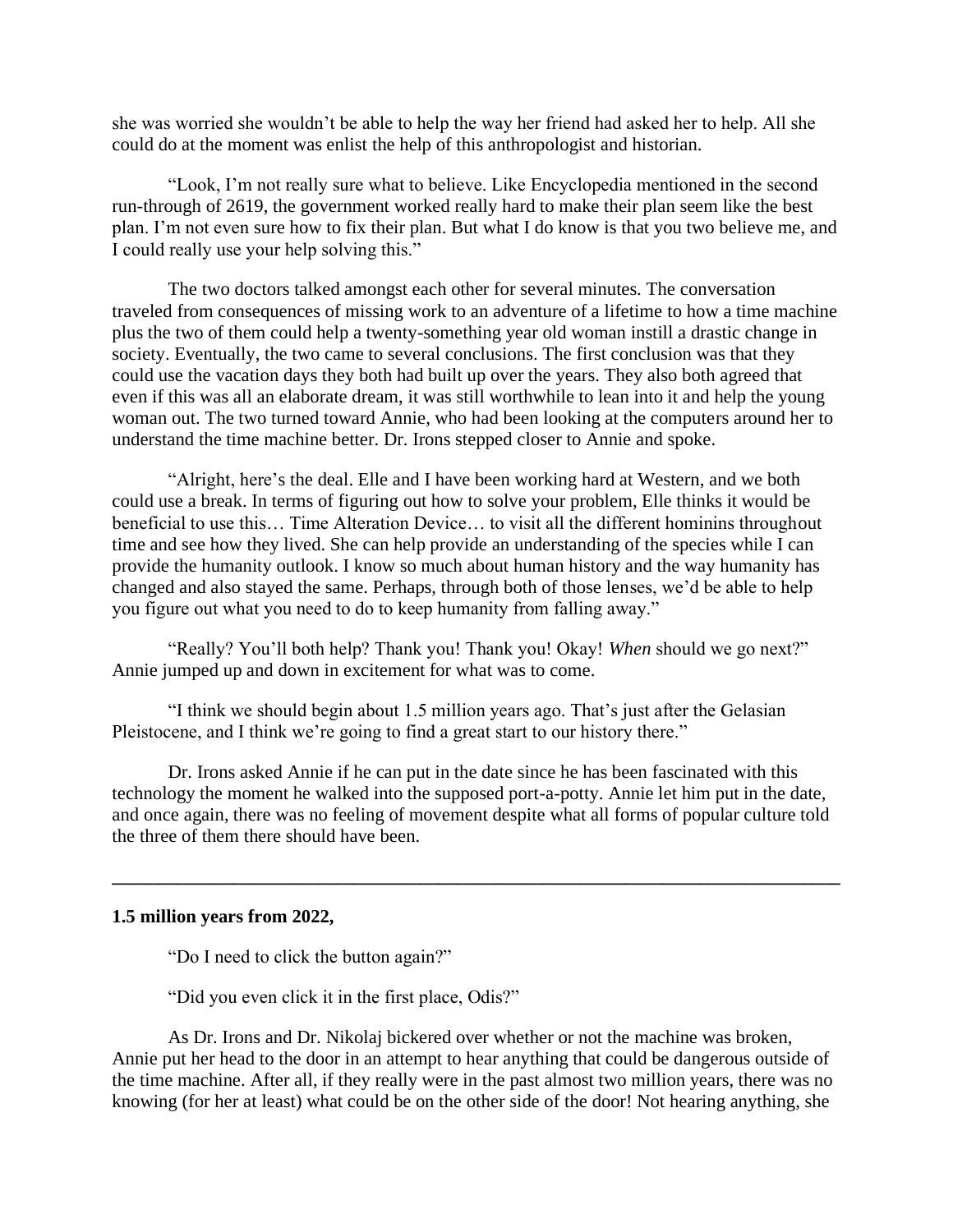she was worried she wouldn't be able to help the way her friend had asked her to help. All she could do at the moment was enlist the help of this anthropologist and historian.

"Look, I'm not really sure what to believe. Like Encyclopedia mentioned in the second run-through of 2619, the government worked really hard to make their plan seem like the best plan. I'm not even sure how to fix their plan. But what I do know is that you two believe me, and I could really use your help solving this."

The two doctors talked amongst each other for several minutes. The conversation traveled from consequences of missing work to an adventure of a lifetime to how a time machine plus the two of them could help a twenty-something year old woman instill a drastic change in society. Eventually, the two came to several conclusions. The first conclusion was that they could use the vacation days they both had built up over the years. They also both agreed that even if this was all an elaborate dream, it was still worthwhile to lean into it and help the young woman out. The two turned toward Annie, who had been looking at the computers around her to understand the time machine better. Dr. Irons stepped closer to Annie and spoke.

"Alright, here's the deal. Elle and I have been working hard at Western, and we both could use a break. In terms of figuring out how to solve your problem, Elle thinks it would be beneficial to use this… Time Alteration Device… to visit all the different hominins throughout time and see how they lived. She can help provide an understanding of the species while I can provide the humanity outlook. I know so much about human history and the way humanity has changed and also stayed the same. Perhaps, through both of those lenses, we'd be able to help you figure out what you need to do to keep humanity from falling away."

"Really? You'll both help? Thank you! Thank you! Okay! *When* should we go next?" Annie jumped up and down in excitement for what was to come.

"I think we should begin about 1.5 million years ago. That's just after the Gelasian Pleistocene, and I think we're going to find a great start to our history there."

Dr. Irons asked Annie if he can put in the date since he has been fascinated with this technology the moment he walked into the supposed port-a-potty. Annie let him put in the date, and once again, there was no feeling of movement despite what all forms of popular culture told the three of them there should have been.

---

**1.5 million years from 2022,**

"Do I need to click the button again?"

"Did you even click it in the first place, Odis?"

As Dr. Irons and Dr. Nikolaj bickered over whether or not the machine was broken, Annie put her head to the door in an attempt to hear anything that could be dangerous outside of the time machine. After all, if they really were in the past almost two million years, there was no knowing (for her at least) what could be on the other side of the door! Not hearing anything, she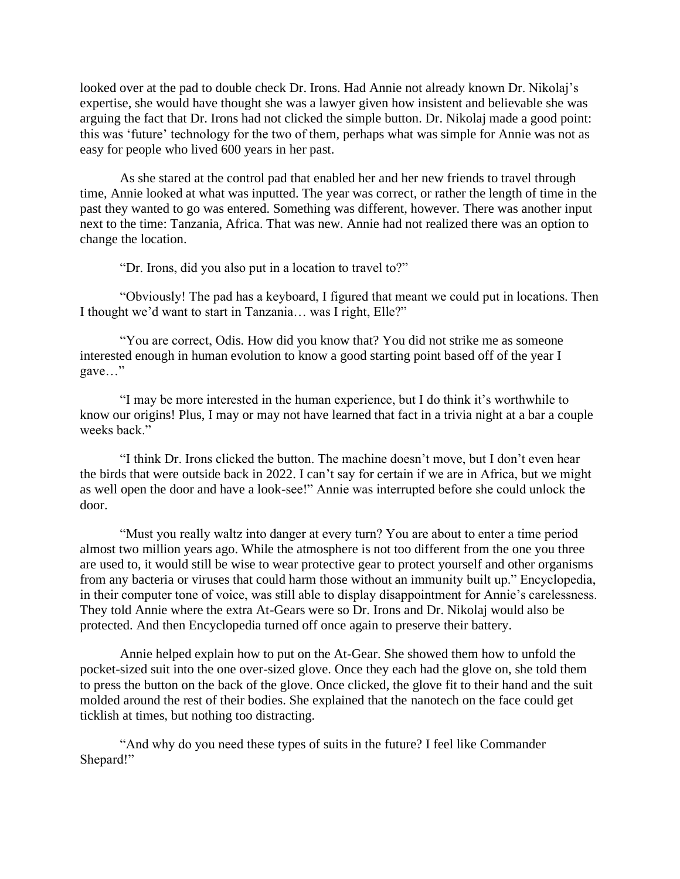looked over at the pad to double check Dr. Irons. Had Annie not already known Dr. Nikolaj's expertise, she would have thought she was a lawyer given how insistent and believable she was arguing the fact that Dr. Irons had not clicked the simple button. Dr. Nikolaj made a good point: this was 'future' technology for the two of them, perhaps what was simple for Annie was not as easy for people who lived 600 years in her past.

As she stared at the control pad that enabled her and her new friends to travel through time, Annie looked at what was inputted. The year was correct, or rather the length of time in the past they wanted to go was entered. Something was different, however. There was another input next to the time: Tanzania, Africa. That was new. Annie had not realized there was an option to change the location.

"Dr. Irons, did you also put in a location to travel to?"

"Obviously! The pad has a keyboard, I figured that meant we could put in locations. Then I thought we'd want to start in Tanzania… was I right, Elle?"

"You are correct, Odis. How did you know that? You did not strike me as someone interested enough in human evolution to know a good starting point based off of the year I gave…"

"I may be more interested in the human experience, but I do think it's worthwhile to know our origins! Plus, I may or may not have learned that fact in a trivia night at a bar a couple weeks back."

"I think Dr. Irons clicked the button. The machine doesn't move, but I don't even hear the birds that were outside back in 2022. I can't say for certain if we are in Africa, but we might as well open the door and have a look-see!" Annie was interrupted before she could unlock the door.

"Must you really waltz into danger at every turn? You are about to enter a time period almost two million years ago. While the atmosphere is not too different from the one you three are used to, it would still be wise to wear protective gear to protect yourself and other organisms from any bacteria or viruses that could harm those without an immunity built up." Encyclopedia, in their computer tone of voice, was still able to display disappointment for Annie's carelessness. They told Annie where the extra At-Gears were so Dr. Irons and Dr. Nikolaj would also be protected. And then Encyclopedia turned off once again to preserve their battery.

Annie helped explain how to put on the At-Gear. She showed them how to unfold the pocket-sized suit into the one over-sized glove. Once they each had the glove on, she told them to press the button on the back of the glove. Once clicked, the glove fit to their hand and the suit molded around the rest of their bodies. She explained that the nanotech on the face could get ticklish at times, but nothing too distracting.

"And why do you need these types of suits in the future? I feel like Commander Shepard!"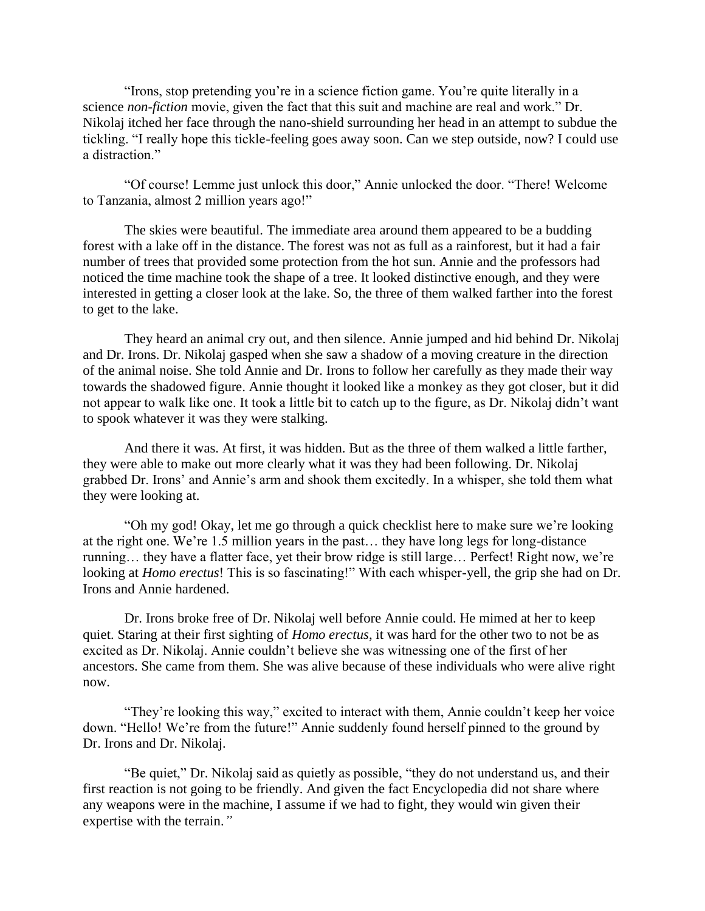"Irons, stop pretending you're in a science fiction game. You're quite literally in a science *non-fiction* movie, given the fact that this suit and machine are real and work." Dr. Nikolaj itched her face through the nano-shield surrounding her head in an attempt to subdue the tickling. "I really hope this tickle-feeling goes away soon. Can we step outside, now? I could use a distraction."

"Of course! Lemme just unlock this door," Annie unlocked the door. "There! Welcome to Tanzania, almost 2 million years ago!"

The skies were beautiful. The immediate area around them appeared to be a budding forest with a lake off in the distance. The forest was not as full as a rainforest, but it had a fair number of trees that provided some protection from the hot sun. Annie and the professors had noticed the time machine took the shape of a tree. It looked distinctive enough, and they were interested in getting a closer look at the lake. So, the three of them walked farther into the forest to get to the lake.

They heard an animal cry out, and then silence. Annie jumped and hid behind Dr. Nikolaj and Dr. Irons. Dr. Nikolaj gasped when she saw a shadow of a moving creature in the direction of the animal noise. She told Annie and Dr. Irons to follow her carefully as they made their way towards the shadowed figure. Annie thought it looked like a monkey as they got closer, but it did not appear to walk like one. It took a little bit to catch up to the figure, as Dr. Nikolaj didn't want to spook whatever it was they were stalking.

And there it was. At first, it was hidden. But as the three of them walked a little farther, they were able to make out more clearly what it was they had been following. Dr. Nikolaj grabbed Dr. Irons' and Annie's arm and shook them excitedly. In a whisper, she told them what they were looking at.

"Oh my god! Okay, let me go through a quick checklist here to make sure we're looking at the right one. We're 1.5 million years in the past… they have long legs for long-distance running… they have a flatter face, yet their brow ridge is still large… Perfect! Right now, we're looking at *Homo erectus*! This is so fascinating!" With each whisper-yell, the grip she had on Dr. Irons and Annie hardened.

Dr. Irons broke free of Dr. Nikolaj well before Annie could. He mimed at her to keep quiet. Staring at their first sighting of *Homo erectus*, it was hard for the other two to not be as excited as Dr. Nikolaj. Annie couldn't believe she was witnessing one of the first of her ancestors. She came from them. She was alive because of these individuals who were alive right now.

"They're looking this way," excited to interact with them, Annie couldn't keep her voice down. "Hello! We're from the future!" Annie suddenly found herself pinned to the ground by Dr. Irons and Dr. Nikolaj.

"Be quiet," Dr. Nikolaj said as quietly as possible, "they do not understand us, and their first reaction is not going to be friendly. And given the fact Encyclopedia did not share where any weapons were in the machine, I assume if we had to fight, they would win given their expertise with the terrain."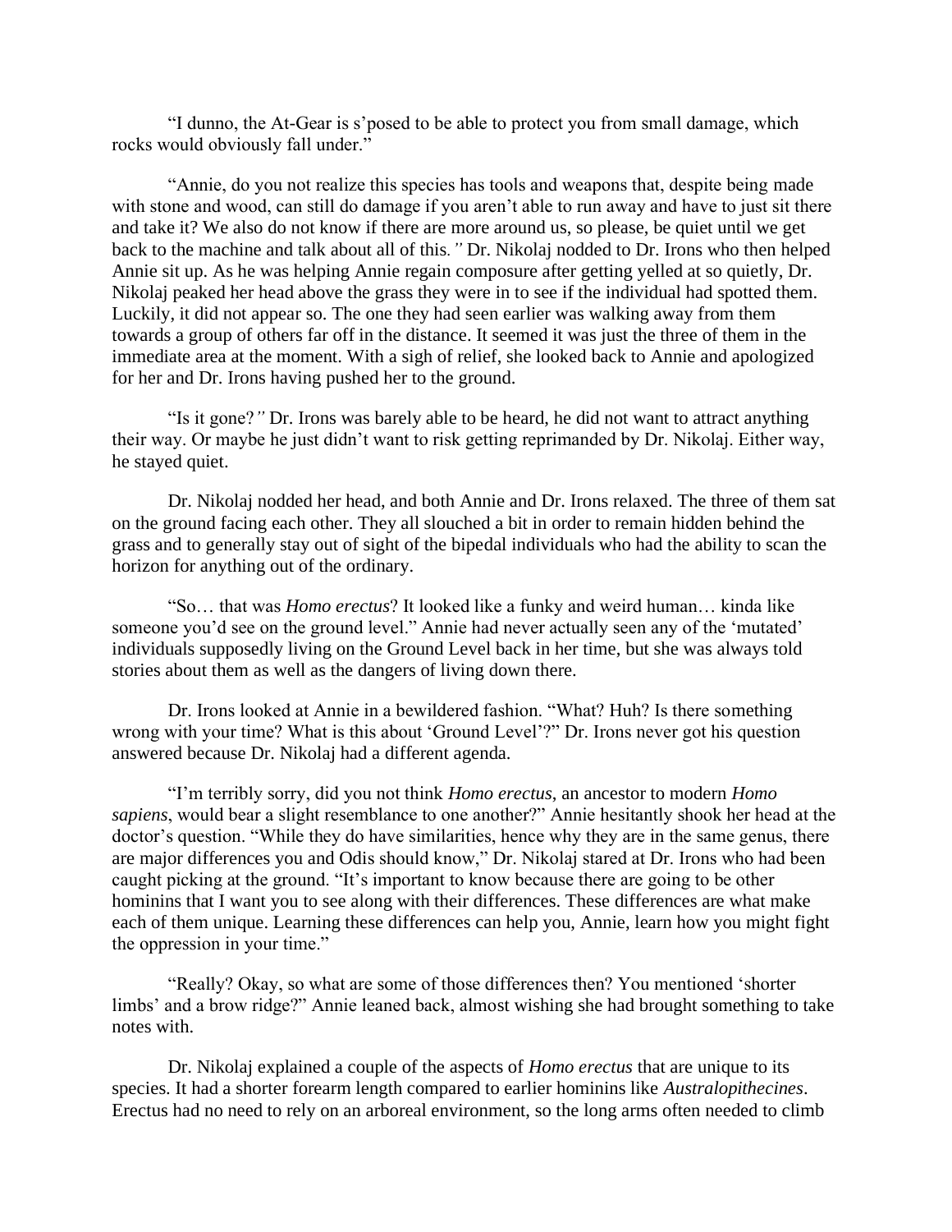"I dunno, the At-Gear is s'posed to be able to protect you from small damage, which rocks would obviously fall under."

"Annie, do you not realize this species has tools and weapons that, despite being made with stone and wood, can still do damage if you aren't able to run away and have to just sit there and take it? We also do not know if there are more around us, so please, be quiet until we get back to the machine and talk about all of this." Dr. Nikolaj nodded to Dr. Irons who then helped Annie sit up. As he was helping Annie regain composure after getting yelled at so quietly, Dr. Nikolaj peaked her head above the grass they were in to see if the individual had spotted them. Luckily, it did not appear so. The one they had seen earlier was walking away from them towards a group of others far off in the distance. It seemed it was just the three of them in the immediate area at the moment. With a sigh of relief, she looked back to Annie and apologized for her and Dr. Irons having pushed her to the ground.

"Is it gone?" Dr. Irons was barely able to be heard, he did not want to attract anything their way. Or maybe he just didn't want to risk getting reprimanded by Dr. Nikolaj. Either way, he stayed quiet.

Dr. Nikolaj nodded her head, and both Annie and Dr. Irons relaxed. The three of them sat on the ground facing each other. They all slouched a bit in order to remain hidden behind the grass and to generally stay out of sight of the bipedal individuals who had the ability to scan the horizon for anything out of the ordinary.

"So… that was *Homo erectus*? It looked like a funky and weird human… kinda like someone you'd see on the ground level." Annie had never actually seen any of the 'mutated' individuals supposedly living on the Ground Level back in her time, but she was always told stories about them as well as the dangers of living down there.

Dr. Irons looked at Annie in a bewildered fashion. "What? Huh? Is there something wrong with your time? What is this about 'Ground Level'?" Dr. Irons never got his question answered because Dr. Nikolaj had a different agenda.

"I'm terribly sorry, did you not think *Homo erectus*, an ancestor to modern *Homo sapiens*, would bear a slight resemblance to one another?" Annie hesitantly shook her head at the doctor's question. "While they do have similarities, hence why they are in the same genus, there are major differences you and Odis should know," Dr. Nikolaj stared at Dr. Irons who had been caught picking at the ground. "It's important to know because there are going to be other hominins that I want you to see along with their differences. These differences are what make each of them unique. Learning these differences can help you, Annie, learn how you might fight the oppression in your time."

"Really? Okay, so what are some of those differences then? You mentioned 'shorter limbs' and a brow ridge?" Annie leaned back, almost wishing she had brought something to take notes with.

Dr. Nikolaj explained a couple of the aspects of *Homo erectus* that are unique to its species. It had a shorter forearm length compared to earlier hominins like *Australopithecines*. Erectus had no need to rely on an arboreal environment, so the long arms often needed to climb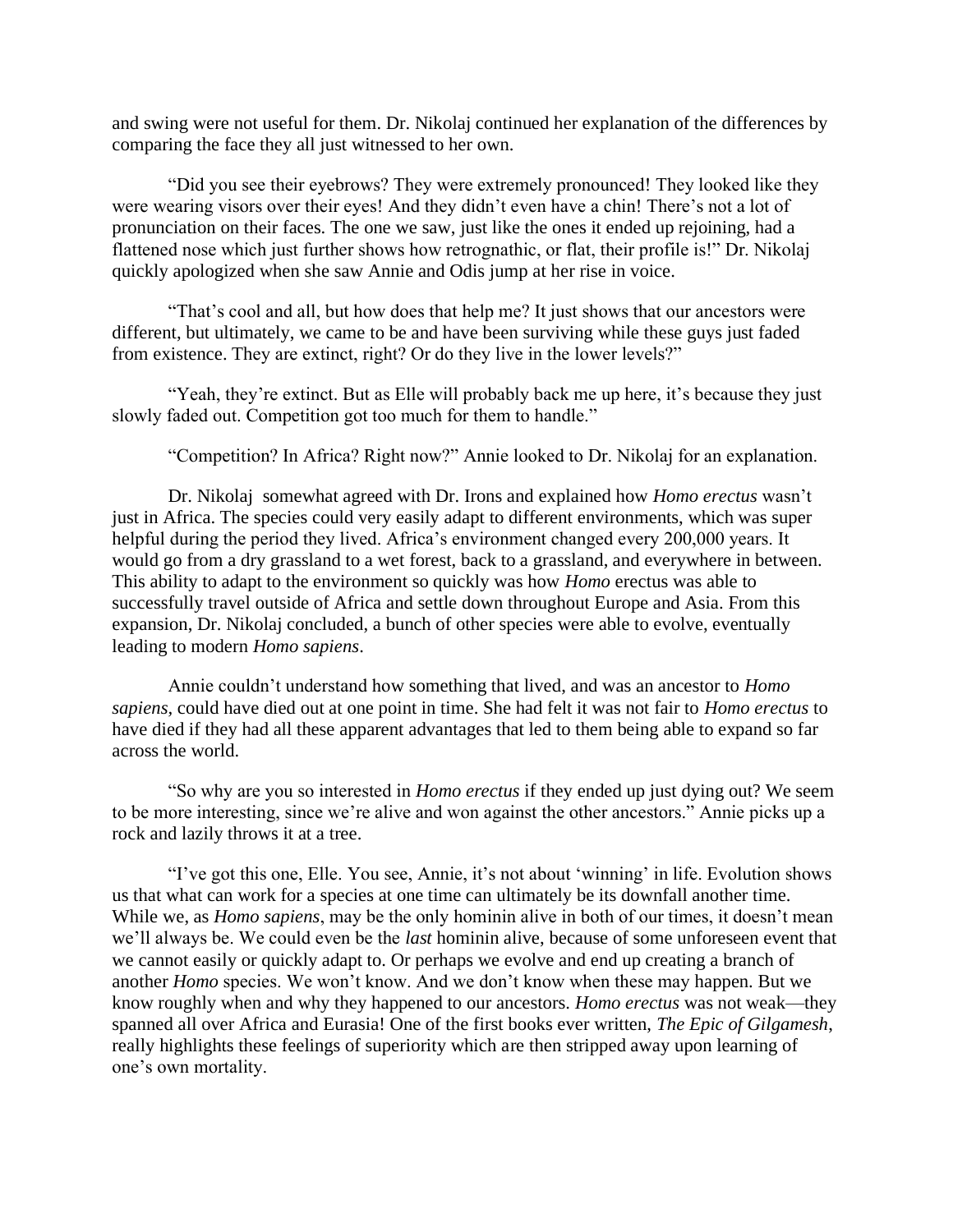and swing were not useful for them. Dr. Nikolaj continued her explanation of the differences by comparing the face they all just witnessed to her own.

"Did you see their eyebrows? They were extremely pronounced! They looked like they were wearing visors over their eyes! And they didn't even have a chin! There's not a lot of pronunciation on their faces. The one we saw, just like the ones it ended up rejoining, had a flattened nose which just further shows how retrognathic, or flat, their profile is!" Dr. Nikolaj quickly apologized when she saw Annie and Odis jump at her rise in voice.

"That's cool and all, but how does that help me? It just shows that our ancestors were different, but ultimately, we came to be and have been surviving while these guys just faded from existence. They are extinct, right? Or do they live in the lower levels?"

"Yeah, they're extinct. But as Elle will probably back me up here, it's because they just slowly faded out. Competition got too much for them to handle."

"Competition? In Africa? Right now?" Annie looked to Dr. Nikolaj for an explanation.

Dr. Nikolaj somewhat agreed with Dr. Irons and explained how *Homo erectus* wasn't just in Africa. The species could very easily adapt to different environments, which was super helpful during the period they lived. Africa's environment changed every 200,000 years. It would go from a dry grassland to a wet forest, back to a grassland, and everywhere in between. This ability to adapt to the environment so quickly was how *Homo* erectus was able to successfully travel outside of Africa and settle down throughout Europe and Asia. From this expansion, Dr. Nikolaj concluded, a bunch of other species were able to evolve, eventually leading to modern *Homo sapiens*.

Annie couldn't understand how something that lived, and was an ancestor to *Homo sapiens*, could have died out at one point in time. She had felt it was not fair to *Homo erectus* to have died if they had all these apparent advantages that led to them being able to expand so far across the world.

"So why are you so interested in *Homo erectus* if they ended up just dying out? We seem to be more interesting, since we're alive and won against the other ancestors." Annie picks up a rock and lazily throws it at a tree.

"I've got this one, Elle. You see, Annie, it's not about 'winning' in life. Evolution shows us that what can work for a species at one time can ultimately be its downfall another time. While we, as *Homo sapiens*, may be the only hominin alive in both of our times, it doesn't mean we'll always be. We could even be the *last* hominin alive, because of some unforeseen event that we cannot easily or quickly adapt to. Or perhaps we evolve and end up creating a branch of another *Homo* species. We won't know. And we don't know when these may happen. But we know roughly when and why they happened to our ancestors. *Homo erectus* was not weak—they spanned all over Africa and Eurasia! One of the first books ever written, *The Epic of Gilgamesh*, really highlights these feelings of superiority which are then stripped away upon learning of one's own mortality.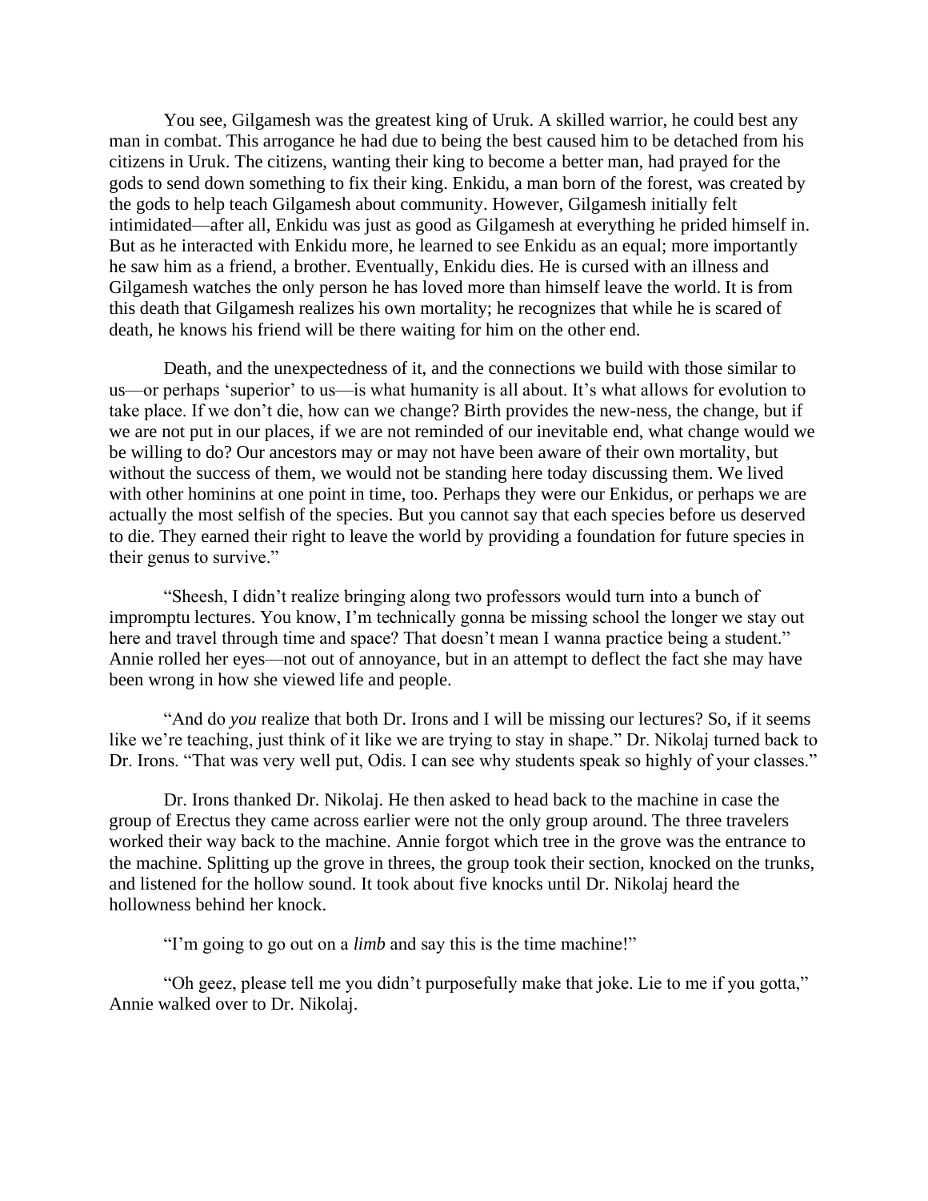You see, Gilgamesh was the greatest king of Uruk. A skilled warrior, he could best any man in combat. This arrogance he had due to being the best caused him to be detached from his citizens in Uruk. The citizens, wanting their king to become a better man, had prayed for the gods to send down something to fix their king. Enkidu, a man born of the forest, was created by the gods to help teach Gilgamesh about community. However, Gilgamesh initially felt intimidated—after all, Enkidu was just as good as Gilgamesh at everything he prided himself in. But as he interacted with Enkidu more, he learned to see Enkidu as an equal; more importantly he saw him as a friend, a brother. Eventually, Enkidu dies. He is cursed with an illness and Gilgamesh watches the only person he has loved more than himself leave the world. It is from this death that Gilgamesh realizes his own mortality; he recognizes that while he is scared of death, he knows his friend will be there waiting for him on the other end.

Death, and the unexpectedness of it, and the connections we build with those similar to us—or perhaps 'superior' to us—is what humanity is all about. It's what allows for evolution to take place. If we don't die, how can we change? Birth provides the new-ness, the change, but if we are not put in our places, if we are not reminded of our inevitable end, what change would we be willing to do? Our ancestors may or may not have been aware of their own mortality, but without the success of them, we would not be standing here today discussing them. We lived with other hominins at one point in time, too. Perhaps they were our Enkidus, or perhaps we are actually the most selfish of the species. But you cannot say that each species before us deserved to die. They earned their right to leave the world by providing a foundation for future species in their genus to survive."

"Sheesh, I didn't realize bringing along two professors would turn into a bunch of impromptu lectures. You know, I'm technically gonna be missing school the longer we stay out here and travel through time and space? That doesn't mean I wanna practice being a student." Annie rolled her eyes—not out of annoyance, but in an attempt to deflect the fact she may have been wrong in how she viewed life and people.

"And do *you* realize that both Dr. Irons and I will be missing our lectures? So, if it seems like we're teaching, just think of it like we are trying to stay in shape." Dr. Nikolaj turned back to Dr. Irons. "That was very well put, Odis. I can see why students speak so highly of your classes."

Dr. Irons thanked Dr. Nikolaj. He then asked to head back to the machine in case the group of Erectus they came across earlier were not the only group around. The three travelers worked their way back to the machine. Annie forgot which tree in the grove was the entrance to the machine. Splitting up the grove in threes, the group took their section, knocked on the trunks, and listened for the hollow sound. It took about five knocks until Dr. Nikolaj heard the hollowness behind her knock.

"I'm going to go out on a *limb* and say this is the time machine!"

"Oh geez, please tell me you didn't purposefully make that joke. Lie to me if you gotta," Annie walked over to Dr. Nikolaj.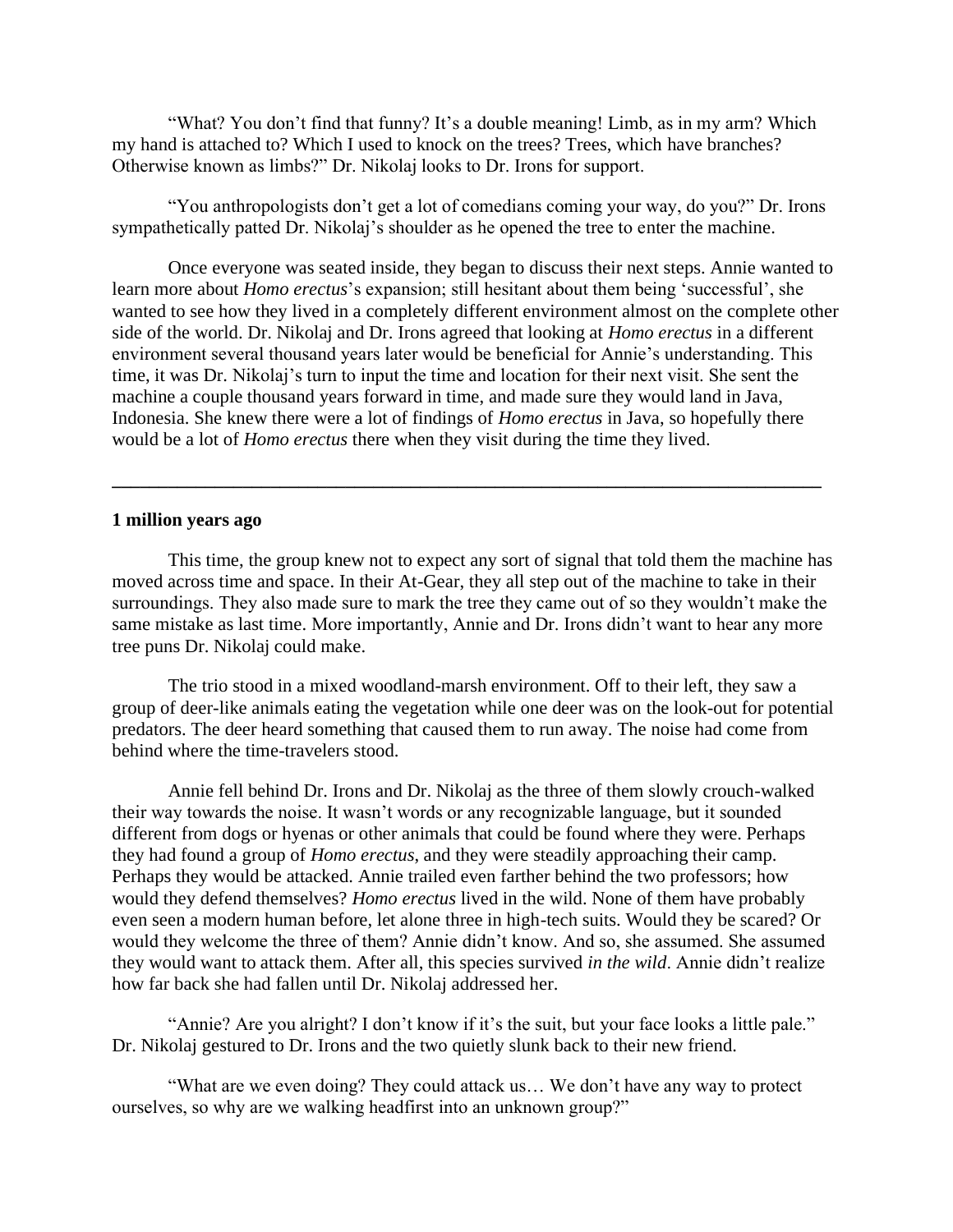"What? You don't find that funny? It's a double meaning! Limb, as in my arm? Which my hand is attached to? Which I used to knock on the trees? Trees, which have branches? Otherwise known as limbs?" Dr. Nikolaj looks to Dr. Irons for support.

"You anthropologists don't get a lot of comedians coming your way, do you?" Dr. Irons sympathetically patted Dr. Nikolaj's shoulder as he opened the tree to enter the machine.

Once everyone was seated inside, they began to discuss their next steps. Annie wanted to learn more about *Homo erectus*'s expansion; still hesitant about them being 'successful', she wanted to see how they lived in a completely different environment almost on the complete other side of the world. Dr. Nikolaj and Dr. Irons agreed that looking at *Homo erectus* in a different environment several thousand years later would be beneficial for Annie's understanding. This time, it was Dr. Nikolaj's turn to input the time and location for their next visit. She sent the machine a couple thousand years forward in time, and made sure they would land in Java, Indonesia. She knew there were a lot of findings of *Homo erectus* in Java, so hopefully there would be a lot of *Homo erectus* there when they visit during the time they lived.

---

**1 million years ago**

This time, the group knew not to expect any sort of signal that told them the machine has moved across time and space. In their At-Gear, they all step out of the machine to take in their surroundings. They also made sure to mark the tree they came out of so they wouldn't make the same mistake as last time. More importantly, Annie and Dr. Irons didn't want to hear any more tree puns Dr. Nikolaj could make.

The trio stood in a mixed woodland-marsh environment. Off to their left, they saw a group of deer-like animals eating the vegetation while one deer was on the look-out for potential predators. The deer heard something that caused them to run away. The noise had come from behind where the time-travelers stood.

Annie fell behind Dr. Irons and Dr. Nikolaj as the three of them slowly crouch-walked their way towards the noise. It wasn't words or any recognizable language, but it sounded different from dogs or hyenas or other animals that could be found where they were. Perhaps they had found a group of *Homo erectus*, and they were steadily approaching their camp. Perhaps they would be attacked. Annie trailed even farther behind the two professors; how would they defend themselves? *Homo erectus* lived in the wild. None of them have probably even seen a modern human before, let alone three in high-tech suits. Would they be scared? Or would they welcome the three of them? Annie didn't know. And so, she assumed. She assumed they would want to attack them. After all, this species survived *in the wild*. Annie didn't realize how far back she had fallen until Dr. Nikolaj addressed her.

"Annie? Are you alright? I don't know if it's the suit, but your face looks a little pale." Dr. Nikolaj gestured to Dr. Irons and the two quietly slunk back to their new friend.

"What are we even doing? They could attack us… We don't have any way to protect ourselves, so why are we walking headfirst into an unknown group?"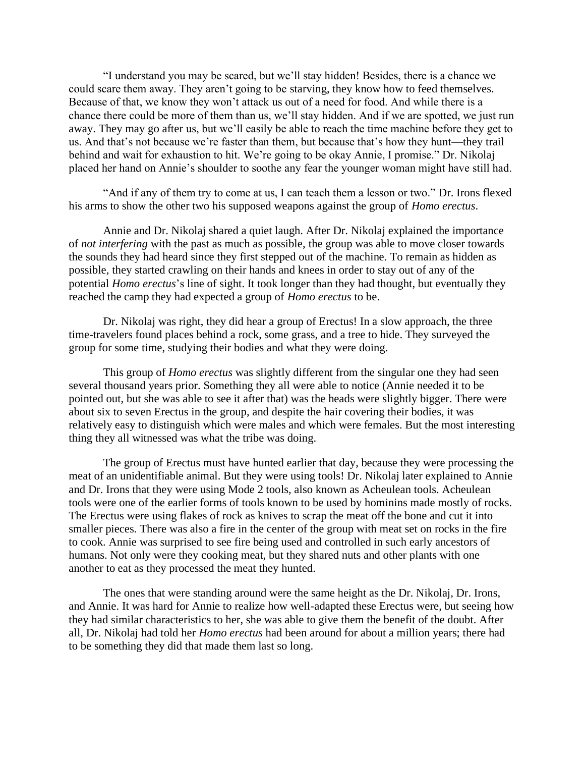"I understand you may be scared, but we'll stay hidden! Besides, there is a chance we could scare them away. They aren't going to be starving, they know how to feed themselves. Because of that, we know they won't attack us out of a need for food. And while there is a chance there could be more of them than us, we'll stay hidden. And if we are spotted, we just run away. They may go after us, but we'll easily be able to reach the time machine before they get to us. And that's not because we're faster than them, but because that's how they hunt—they trail behind and wait for exhaustion to hit. We're going to be okay Annie, I promise." Dr. Nikolaj placed her hand on Annie's shoulder to soothe any fear the younger woman might have still had.

"And if any of them try to come at us, I can teach them a lesson or two." Dr. Irons flexed his arms to show the other two his supposed weapons against the group of *Homo erectus*.

Annie and Dr. Nikolaj shared a quiet laugh. After Dr. Nikolaj explained the importance of *not interfering* with the past as much as possible, the group was able to move closer towards the sounds they had heard since they first stepped out of the machine. To remain as hidden as possible, they started crawling on their hands and knees in order to stay out of any of the potential *Homo erectus*'s line of sight. It took longer than they had thought, but eventually they reached the camp they had expected a group of *Homo erectus* to be.

Dr. Nikolaj was right, they did hear a group of Erectus! In a slow approach, the three time-travelers found places behind a rock, some grass, and a tree to hide. They surveyed the group for some time, studying their bodies and what they were doing.

This group of *Homo erectus* was slightly different from the singular one they had seen several thousand years prior. Something they all were able to notice (Annie needed it to be pointed out, but she was able to see it after that) was the heads were slightly bigger. There were about six to seven Erectus in the group, and despite the hair covering their bodies, it was relatively easy to distinguish which were males and which were females. But the most interesting thing they all witnessed was what the tribe was doing.

The group of Erectus must have hunted earlier that day, because they were processing the meat of an unidentifiable animal. But they were using tools! Dr. Nikolaj later explained to Annie and Dr. Irons that they were using Mode 2 tools, also known as Acheulean tools. Acheulean tools were one of the earlier forms of tools known to be used by hominins made mostly of rocks. The Erectus were using flakes of rock as knives to scrap the meat off the bone and cut it into smaller pieces. There was also a fire in the center of the group with meat set on rocks in the fire to cook. Annie was surprised to see fire being used and controlled in such early ancestors of humans. Not only were they cooking meat, but they shared nuts and other plants with one another to eat as they processed the meat they hunted.

The ones that were standing around were the same height as the Dr. Nikolaj, Dr. Irons, and Annie. It was hard for Annie to realize how well-adapted these Erectus were, but seeing how they had similar characteristics to her, she was able to give them the benefit of the doubt. After all, Dr. Nikolaj had told her *Homo erectus* had been around for about a million years; there had to be something they did that made them last so long.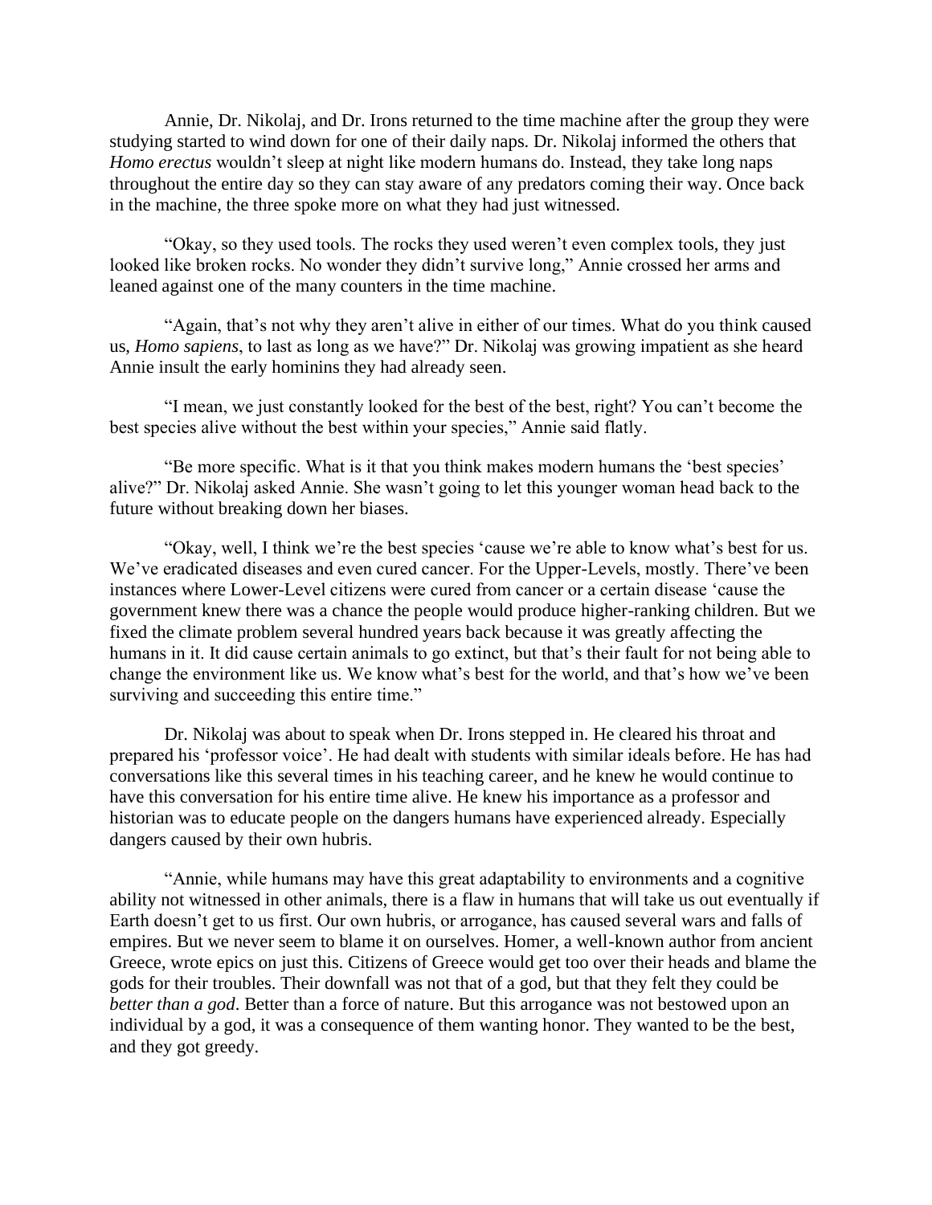Annie, Dr. Nikolaj, and Dr. Irons returned to the time machine after the group they were studying started to wind down for one of their daily naps. Dr. Nikolaj informed the others that *Homo erectus* wouldn't sleep at night like modern humans do. Instead, they take long naps throughout the entire day so they can stay aware of any predators coming their way. Once back in the machine, the three spoke more on what they had just witnessed.

"Okay, so they used tools. The rocks they used weren't even complex tools, they just looked like broken rocks. No wonder they didn't survive long," Annie crossed her arms and leaned against one of the many counters in the time machine.

"Again, that's not why they aren't alive in either of our times. What do you think caused us, *Homo sapiens*, to last as long as we have?" Dr. Nikolaj was growing impatient as she heard Annie insult the early hominins they had already seen.

"I mean, we just constantly looked for the best of the best, right? You can't become the best species alive without the best within your species," Annie said flatly.

"Be more specific. What is it that you think makes modern humans the 'best species' alive?" Dr. Nikolaj asked Annie. She wasn't going to let this younger woman head back to the future without breaking down her biases.

"Okay, well, I think we're the best species 'cause we're able to know what's best for us. We've eradicated diseases and even cured cancer. For the Upper-Levels, mostly. There've been instances where Lower-Level citizens were cured from cancer or a certain disease 'cause the government knew there was a chance the people would produce higher-ranking children. But we fixed the climate problem several hundred years back because it was greatly affecting the humans in it. It did cause certain animals to go extinct, but that's their fault for not being able to change the environment like us. We know what's best for the world, and that's how we've been surviving and succeeding this entire time."

Dr. Nikolaj was about to speak when Dr. Irons stepped in. He cleared his throat and prepared his 'professor voice'. He had dealt with students with similar ideals before. He has had conversations like this several times in his teaching career, and he knew he would continue to have this conversation for his entire time alive. He knew his importance as a professor and historian was to educate people on the dangers humans have experienced already. Especially dangers caused by their own hubris.

"Annie, while humans may have this great adaptability to environments and a cognitive ability not witnessed in other animals, there is a flaw in humans that will take us out eventually if Earth doesn't get to us first. Our own hubris, or arrogance, has caused several wars and falls of empires. But we never seem to blame it on ourselves. Homer, a well-known author from ancient Greece, wrote epics on just this. Citizens of Greece would get too over their heads and blame the gods for their troubles. Their downfall was not that of a god, but that they felt they could be *better than a god*. Better than a force of nature. But this arrogance was not bestowed upon an individual by a god, it was a consequence of them wanting honor. They wanted to be the best, and they got greedy.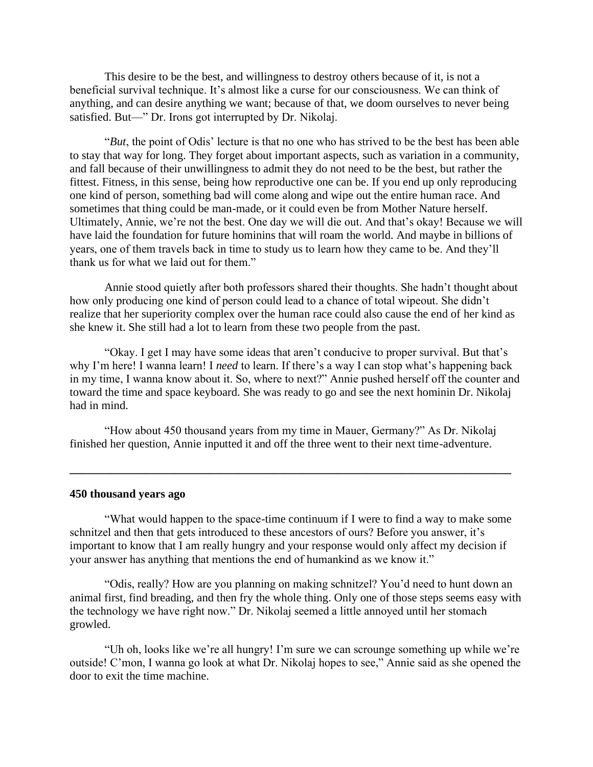This desire to be the best, and willingness to destroy others because of it, is not a beneficial survival technique. It's almost like a curse for our consciousness. We can think of anything, and can desire anything we want; because of that, we doom ourselves to never being satisfied. But—" Dr. Irons got interrupted by Dr. Nikolaj.

"*But*, the point of Odis' lecture is that no one who has strived to be the best has been able to stay that way for long. They forget about important aspects, such as variation in a community, and fall because of their unwillingness to admit they do not need to be the best, but rather the fittest. Fitness, in this sense, being how reproductive one can be. If you end up only reproducing one kind of person, something bad will come along and wipe out the entire human race. And sometimes that thing could be man-made, or it could even be from Mother Nature herself. Ultimately, Annie, we're not the best. One day we will die out. And that's okay! Because we will have laid the foundation for future hominins that will roam the world. And maybe in billions of years, one of them travels back in time to study us to learn how they came to be. And they'll thank us for what we laid out for them."

Annie stood quietly after both professors shared their thoughts. She hadn't thought about how only producing one kind of person could lead to a chance of total wipeout. She didn't realize that her superiority complex over the human race could also cause the end of her kind as she knew it. She still had a lot to learn from these two people from the past.

"Okay. I get I may have some ideas that aren't conducive to proper survival. But that's why I'm here! I wanna learn! I *need* to learn. If there's a way I can stop what's happening back in my time, I wanna know about it. So, where to next?" Annie pushed herself off the counter and toward the time and space keyboard. She was ready to go and see the next hominin Dr. Nikolaj had in mind.

"How about 450 thousand years from my time in Mauer, Germany?" As Dr. Nikolaj finished her question, Annie inputted it and off the three went to their next time-adventure.

---

**450 thousand years ago**

"What would happen to the space-time continuum if I were to find a way to make some schnitzel and then that gets introduced to these ancestors of ours? Before you answer, it's important to know that I am really hungry and your response would only affect my decision if your answer has anything that mentions the end of humankind as we know it."

"Odis, really? How are you planning on making schnitzel? You'd need to hunt down an animal first, find breading, and then fry the whole thing. Only one of those steps seems easy with the technology we have right now." Dr. Nikolaj seemed a little annoyed until her stomach growled.

"Uh oh, looks like we're all hungry! I'm sure we can scrounge something up while we're outside! C'mon, I wanna go look at what Dr. Nikolaj hopes to see," Annie said as she opened the door to exit the time machine.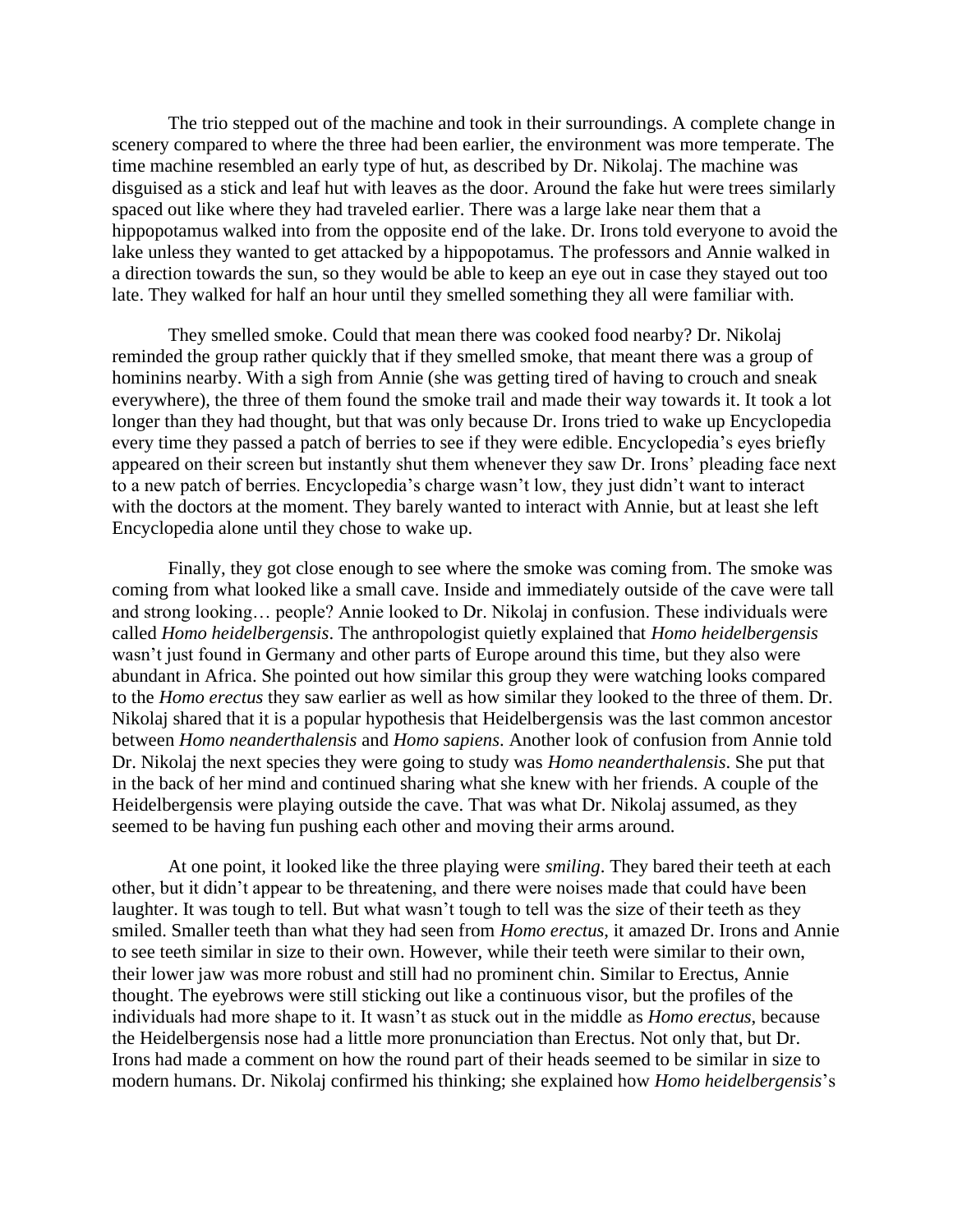The trio stepped out of the machine and took in their surroundings. A complete change in scenery compared to where the three had been earlier, the environment was more temperate. The time machine resembled an early type of hut, as described by Dr. Nikolaj. The machine was disguised as a stick and leaf hut with leaves as the door. Around the fake hut were trees similarly spaced out like where they had traveled earlier. There was a large lake near them that a hippopotamus walked into from the opposite end of the lake. Dr. Irons told everyone to avoid the lake unless they wanted to get attacked by a hippopotamus. The professors and Annie walked in a direction towards the sun, so they would be able to keep an eye out in case they stayed out too late. They walked for half an hour until they smelled something they all were familiar with.

They smelled smoke. Could that mean there was cooked food nearby? Dr. Nikolaj reminded the group rather quickly that if they smelled smoke, that meant there was a group of hominins nearby. With a sigh from Annie (she was getting tired of having to crouch and sneak everywhere), the three of them found the smoke trail and made their way towards it. It took a lot longer than they had thought, but that was only because Dr. Irons tried to wake up Encyclopedia every time they passed a patch of berries to see if they were edible. Encyclopedia's eyes briefly appeared on their screen but instantly shut them whenever they saw Dr. Irons' pleading face next to a new patch of berries. Encyclopedia's charge wasn't low, they just didn't want to interact with the doctors at the moment. They barely wanted to interact with Annie, but at least she left Encyclopedia alone until they chose to wake up.

Finally, they got close enough to see where the smoke was coming from. The smoke was coming from what looked like a small cave. Inside and immediately outside of the cave were tall and strong looking… people? Annie looked to Dr. Nikolaj in confusion. These individuals were called *Homo heidelbergensis*. The anthropologist quietly explained that *Homo heidelbergensis* wasn't just found in Germany and other parts of Europe around this time, but they also were abundant in Africa. She pointed out how similar this group they were watching looks compared to the *Homo erectus* they saw earlier as well as how similar they looked to the three of them. Dr. Nikolaj shared that it is a popular hypothesis that Heidelbergensis was the last common ancestor between *Homo neanderthalensis* and *Homo sapiens*. Another look of confusion from Annie told Dr. Nikolaj the next species they were going to study was *Homo neanderthalensis*. She put that in the back of her mind and continued sharing what she knew with her friends. A couple of the Heidelbergensis were playing outside the cave. That was what Dr. Nikolaj assumed, as they seemed to be having fun pushing each other and moving their arms around.

At one point, it looked like the three playing were *smiling*. They bared their teeth at each other, but it didn't appear to be threatening, and there were noises made that could have been laughter. It was tough to tell. But what wasn't tough to tell was the size of their teeth as they smiled. Smaller teeth than what they had seen from *Homo erectus*, it amazed Dr. Irons and Annie to see teeth similar in size to their own. However, while their teeth were similar to their own, their lower jaw was more robust and still had no prominent chin. Similar to Erectus, Annie thought. The eyebrows were still sticking out like a continuous visor, but the profiles of the individuals had more shape to it. It wasn't as stuck out in the middle as *Homo erectus*, because the Heidelbergensis nose had a little more pronunciation than Erectus. Not only that, but Dr. Irons had made a comment on how the round part of their heads seemed to be similar in size to modern humans. Dr. Nikolaj confirmed his thinking; she explained how *Homo heidelbergensis*'s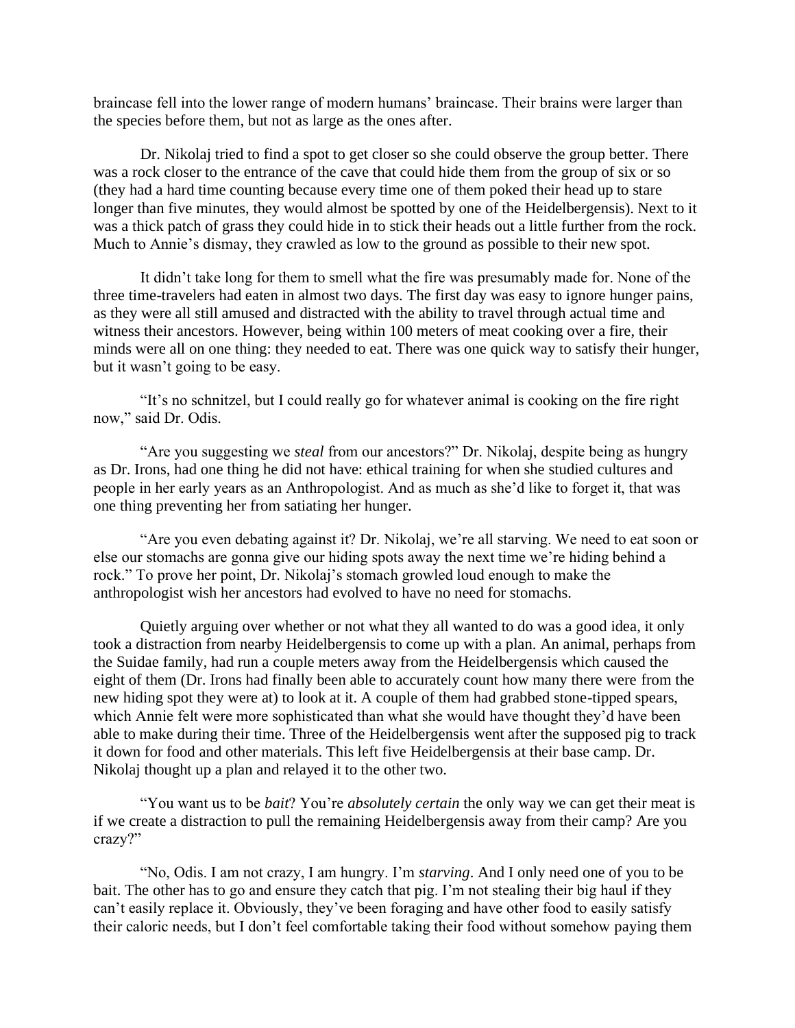braincase fell into the lower range of modern humans' braincase. Their brains were larger than the species before them, but not as large as the ones after.

Dr. Nikolaj tried to find a spot to get closer so she could observe the group better. There was a rock closer to the entrance of the cave that could hide them from the group of six or so (they had a hard time counting because every time one of them poked their head up to stare longer than five minutes, they would almost be spotted by one of the Heidelbergensis). Next to it was a thick patch of grass they could hide in to stick their heads out a little further from the rock. Much to Annie's dismay, they crawled as low to the ground as possible to their new spot.

It didn't take long for them to smell what the fire was presumably made for. None of the three time-travelers had eaten in almost two days. The first day was easy to ignore hunger pains, as they were all still amused and distracted with the ability to travel through actual time and witness their ancestors. However, being within 100 meters of meat cooking over a fire, their minds were all on one thing: they needed to eat. There was one quick way to satisfy their hunger, but it wasn't going to be easy.

"It's no schnitzel, but I could really go for whatever animal is cooking on the fire right now," said Dr. Odis.

"Are you suggesting we *steal* from our ancestors?" Dr. Nikolaj, despite being as hungry as Dr. Irons, had one thing he did not have: ethical training for when she studied cultures and people in her early years as an Anthropologist. And as much as she'd like to forget it, that was one thing preventing her from satiating her hunger.

"Are you even debating against it? Dr. Nikolaj, we're all starving. We need to eat soon or else our stomachs are gonna give our hiding spots away the next time we're hiding behind a rock." To prove her point, Dr. Nikolaj's stomach growled loud enough to make the anthropologist wish her ancestors had evolved to have no need for stomachs.

Quietly arguing over whether or not what they all wanted to do was a good idea, it only took a distraction from nearby Heidelbergensis to come up with a plan. An animal, perhaps from the Suidae family, had run a couple meters away from the Heidelbergensis which caused the eight of them (Dr. Irons had finally been able to accurately count how many there were from the new hiding spot they were at) to look at it. A couple of them had grabbed stone-tipped spears, which Annie felt were more sophisticated than what she would have thought they'd have been able to make during their time. Three of the Heidelbergensis went after the supposed pig to track it down for food and other materials. This left five Heidelbergensis at their base camp. Dr. Nikolaj thought up a plan and relayed it to the other two.

"You want us to be *bait*? You're *absolutely certain* the only way we can get their meat is if we create a distraction to pull the remaining Heidelbergensis away from their camp? Are you crazy?"

"No, Odis. I am not crazy, I am hungry. I'm *starving*. And I only need one of you to be bait. The other has to go and ensure they catch that pig. I'm not stealing their big haul if they can't easily replace it. Obviously, they've been foraging and have other food to easily satisfy their caloric needs, but I don't feel comfortable taking their food without somehow paying them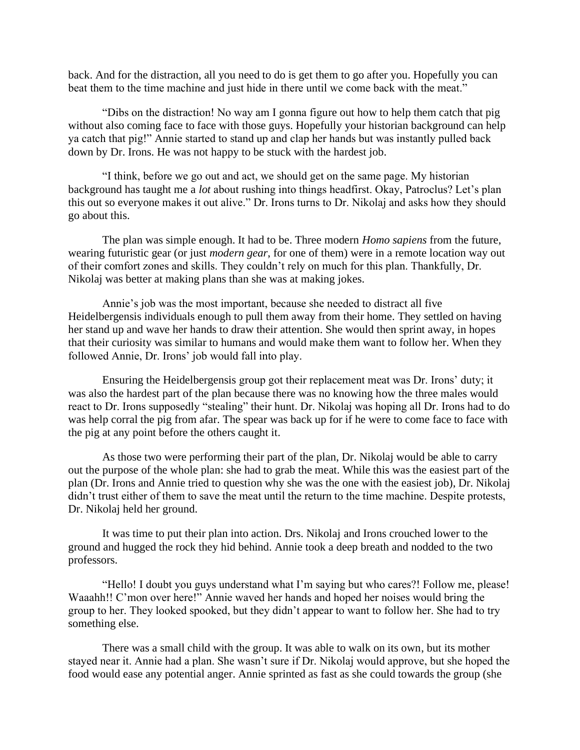back. And for the distraction, all you need to do is get them to go after you. Hopefully you can beat them to the time machine and just hide in there until we come back with the meat."

"Dibs on the distraction! No way am I gonna figure out how to help them catch that pig without also coming face to face with those guys. Hopefully your historian background can help ya catch that pig!" Annie started to stand up and clap her hands but was instantly pulled back down by Dr. Irons. He was not happy to be stuck with the hardest job.

"I think, before we go out and act, we should get on the same page. My historian background has taught me a *lot* about rushing into things headfirst. Okay, Patroclus? Let's plan this out so everyone makes it out alive." Dr. Irons turns to Dr. Nikolaj and asks how they should go about this.

The plan was simple enough. It had to be. Three modern *Homo sapiens* from the future, wearing futuristic gear (or just *modern gear*, for one of them) were in a remote location way out of their comfort zones and skills. They couldn't rely on much for this plan. Thankfully, Dr. Nikolaj was better at making plans than she was at making jokes.

Annie's job was the most important, because she needed to distract all five Heidelbergensis individuals enough to pull them away from their home. They settled on having her stand up and wave her hands to draw their attention. She would then sprint away, in hopes that their curiosity was similar to humans and would make them want to follow her. When they followed Annie, Dr. Irons' job would fall into play.

Ensuring the Heidelbergensis group got their replacement meat was Dr. Irons' duty; it was also the hardest part of the plan because there was no knowing how the three males would react to Dr. Irons supposedly "stealing" their hunt. Dr. Nikolaj was hoping all Dr. Irons had to do was help corral the pig from afar. The spear was back up for if he were to come face to face with the pig at any point before the others caught it.

As those two were performing their part of the plan, Dr. Nikolaj would be able to carry out the purpose of the whole plan: she had to grab the meat. While this was the easiest part of the plan (Dr. Irons and Annie tried to question why she was the one with the easiest job), Dr. Nikolaj didn't trust either of them to save the meat until the return to the time machine. Despite protests, Dr. Nikolaj held her ground.

It was time to put their plan into action. Drs. Nikolaj and Irons crouched lower to the ground and hugged the rock they hid behind. Annie took a deep breath and nodded to the two professors.

"Hello! I doubt you guys understand what I'm saying but who cares?! Follow me, please! Waaahh!! C'mon over here!" Annie waved her hands and hoped her noises would bring the group to her. They looked spooked, but they didn't appear to want to follow her. She had to try something else.

There was a small child with the group. It was able to walk on its own, but its mother stayed near it. Annie had a plan. She wasn't sure if Dr. Nikolaj would approve, but she hoped the food would ease any potential anger. Annie sprinted as fast as she could towards the group (she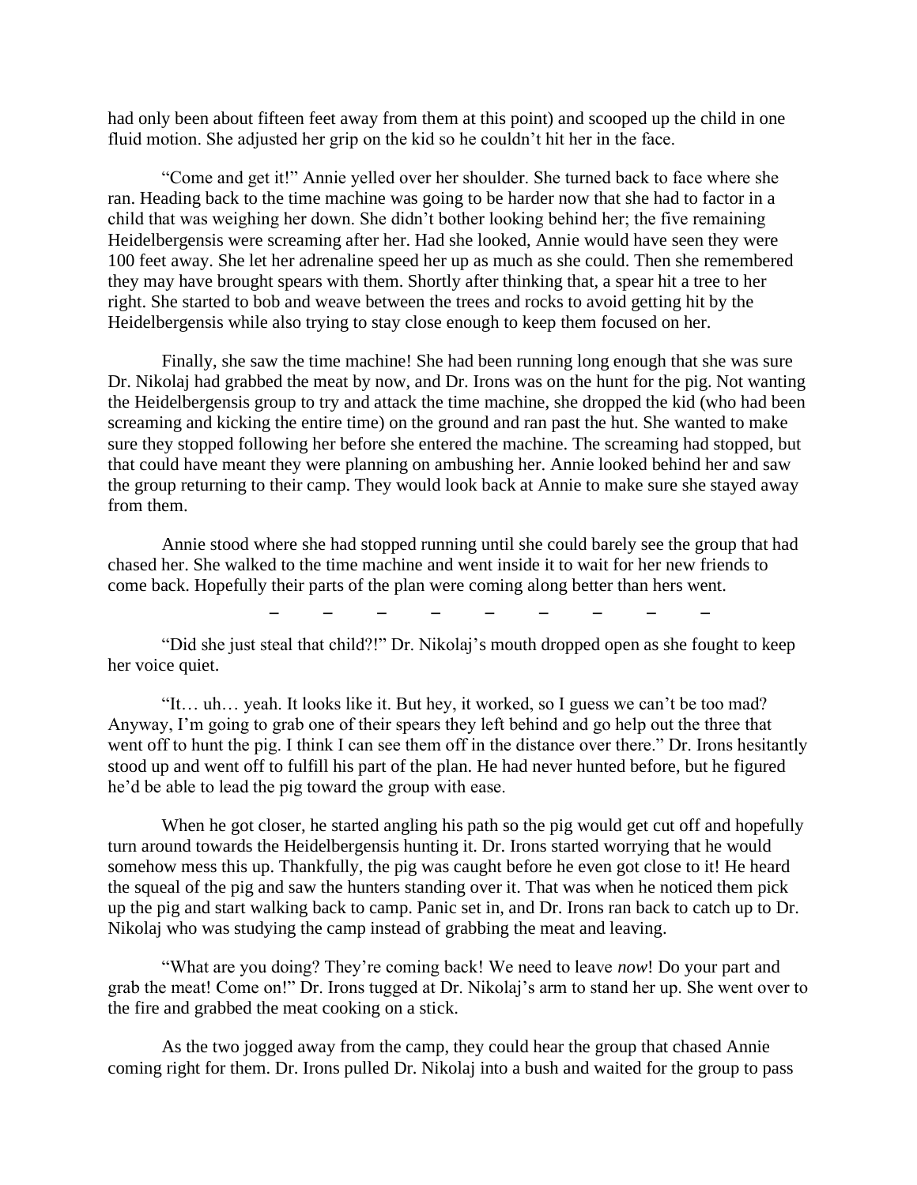had only been about fifteen feet away from them at this point) and scooped up the child in one fluid motion. She adjusted her grip on the kid so he couldn't hit her in the face.

"Come and get it!" Annie yelled over her shoulder. She turned back to face where she ran. Heading back to the time machine was going to be harder now that she had to factor in a child that was weighing her down. She didn't bother looking behind her; the five remaining Heidelbergensis were screaming after her. Had she looked, Annie would have seen they were 100 feet away. She let her adrenaline speed her up as much as she could. Then she remembered they may have brought spears with them. Shortly after thinking that, a spear hit a tree to her right. She started to bob and weave between the trees and rocks to avoid getting hit by the Heidelbergensis while also trying to stay close enough to keep them focused on her.

Finally, she saw the time machine! She had been running long enough that she was sure Dr. Nikolaj had grabbed the meat by now, and Dr. Irons was on the hunt for the pig. Not wanting the Heidelbergensis group to try and attack the time machine, she dropped the kid (who had been screaming and kicking the entire time) on the ground and ran past the hut. She wanted to make sure they stopped following her before she entered the machine. The screaming had stopped, but that could have meant they were planning on ambushing her. Annie looked behind her and saw the group returning to their camp. They would look back at Annie to make sure she stayed away from them.

Annie stood where she had stopped running until she could barely see the group that had chased her. She walked to the time machine and went inside it to wait for her new friends to come back. Hopefully their parts of the plan were coming along better than hers went.

– – – – – – – – –

"Did she just steal that child?!" Dr. Nikolaj's mouth dropped open as she fought to keep her voice quiet.

"It… uh… yeah. It looks like it. But hey, it worked, so I guess we can't be too mad? Anyway, I'm going to grab one of their spears they left behind and go help out the three that went off to hunt the pig. I think I can see them off in the distance over there." Dr. Irons hesitantly stood up and went off to fulfill his part of the plan. He had never hunted before, but he figured he'd be able to lead the pig toward the group with ease.

When he got closer, he started angling his path so the pig would get cut off and hopefully turn around towards the Heidelbergensis hunting it. Dr. Irons started worrying that he would somehow mess this up. Thankfully, the pig was caught before he even got close to it! He heard the squeal of the pig and saw the hunters standing over it. That was when he noticed them pick up the pig and start walking back to camp. Panic set in, and Dr. Irons ran back to catch up to Dr. Nikolaj who was studying the camp instead of grabbing the meat and leaving.

"What are you doing? They're coming back! We need to leave *now*! Do your part and grab the meat! Come on!" Dr. Irons tugged at Dr. Nikolaj's arm to stand her up. She went over to the fire and grabbed the meat cooking on a stick.

As the two jogged away from the camp, they could hear the group that chased Annie coming right for them. Dr. Irons pulled Dr. Nikolaj into a bush and waited for the group to pass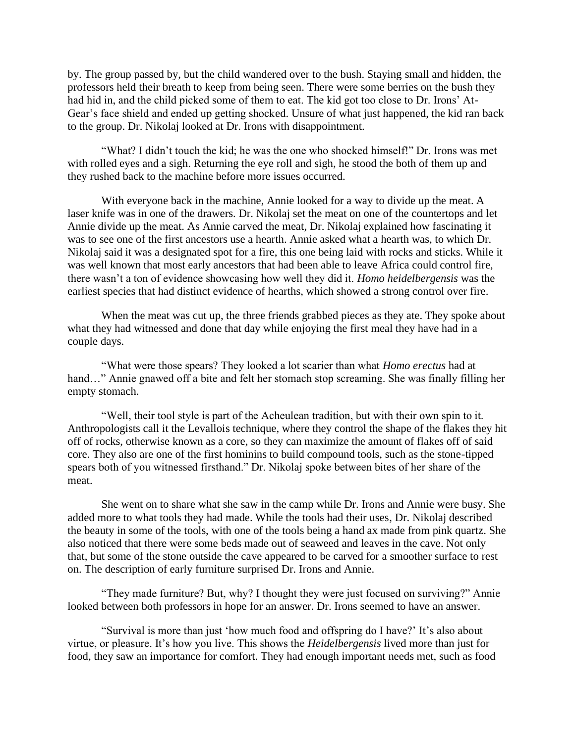by. The group passed by, but the child wandered over to the bush. Staying small and hidden, the professors held their breath to keep from being seen. There were some berries on the bush they had hid in, and the child picked some of them to eat. The kid got too close to Dr. Irons' At-Gear's face shield and ended up getting shocked. Unsure of what just happened, the kid ran back to the group. Dr. Nikolaj looked at Dr. Irons with disappointment.

"What? I didn't touch the kid; he was the one who shocked himself!" Dr. Irons was met with rolled eyes and a sigh. Returning the eye roll and sigh, he stood the both of them up and they rushed back to the machine before more issues occurred.

With everyone back in the machine, Annie looked for a way to divide up the meat. A laser knife was in one of the drawers. Dr. Nikolaj set the meat on one of the countertops and let Annie divide up the meat. As Annie carved the meat, Dr. Nikolaj explained how fascinating it was to see one of the first ancestors use a hearth. Annie asked what a hearth was, to which Dr. Nikolaj said it was a designated spot for a fire, this one being laid with rocks and sticks. While it was well known that most early ancestors that had been able to leave Africa could control fire, there wasn't a ton of evidence showcasing how well they did it. *Homo heidelbergensis* was the earliest species that had distinct evidence of hearths, which showed a strong control over fire.

When the meat was cut up, the three friends grabbed pieces as they ate. They spoke about what they had witnessed and done that day while enjoying the first meal they have had in a couple days.

"What were those spears? They looked a lot scarier than what *Homo erectus* had at hand…" Annie gnawed off a bite and felt her stomach stop screaming. She was finally filling her empty stomach.

"Well, their tool style is part of the Acheulean tradition, but with their own spin to it. Anthropologists call it the Levallois technique, where they control the shape of the flakes they hit off of rocks, otherwise known as a core, so they can maximize the amount of flakes off of said core. They also are one of the first hominins to build compound tools, such as the stone-tipped spears both of you witnessed firsthand." Dr. Nikolaj spoke between bites of her share of the meat.

She went on to share what she saw in the camp while Dr. Irons and Annie were busy. She added more to what tools they had made. While the tools had their uses, Dr. Nikolaj described the beauty in some of the tools, with one of the tools being a hand ax made from pink quartz. She also noticed that there were some beds made out of seaweed and leaves in the cave. Not only that, but some of the stone outside the cave appeared to be carved for a smoother surface to rest on. The description of early furniture surprised Dr. Irons and Annie.

"They made furniture? But, why? I thought they were just focused on surviving?" Annie looked between both professors in hope for an answer. Dr. Irons seemed to have an answer.

"Survival is more than just 'how much food and offspring do I have?' It's also about virtue, or pleasure. It's how you live. This shows the *Heidelbergensis* lived more than just for food, they saw an importance for comfort. They had enough important needs met, such as food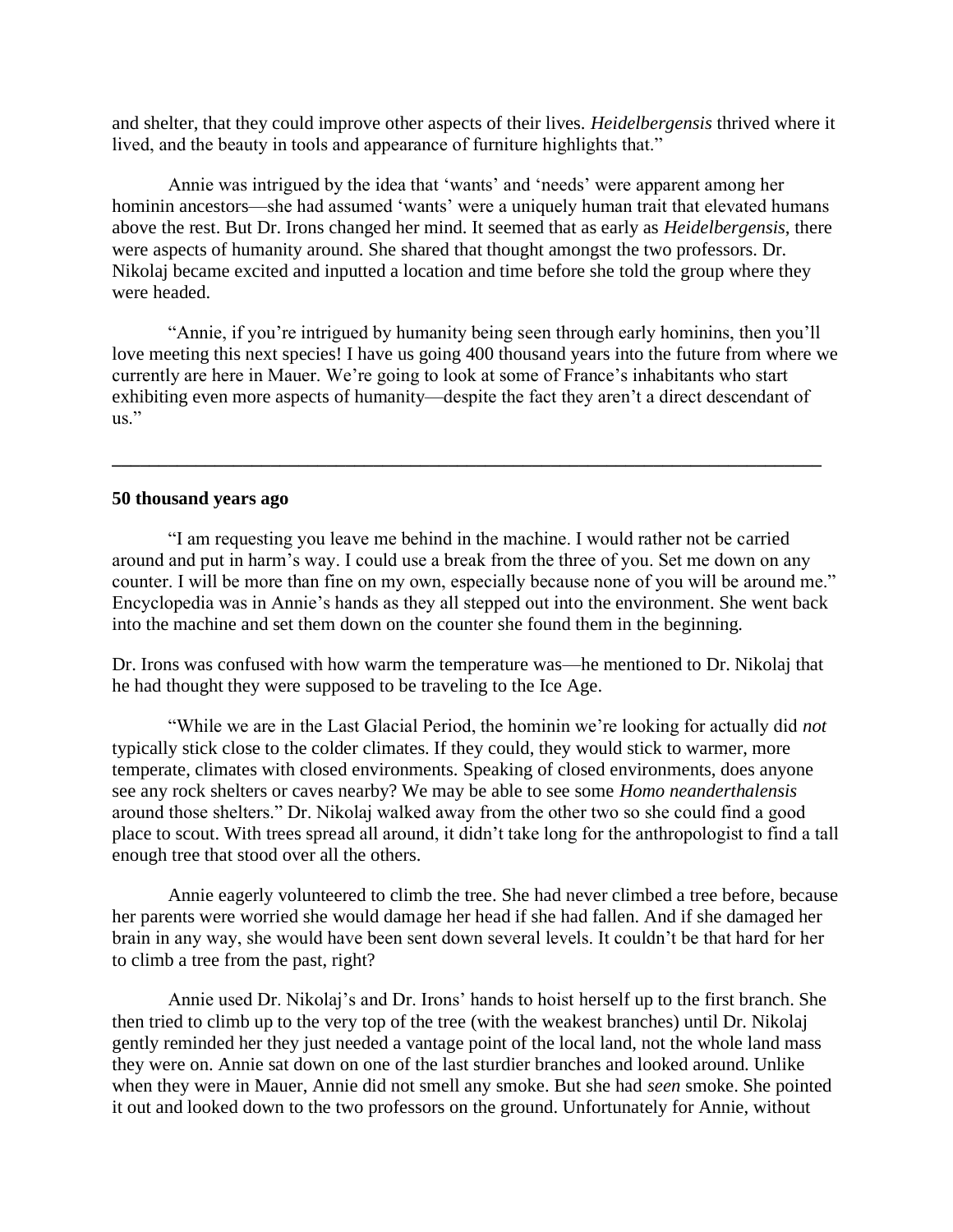and shelter, that they could improve other aspects of their lives. *Heidelbergensis* thrived where it lived, and the beauty in tools and appearance of furniture highlights that."

Annie was intrigued by the idea that 'wants' and 'needs' were apparent among her hominin ancestors—she had assumed 'wants' were a uniquely human trait that elevated humans above the rest. But Dr. Irons changed her mind. It seemed that as early as *Heidelbergensis*, there were aspects of humanity around. She shared that thought amongst the two professors. Dr. Nikolaj became excited and inputted a location and time before she told the group where they were headed.

"Annie, if you're intrigued by humanity being seen through early hominins, then you'll love meeting this next species! I have us going 400 thousand years into the future from where we currently are here in Mauer. We're going to look at some of France's inhabitants who start exhibiting even more aspects of humanity—despite the fact they aren't a direct descendant of us."

---

**50 thousand years ago**

"I am requesting you leave me behind in the machine. I would rather not be carried around and put in harm's way. I could use a break from the three of you. Set me down on any counter. I will be more than fine on my own, especially because none of you will be around me." Encyclopedia was in Annie's hands as they all stepped out into the environment. She went back into the machine and set them down on the counter she found them in the beginning.

Dr. Irons was confused with how warm the temperature was—he mentioned to Dr. Nikolaj that he had thought they were supposed to be traveling to the Ice Age.

"While we are in the Last Glacial Period, the hominin we're looking for actually did *not* typically stick close to the colder climates. If they could, they would stick to warmer, more temperate, climates with closed environments. Speaking of closed environments, does anyone see any rock shelters or caves nearby? We may be able to see some *Homo neanderthalensis* around those shelters." Dr. Nikolaj walked away from the other two so she could find a good place to scout. With trees spread all around, it didn't take long for the anthropologist to find a tall enough tree that stood over all the others.

Annie eagerly volunteered to climb the tree. She had never climbed a tree before, because her parents were worried she would damage her head if she had fallen. And if she damaged her brain in any way, she would have been sent down several levels. It couldn't be that hard for her to climb a tree from the past, right?

Annie used Dr. Nikolaj's and Dr. Irons' hands to hoist herself up to the first branch. She then tried to climb up to the very top of the tree (with the weakest branches) until Dr. Nikolaj gently reminded her they just needed a vantage point of the local land, not the whole land mass they were on. Annie sat down on one of the last sturdier branches and looked around. Unlike when they were in Mauer, Annie did not smell any smoke. But she had *seen* smoke. She pointed it out and looked down to the two professors on the ground. Unfortunately for Annie, without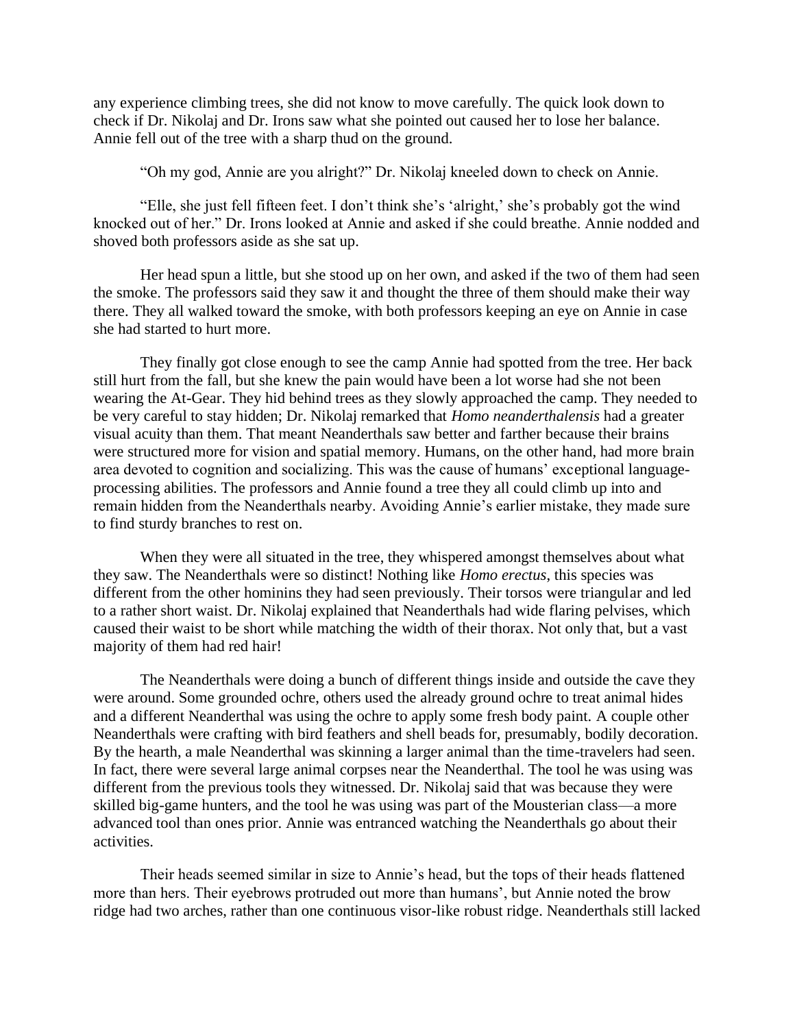any experience climbing trees, she did not know to move carefully. The quick look down to check if Dr. Nikolaj and Dr. Irons saw what she pointed out caused her to lose her balance. Annie fell out of the tree with a sharp thud on the ground.

"Oh my god, Annie are you alright?" Dr. Nikolaj kneeled down to check on Annie.

"Elle, she just fell fifteen feet. I don't think she's 'alright,' she's probably got the wind knocked out of her." Dr. Irons looked at Annie and asked if she could breathe. Annie nodded and shoved both professors aside as she sat up.

Her head spun a little, but she stood up on her own, and asked if the two of them had seen the smoke. The professors said they saw it and thought the three of them should make their way there. They all walked toward the smoke, with both professors keeping an eye on Annie in case she had started to hurt more.

They finally got close enough to see the camp Annie had spotted from the tree. Her back still hurt from the fall, but she knew the pain would have been a lot worse had she not been wearing the At-Gear. They hid behind trees as they slowly approached the camp. They needed to be very careful to stay hidden; Dr. Nikolaj remarked that *Homo neanderthalensis* had a greater visual acuity than them. That meant Neanderthals saw better and farther because their brains were structured more for vision and spatial memory. Humans, on the other hand, had more brain area devoted to cognition and socializing. This was the cause of humans' exceptional language-processing abilities. The professors and Annie found a tree they all could climb up into and remain hidden from the Neanderthals nearby. Avoiding Annie's earlier mistake, they made sure to find sturdy branches to rest on.

When they were all situated in the tree, they whispered amongst themselves about what they saw. The Neanderthals were so distinct! Nothing like *Homo erectus*, this species was different from the other hominins they had seen previously. Their torsos were triangular and led to a rather short waist. Dr. Nikolaj explained that Neanderthals had wide flaring pelvises, which caused their waist to be short while matching the width of their thorax. Not only that, but a vast majority of them had red hair!

The Neanderthals were doing a bunch of different things inside and outside the cave they were around. Some grounded ochre, others used the already ground ochre to treat animal hides and a different Neanderthal was using the ochre to apply some fresh body paint. A couple other Neanderthals were crafting with bird feathers and shell beads for, presumably, bodily decoration. By the hearth, a male Neanderthal was skinning a larger animal than the time-travelers had seen. In fact, there were several large animal corpses near the Neanderthal. The tool he was using was different from the previous tools they witnessed. Dr. Nikolaj said that was because they were skilled big-game hunters, and the tool he was using was part of the Mousterian class—a more advanced tool than ones prior. Annie was entranced watching the Neanderthals go about their activities.

Their heads seemed similar in size to Annie's head, but the tops of their heads flattened more than hers. Their eyebrows protruded out more than humans', but Annie noted the brow ridge had two arches, rather than one continuous visor-like robust ridge. Neanderthals still lacked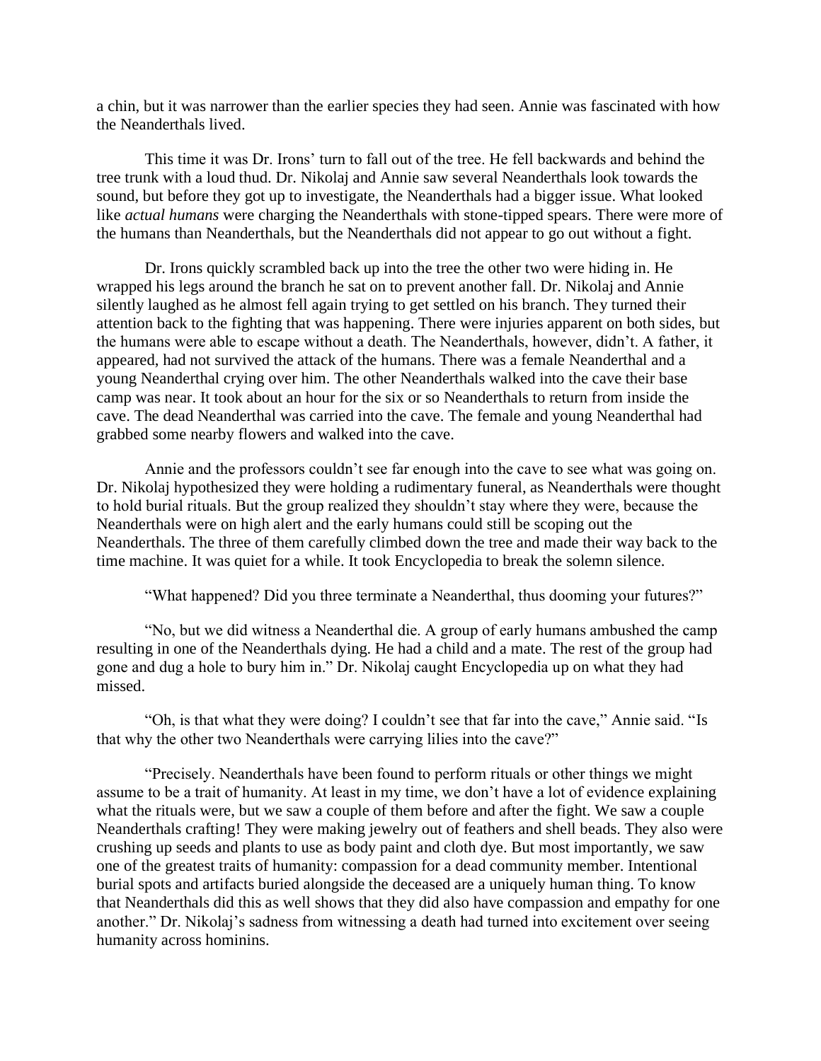a chin, but it was narrower than the earlier species they had seen. Annie was fascinated with how the Neanderthals lived.

This time it was Dr. Irons' turn to fall out of the tree. He fell backwards and behind the tree trunk with a loud thud. Dr. Nikolaj and Annie saw several Neanderthals look towards the sound, but before they got up to investigate, the Neanderthals had a bigger issue. What looked like *actual humans* were charging the Neanderthals with stone-tipped spears. There were more of the humans than Neanderthals, but the Neanderthals did not appear to go out without a fight.

Dr. Irons quickly scrambled back up into the tree the other two were hiding in. He wrapped his legs around the branch he sat on to prevent another fall. Dr. Nikolaj and Annie silently laughed as he almost fell again trying to get settled on his branch. They turned their attention back to the fighting that was happening. There were injuries apparent on both sides, but the humans were able to escape without a death. The Neanderthals, however, didn't. A father, it appeared, had not survived the attack of the humans. There was a female Neanderthal and a young Neanderthal crying over him. The other Neanderthals walked into the cave their base camp was near. It took about an hour for the six or so Neanderthals to return from inside the cave. The dead Neanderthal was carried into the cave. The female and young Neanderthal had grabbed some nearby flowers and walked into the cave.

Annie and the professors couldn't see far enough into the cave to see what was going on. Dr. Nikolaj hypothesized they were holding a rudimentary funeral, as Neanderthals were thought to hold burial rituals. But the group realized they shouldn't stay where they were, because the Neanderthals were on high alert and the early humans could still be scoping out the Neanderthals. The three of them carefully climbed down the tree and made their way back to the time machine. It was quiet for a while. It took Encyclopedia to break the solemn silence.

"What happened? Did you three terminate a Neanderthal, thus dooming your futures?"

"No, but we did witness a Neanderthal die. A group of early humans ambushed the camp resulting in one of the Neanderthals dying. He had a child and a mate. The rest of the group had gone and dug a hole to bury him in." Dr. Nikolaj caught Encyclopedia up on what they had missed.

"Oh, is that what they were doing? I couldn't see that far into the cave," Annie said. "Is that why the other two Neanderthals were carrying lilies into the cave?"

"Precisely. Neanderthals have been found to perform rituals or other things we might assume to be a trait of humanity. At least in my time, we don't have a lot of evidence explaining what the rituals were, but we saw a couple of them before and after the fight. We saw a couple Neanderthals crafting! They were making jewelry out of feathers and shell beads. They also were crushing up seeds and plants to use as body paint and cloth dye. But most importantly, we saw one of the greatest traits of humanity: compassion for a dead community member. Intentional burial spots and artifacts buried alongside the deceased are a uniquely human thing. To know that Neanderthals did this as well shows that they did also have compassion and empathy for one another." Dr. Nikolaj's sadness from witnessing a death had turned into excitement over seeing humanity across hominins.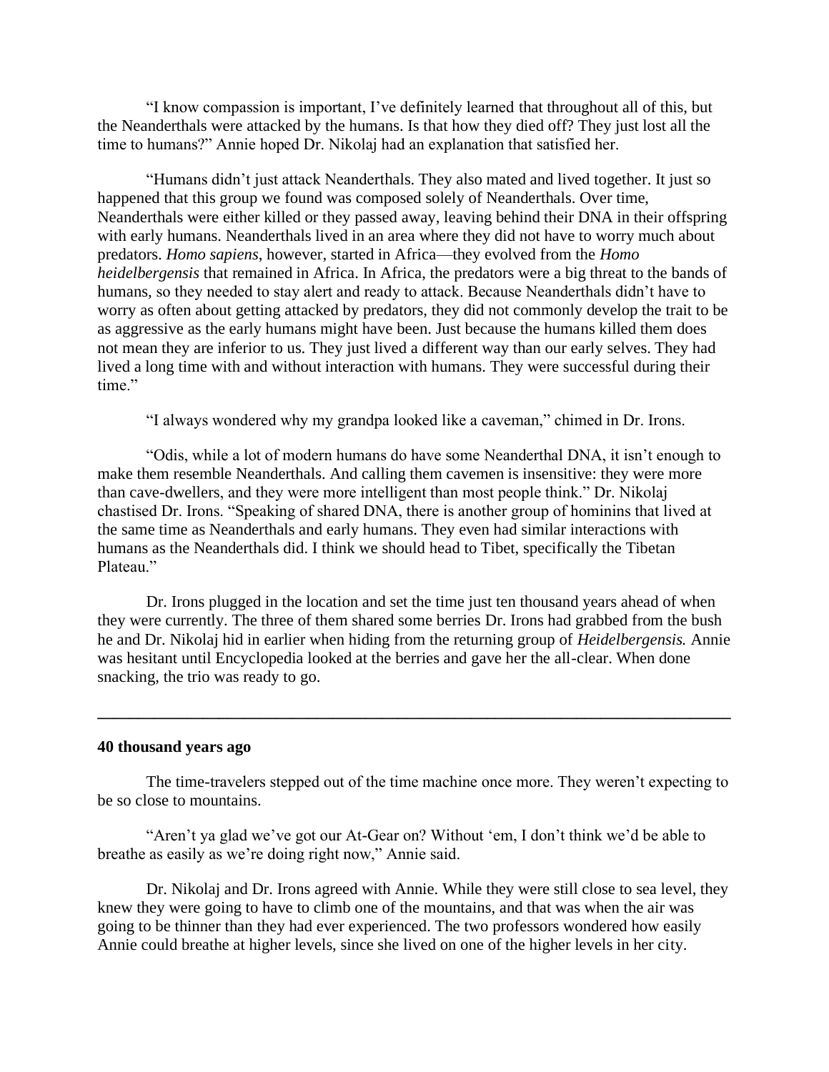"I know compassion is important, I've definitely learned that throughout all of this, but the Neanderthals were attacked by the humans. Is that how they died off? They just lost all the time to humans?" Annie hoped Dr. Nikolaj had an explanation that satisfied her.

"Humans didn't just attack Neanderthals. They also mated and lived together. It just so happened that this group we found was composed solely of Neanderthals. Over time, Neanderthals were either killed or they passed away, leaving behind their DNA in their offspring with early humans. Neanderthals lived in an area where they did not have to worry much about predators. *Homo sapiens*, however, started in Africa—they evolved from the *Homo heidelbergensis* that remained in Africa. In Africa, the predators were a big threat to the bands of humans, so they needed to stay alert and ready to attack. Because Neanderthals didn't have to worry as often about getting attacked by predators, they did not commonly develop the trait to be as aggressive as the early humans might have been. Just because the humans killed them does not mean they are inferior to us. They just lived a different way than our early selves. They had lived a long time with and without interaction with humans. They were successful during their time."

"I always wondered why my grandpa looked like a caveman," chimed in Dr. Irons.

"Odis, while a lot of modern humans do have some Neanderthal DNA, it isn't enough to make them resemble Neanderthals. And calling them cavemen is insensitive: they were more than cave-dwellers, and they were more intelligent than most people think." Dr. Nikolaj chastised Dr. Irons. "Speaking of shared DNA, there is another group of hominins that lived at the same time as Neanderthals and early humans. They even had similar interactions with humans as the Neanderthals did. I think we should head to Tibet, specifically the Tibetan Plateau."

Dr. Irons plugged in the location and set the time just ten thousand years ahead of when they were currently. The three of them shared some berries Dr. Irons had grabbed from the bush he and Dr. Nikolaj hid in earlier when hiding from the returning group of *Heidelbergensis.* Annie was hesitant until Encyclopedia looked at the berries and gave her the all-clear. When done snacking, the trio was ready to go.

---

**40 thousand years ago**

The time-travelers stepped out of the time machine once more. They weren't expecting to be so close to mountains.

"Aren't ya glad we've got our At-Gear on? Without 'em, I don't think we'd be able to breathe as easily as we're doing right now," Annie said.

Dr. Nikolaj and Dr. Irons agreed with Annie. While they were still close to sea level, they knew they were going to have to climb one of the mountains, and that was when the air was going to be thinner than they had ever experienced. The two professors wondered how easily Annie could breathe at higher levels, since she lived on one of the higher levels in her city.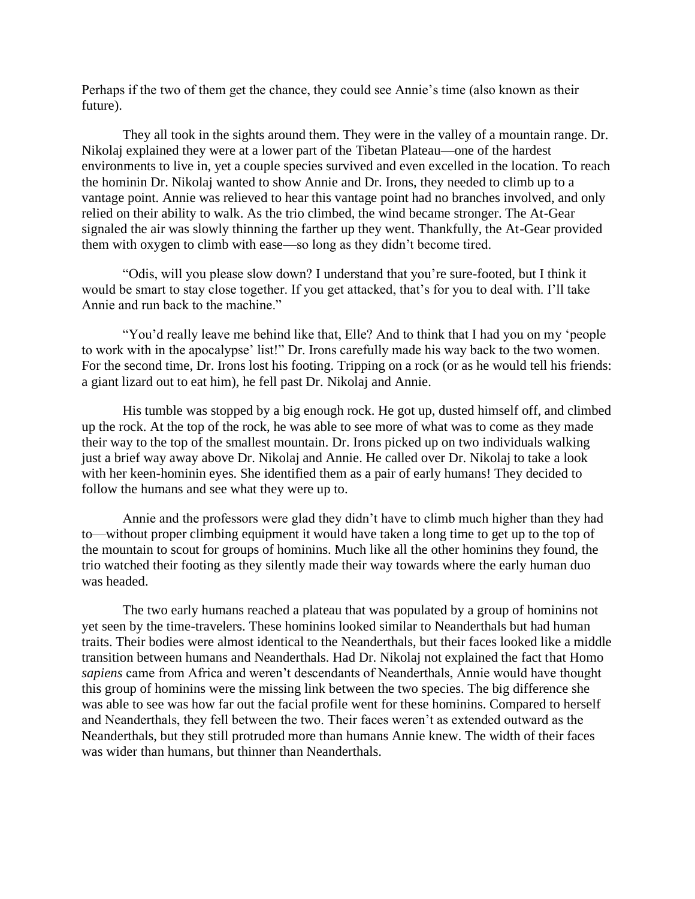Perhaps if the two of them get the chance, they could see Annie's time (also known as their future).

They all took in the sights around them. They were in the valley of a mountain range. Dr. Nikolaj explained they were at a lower part of the Tibetan Plateau—one of the hardest environments to live in, yet a couple species survived and even excelled in the location. To reach the hominin Dr. Nikolaj wanted to show Annie and Dr. Irons, they needed to climb up to a vantage point. Annie was relieved to hear this vantage point had no branches involved, and only relied on their ability to walk. As the trio climbed, the wind became stronger. The At-Gear signaled the air was slowly thinning the farther up they went. Thankfully, the At-Gear provided them with oxygen to climb with ease—so long as they didn't become tired.

"Odis, will you please slow down? I understand that you're sure-footed, but I think it would be smart to stay close together. If you get attacked, that's for you to deal with. I'll take Annie and run back to the machine."

"You'd really leave me behind like that, Elle? And to think that I had you on my 'people to work with in the apocalypse' list!" Dr. Irons carefully made his way back to the two women. For the second time, Dr. Irons lost his footing. Tripping on a rock (or as he would tell his friends: a giant lizard out to eat him), he fell past Dr. Nikolaj and Annie.

His tumble was stopped by a big enough rock. He got up, dusted himself off, and climbed up the rock. At the top of the rock, he was able to see more of what was to come as they made their way to the top of the smallest mountain. Dr. Irons picked up on two individuals walking just a brief way away above Dr. Nikolaj and Annie. He called over Dr. Nikolaj to take a look with her keen-hominin eyes. She identified them as a pair of early humans! They decided to follow the humans and see what they were up to.

Annie and the professors were glad they didn't have to climb much higher than they had to—without proper climbing equipment it would have taken a long time to get up to the top of the mountain to scout for groups of hominins. Much like all the other hominins they found, the trio watched their footing as they silently made their way towards where the early human duo was headed.

The two early humans reached a plateau that was populated by a group of hominins not yet seen by the time-travelers. These hominins looked similar to Neanderthals but had human traits. Their bodies were almost identical to the Neanderthals, but their faces looked like a middle transition between humans and Neanderthals. Had Dr. Nikolaj not explained the fact that Homo *sapiens* came from Africa and weren't descendants of Neanderthals, Annie would have thought this group of hominins were the missing link between the two species. The big difference she was able to see was how far out the facial profile went for these hominins. Compared to herself and Neanderthals, they fell between the two. Their faces weren't as extended outward as the Neanderthals, but they still protruded more than humans Annie knew. The width of their faces was wider than humans, but thinner than Neanderthals.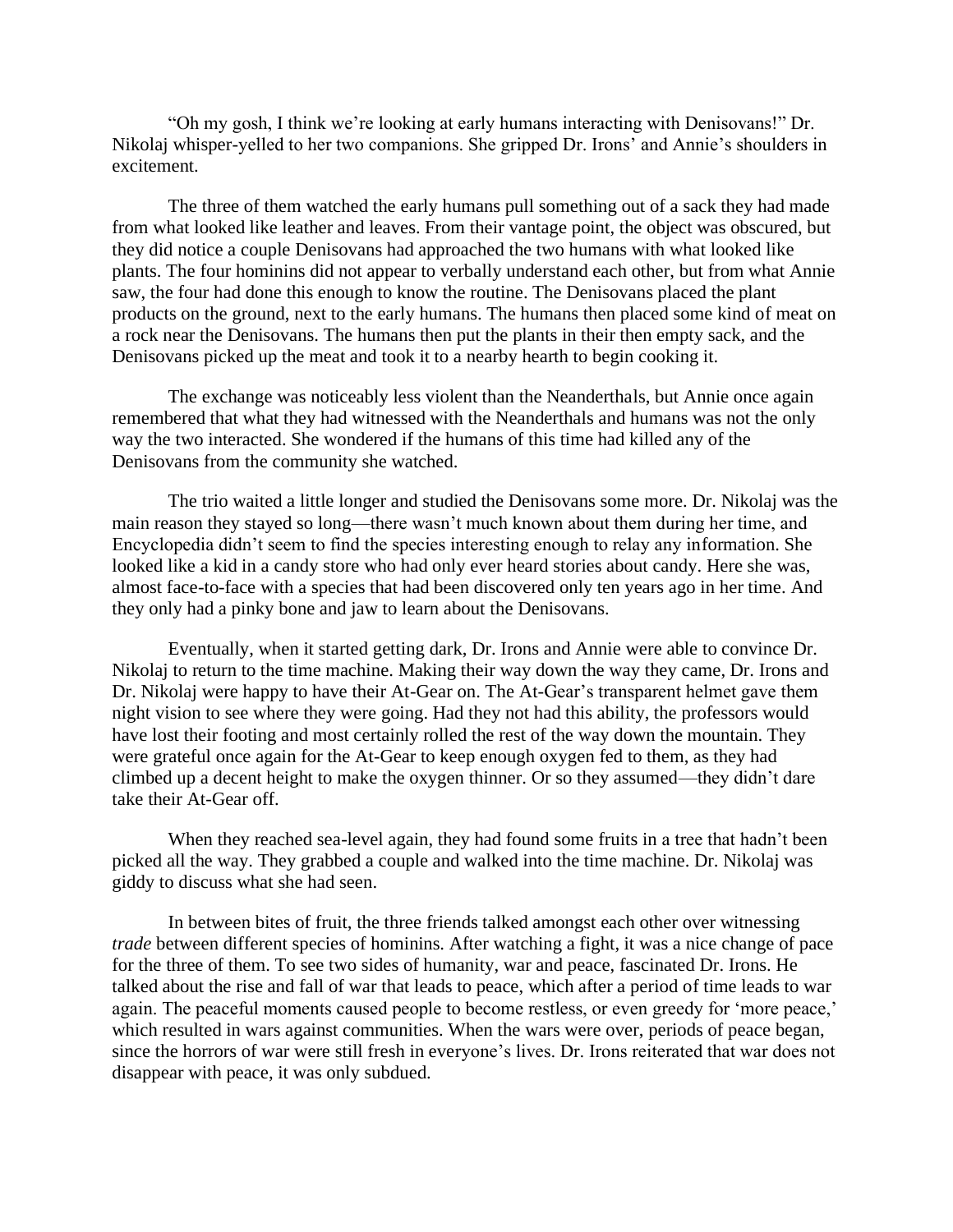"Oh my gosh, I think we're looking at early humans interacting with Denisovans!" Dr. Nikolaj whisper-yelled to her two companions. She gripped Dr. Irons' and Annie's shoulders in excitement.

The three of them watched the early humans pull something out of a sack they had made from what looked like leather and leaves. From their vantage point, the object was obscured, but they did notice a couple Denisovans had approached the two humans with what looked like plants. The four hominins did not appear to verbally understand each other, but from what Annie saw, the four had done this enough to know the routine. The Denisovans placed the plant products on the ground, next to the early humans. The humans then placed some kind of meat on a rock near the Denisovans. The humans then put the plants in their then empty sack, and the Denisovans picked up the meat and took it to a nearby hearth to begin cooking it.

The exchange was noticeably less violent than the Neanderthals, but Annie once again remembered that what they had witnessed with the Neanderthals and humans was not the only way the two interacted. She wondered if the humans of this time had killed any of the Denisovans from the community she watched.

The trio waited a little longer and studied the Denisovans some more. Dr. Nikolaj was the main reason they stayed so long—there wasn't much known about them during her time, and Encyclopedia didn't seem to find the species interesting enough to relay any information. She looked like a kid in a candy store who had only ever heard stories about candy. Here she was, almost face-to-face with a species that had been discovered only ten years ago in her time. And they only had a pinky bone and jaw to learn about the Denisovans.

Eventually, when it started getting dark, Dr. Irons and Annie were able to convince Dr. Nikolaj to return to the time machine. Making their way down the way they came, Dr. Irons and Dr. Nikolaj were happy to have their At-Gear on. The At-Gear's transparent helmet gave them night vision to see where they were going. Had they not had this ability, the professors would have lost their footing and most certainly rolled the rest of the way down the mountain. They were grateful once again for the At-Gear to keep enough oxygen fed to them, as they had climbed up a decent height to make the oxygen thinner. Or so they assumed—they didn't dare take their At-Gear off.

When they reached sea-level again, they had found some fruits in a tree that hadn't been picked all the way. They grabbed a couple and walked into the time machine. Dr. Nikolaj was giddy to discuss what she had seen.

In between bites of fruit, the three friends talked amongst each other over witnessing *trade* between different species of hominins. After watching a fight, it was a nice change of pace for the three of them. To see two sides of humanity, war and peace, fascinated Dr. Irons. He talked about the rise and fall of war that leads to peace, which after a period of time leads to war again. The peaceful moments caused people to become restless, or even greedy for 'more peace,' which resulted in wars against communities. When the wars were over, periods of peace began, since the horrors of war were still fresh in everyone's lives. Dr. Irons reiterated that war does not disappear with peace, it was only subdued.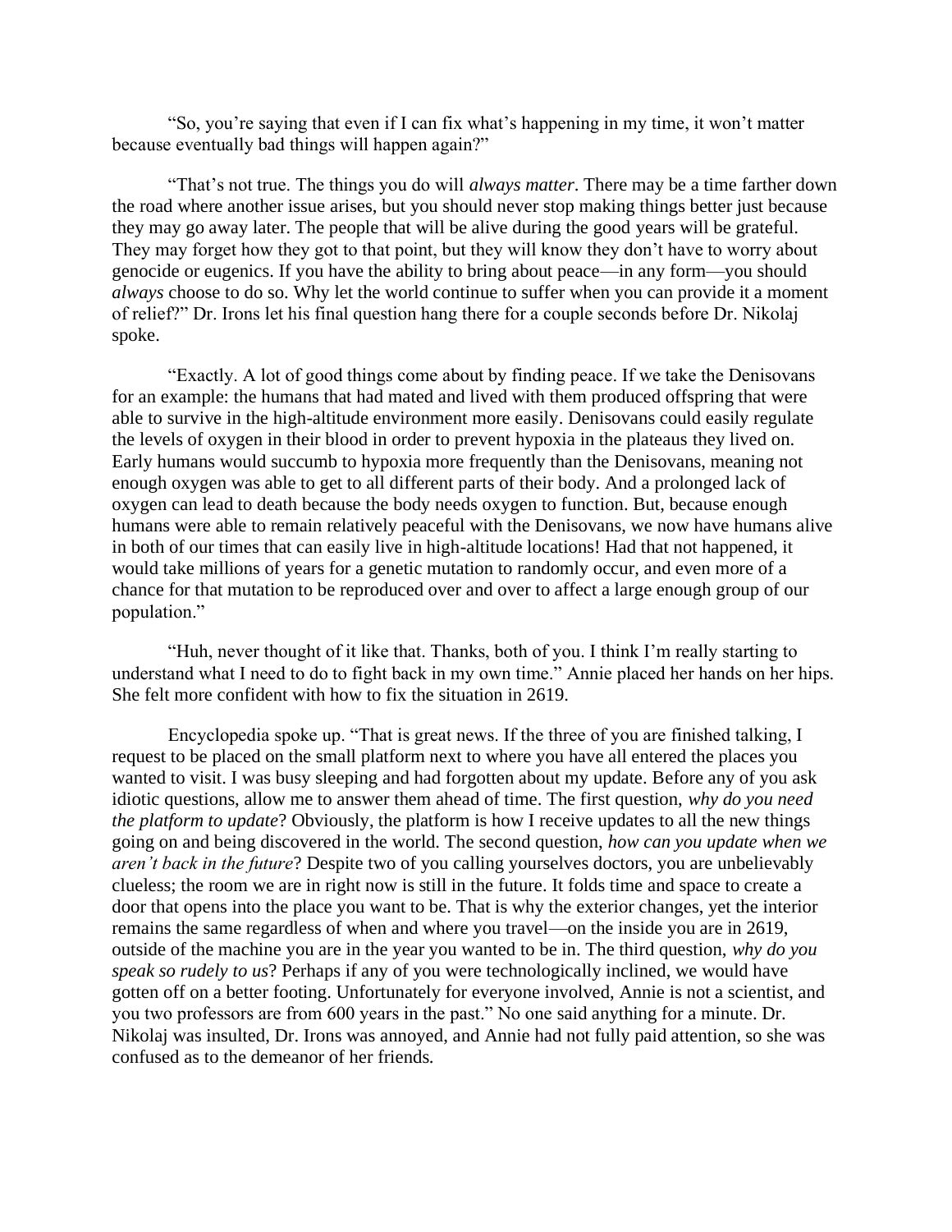"So, you're saying that even if I can fix what's happening in my time, it won't matter because eventually bad things will happen again?"

"That's not true. The things you do will *always matter*. There may be a time farther down the road where another issue arises, but you should never stop making things better just because they may go away later. The people that will be alive during the good years will be grateful. They may forget how they got to that point, but they will know they don't have to worry about genocide or eugenics. If you have the ability to bring about peace—in any form—you should *always* choose to do so. Why let the world continue to suffer when you can provide it a moment of relief?" Dr. Irons let his final question hang there for a couple seconds before Dr. Nikolaj spoke.

"Exactly. A lot of good things come about by finding peace. If we take the Denisovans for an example: the humans that had mated and lived with them produced offspring that were able to survive in the high-altitude environment more easily. Denisovans could easily regulate the levels of oxygen in their blood in order to prevent hypoxia in the plateaus they lived on. Early humans would succumb to hypoxia more frequently than the Denisovans, meaning not enough oxygen was able to get to all different parts of their body. And a prolonged lack of oxygen can lead to death because the body needs oxygen to function. But, because enough humans were able to remain relatively peaceful with the Denisovans, we now have humans alive in both of our times that can easily live in high-altitude locations! Had that not happened, it would take millions of years for a genetic mutation to randomly occur, and even more of a chance for that mutation to be reproduced over and over to affect a large enough group of our population."

"Huh, never thought of it like that. Thanks, both of you. I think I'm really starting to understand what I need to do to fight back in my own time." Annie placed her hands on her hips. She felt more confident with how to fix the situation in 2619.

Encyclopedia spoke up. "That is great news. If the three of you are finished talking, I request to be placed on the small platform next to where you have all entered the places you wanted to visit. I was busy sleeping and had forgotten about my update. Before any of you ask idiotic questions, allow me to answer them ahead of time. The first question, *why do you need the platform to update*? Obviously, the platform is how I receive updates to all the new things going on and being discovered in the world. The second question, *how can you update when we aren't back in the future*? Despite two of you calling yourselves doctors, you are unbelievably clueless; the room we are in right now is still in the future. It folds time and space to create a door that opens into the place you want to be. That is why the exterior changes, yet the interior remains the same regardless of when and where you travel—on the inside you are in 2619, outside of the machine you are in the year you wanted to be in. The third question, *why do you speak so rudely to us*? Perhaps if any of you were technologically inclined, we would have gotten off on a better footing. Unfortunately for everyone involved, Annie is not a scientist, and you two professors are from 600 years in the past." No one said anything for a minute. Dr. Nikolaj was insulted, Dr. Irons was annoyed, and Annie had not fully paid attention, so she was confused as to the demeanor of her friends.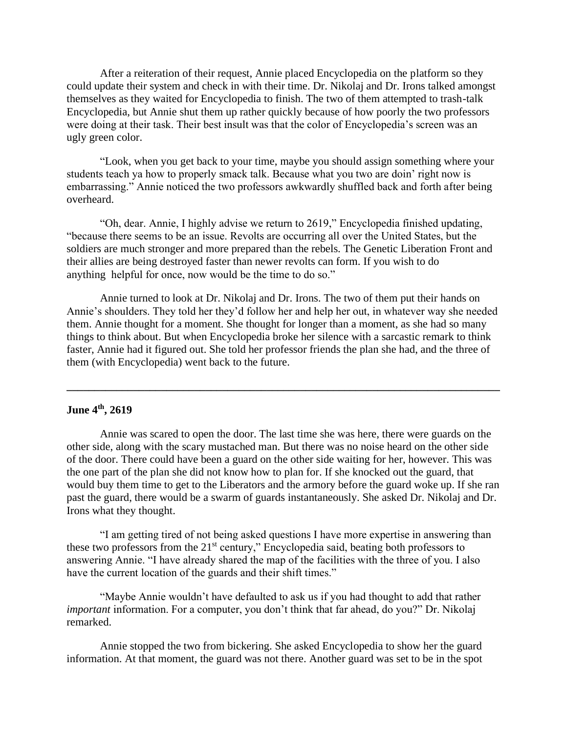After a reiteration of their request, Annie placed Encyclopedia on the platform so they could update their system and check in with their time. Dr. Nikolaj and Dr. Irons talked amongst themselves as they waited for Encyclopedia to finish. The two of them attempted to trash-talk Encyclopedia, but Annie shut them up rather quickly because of how poorly the two professors were doing at their task. Their best insult was that the color of Encyclopedia's screen was an ugly green color.

"Look, when you get back to your time, maybe you should assign something where your students teach ya how to properly smack talk. Because what you two are doin' right now is embarrassing." Annie noticed the two professors awkwardly shuffled back and forth after being overheard.

"Oh, dear. Annie, I highly advise we return to 2619," Encyclopedia finished updating, "because there seems to be an issue. Revolts are occurring all over the United States, but the soldiers are much stronger and more prepared than the rebels. The Genetic Liberation Front and their allies are being destroyed faster than newer revolts can form. If you wish to do anything helpful for once, now would be the time to do so."

Annie turned to look at Dr. Nikolaj and Dr. Irons. The two of them put their hands on Annie's shoulders. They told her they'd follow her and help her out, in whatever way she needed them. Annie thought for a moment. She thought for longer than a moment, as she had so many things to think about. But when Encyclopedia broke her silence with a sarcastic remark to think faster, Annie had it figured out. She told her professor friends the plan she had, and the three of them (with Encyclopedia) went back to the future.

---

**June 4th, 2619**

Annie was scared to open the door. The last time she was here, there were guards on the other side, along with the scary mustached man. But there was no noise heard on the other side of the door. There could have been a guard on the other side waiting for her, however. This was the one part of the plan she did not know how to plan for. If she knocked out the guard, that would buy them time to get to the Liberators and the armory before the guard woke up. If she ran past the guard, there would be a swarm of guards instantaneously. She asked Dr. Nikolaj and Dr. Irons what they thought.

"I am getting tired of not being asked questions I have more expertise in answering than these two professors from the 21st century," Encyclopedia said, beating both professors to answering Annie. "I have already shared the map of the facilities with the three of you. I also have the current location of the guards and their shift times."

"Maybe Annie wouldn't have defaulted to ask us if you had thought to add that rather *important* information. For a computer, you don't think that far ahead, do you?" Dr. Nikolaj remarked.

Annie stopped the two from bickering. She asked Encyclopedia to show her the guard information. At that moment, the guard was not there. Another guard was set to be in the spot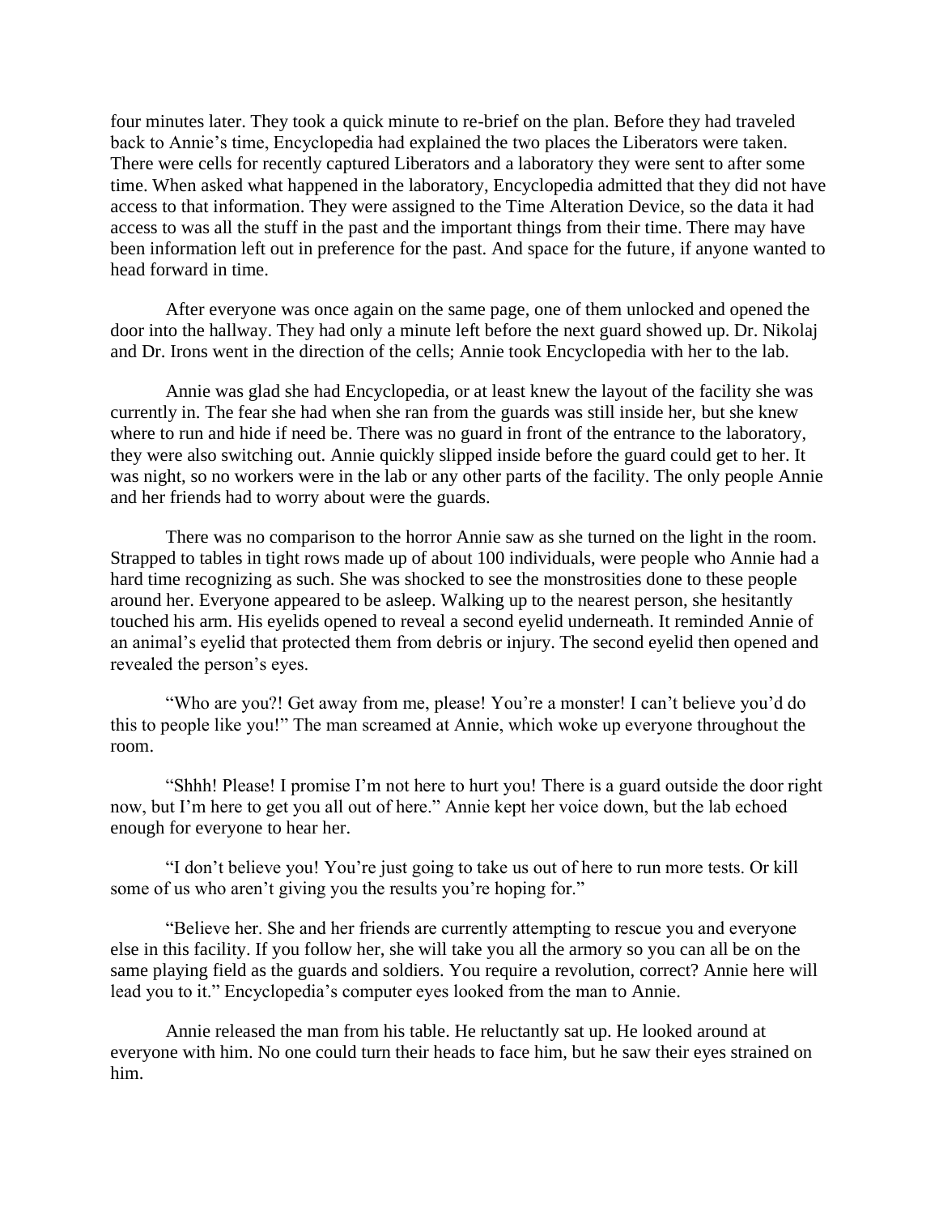four minutes later. They took a quick minute to re-brief on the plan. Before they had traveled back to Annie's time, Encyclopedia had explained the two places the Liberators were taken. There were cells for recently captured Liberators and a laboratory they were sent to after some time. When asked what happened in the laboratory, Encyclopedia admitted that they did not have access to that information. They were assigned to the Time Alteration Device, so the data it had access to was all the stuff in the past and the important things from their time. There may have been information left out in preference for the past. And space for the future, if anyone wanted to head forward in time.

After everyone was once again on the same page, one of them unlocked and opened the door into the hallway. They had only a minute left before the next guard showed up. Dr. Nikolaj and Dr. Irons went in the direction of the cells; Annie took Encyclopedia with her to the lab.

Annie was glad she had Encyclopedia, or at least knew the layout of the facility she was currently in. The fear she had when she ran from the guards was still inside her, but she knew where to run and hide if need be. There was no guard in front of the entrance to the laboratory, they were also switching out. Annie quickly slipped inside before the guard could get to her. It was night, so no workers were in the lab or any other parts of the facility. The only people Annie and her friends had to worry about were the guards.

There was no comparison to the horror Annie saw as she turned on the light in the room. Strapped to tables in tight rows made up of about 100 individuals, were people who Annie had a hard time recognizing as such. She was shocked to see the monstrosities done to these people around her. Everyone appeared to be asleep. Walking up to the nearest person, she hesitantly touched his arm. His eyelids opened to reveal a second eyelid underneath. It reminded Annie of an animal's eyelid that protected them from debris or injury. The second eyelid then opened and revealed the person's eyes.

"Who are you?! Get away from me, please! You're a monster! I can't believe you'd do this to people like you!" The man screamed at Annie, which woke up everyone throughout the room.

"Shhh! Please! I promise I'm not here to hurt you! There is a guard outside the door right now, but I'm here to get you all out of here." Annie kept her voice down, but the lab echoed enough for everyone to hear her.

"I don't believe you! You're just going to take us out of here to run more tests. Or kill some of us who aren't giving you the results you're hoping for."

"Believe her. She and her friends are currently attempting to rescue you and everyone else in this facility. If you follow her, she will take you all the armory so you can all be on the same playing field as the guards and soldiers. You require a revolution, correct? Annie here will lead you to it." Encyclopedia's computer eyes looked from the man to Annie.

Annie released the man from his table. He reluctantly sat up. He looked around at everyone with him. No one could turn their heads to face him, but he saw their eyes strained on him.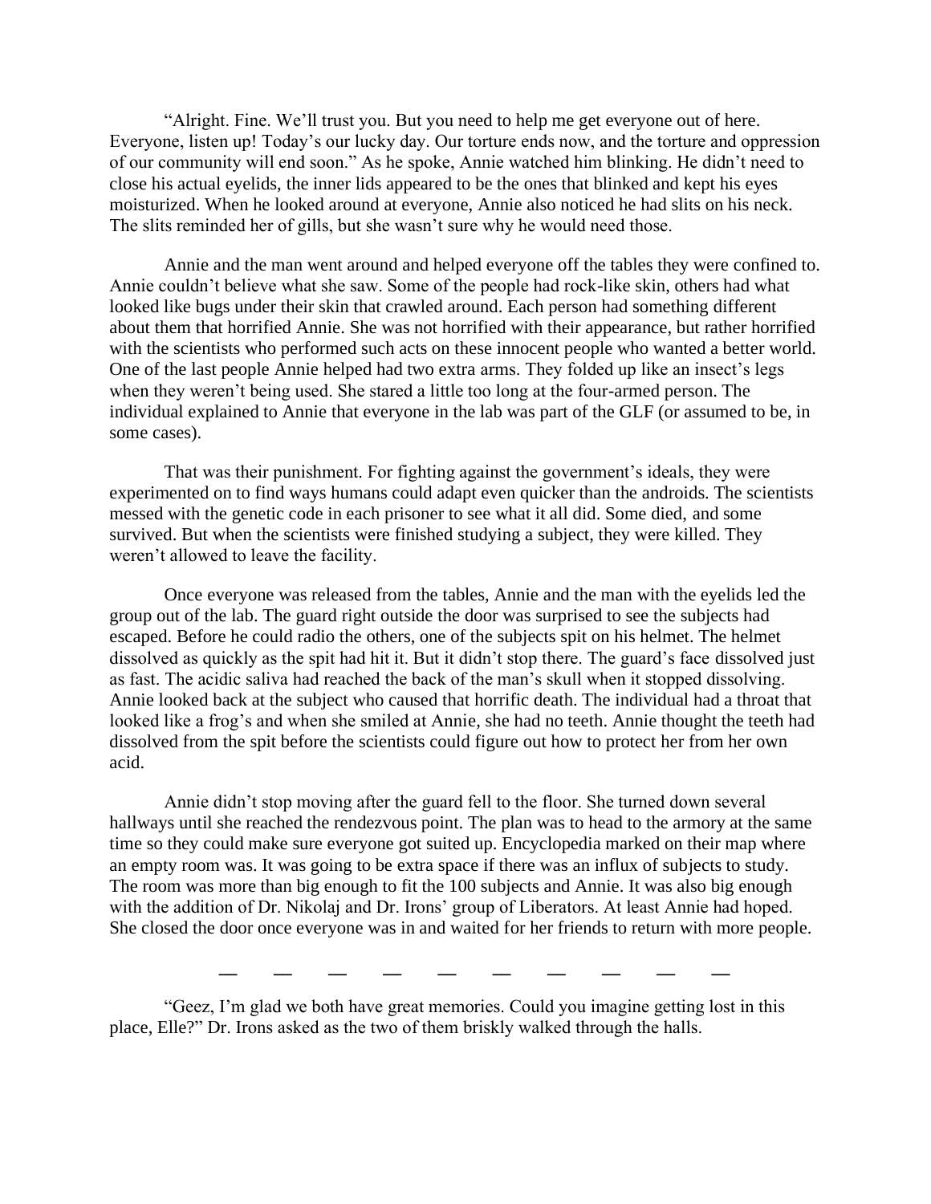"Alright. Fine. We'll trust you. But you need to help me get everyone out of here. Everyone, listen up! Today's our lucky day. Our torture ends now, and the torture and oppression of our community will end soon." As he spoke, Annie watched him blinking. He didn't need to close his actual eyelids, the inner lids appeared to be the ones that blinked and kept his eyes moisturized. When he looked around at everyone, Annie also noticed he had slits on his neck. The slits reminded her of gills, but she wasn't sure why he would need those.

Annie and the man went around and helped everyone off the tables they were confined to. Annie couldn't believe what she saw. Some of the people had rock-like skin, others had what looked like bugs under their skin that crawled around. Each person had something different about them that horrified Annie. She was not horrified with their appearance, but rather horrified with the scientists who performed such acts on these innocent people who wanted a better world. One of the last people Annie helped had two extra arms. They folded up like an insect's legs when they weren't being used. She stared a little too long at the four-armed person. The individual explained to Annie that everyone in the lab was part of the GLF (or assumed to be, in some cases).

That was their punishment. For fighting against the government's ideals, they were experimented on to find ways humans could adapt even quicker than the androids. The scientists messed with the genetic code in each prisoner to see what it all did. Some died, and some survived. But when the scientists were finished studying a subject, they were killed. They weren't allowed to leave the facility.

Once everyone was released from the tables, Annie and the man with the eyelids led the group out of the lab. The guard right outside the door was surprised to see the subjects had escaped. Before he could radio the others, one of the subjects spit on his helmet. The helmet dissolved as quickly as the spit had hit it. But it didn't stop there. The guard's face dissolved just as fast. The acidic saliva had reached the back of the man's skull when it stopped dissolving. Annie looked back at the subject who caused that horrific death. The individual had a throat that looked like a frog's and when she smiled at Annie, she had no teeth. Annie thought the teeth had dissolved from the spit before the scientists could figure out how to protect her from her own acid.

Annie didn't stop moving after the guard fell to the floor. She turned down several hallways until she reached the rendezvous point. The plan was to head to the armory at the same time so they could make sure everyone got suited up. Encyclopedia marked on their map where an empty room was. It was going to be extra space if there was an influx of subjects to study. The room was more than big enough to fit the 100 subjects and Annie. It was also big enough with the addition of Dr. Nikolaj and Dr. Irons' group of Liberators. At least Annie had hoped. She closed the door once everyone was in and waited for her friends to return with more people.

— — — — — — — — — —

"Geez, I'm glad we both have great memories. Could you imagine getting lost in this place, Elle?" Dr. Irons asked as the two of them briskly walked through the halls.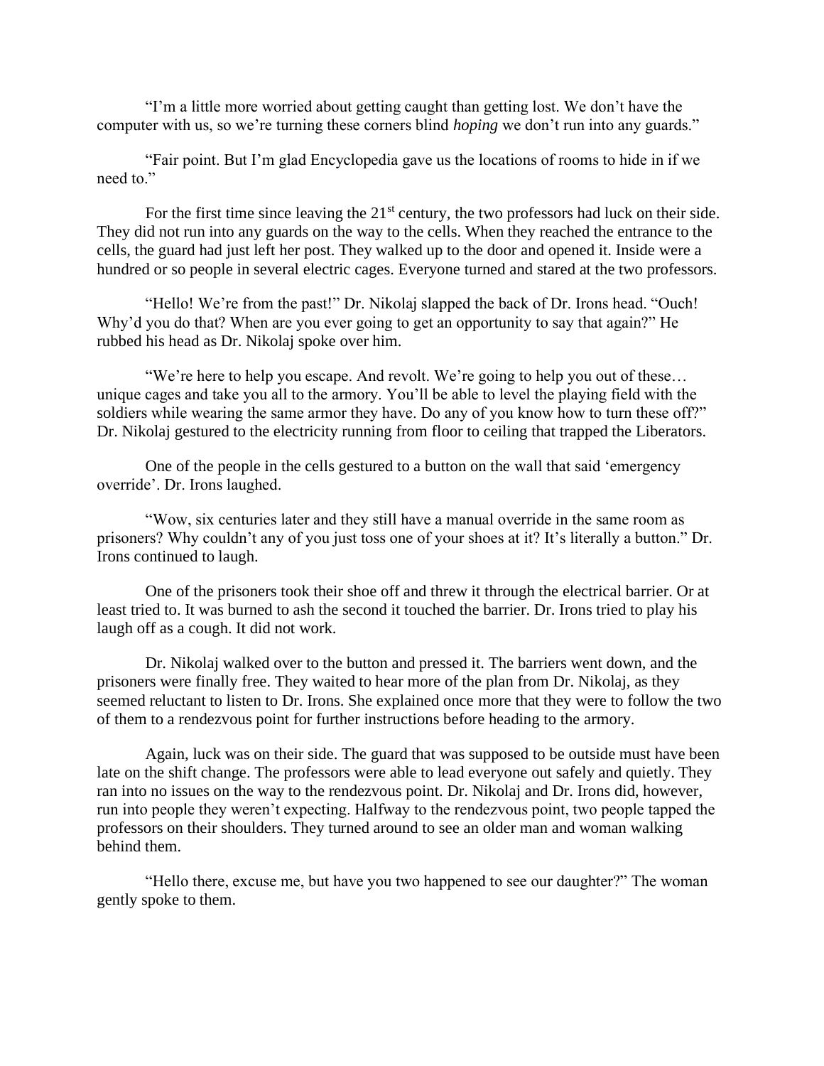"I'm a little more worried about getting caught than getting lost. We don't have the computer with us, so we're turning these corners blind *hoping* we don't run into any guards."

"Fair point. But I'm glad Encyclopedia gave us the locations of rooms to hide in if we need to."

For the first time since leaving the 21st century, the two professors had luck on their side. They did not run into any guards on the way to the cells. When they reached the entrance to the cells, the guard had just left her post. They walked up to the door and opened it. Inside were a hundred or so people in several electric cages. Everyone turned and stared at the two professors.

"Hello! We're from the past!" Dr. Nikolaj slapped the back of Dr. Irons head. "Ouch! Why'd you do that? When are you ever going to get an opportunity to say that again?" He rubbed his head as Dr. Nikolaj spoke over him.

"We're here to help you escape. And revolt. We're going to help you out of these… unique cages and take you all to the armory. You'll be able to level the playing field with the soldiers while wearing the same armor they have. Do any of you know how to turn these off?" Dr. Nikolaj gestured to the electricity running from floor to ceiling that trapped the Liberators.

One of the people in the cells gestured to a button on the wall that said 'emergency override'. Dr. Irons laughed.

"Wow, six centuries later and they still have a manual override in the same room as prisoners? Why couldn't any of you just toss one of your shoes at it? It's literally a button." Dr. Irons continued to laugh.

One of the prisoners took their shoe off and threw it through the electrical barrier. Or at least tried to. It was burned to ash the second it touched the barrier. Dr. Irons tried to play his laugh off as a cough. It did not work.

Dr. Nikolaj walked over to the button and pressed it. The barriers went down, and the prisoners were finally free. They waited to hear more of the plan from Dr. Nikolaj, as they seemed reluctant to listen to Dr. Irons. She explained once more that they were to follow the two of them to a rendezvous point for further instructions before heading to the armory.

Again, luck was on their side. The guard that was supposed to be outside must have been late on the shift change. The professors were able to lead everyone out safely and quietly. They ran into no issues on the way to the rendezvous point. Dr. Nikolaj and Dr. Irons did, however, run into people they weren't expecting. Halfway to the rendezvous point, two people tapped the professors on their shoulders. They turned around to see an older man and woman walking behind them.

"Hello there, excuse me, but have you two happened to see our daughter?" The woman gently spoke to them.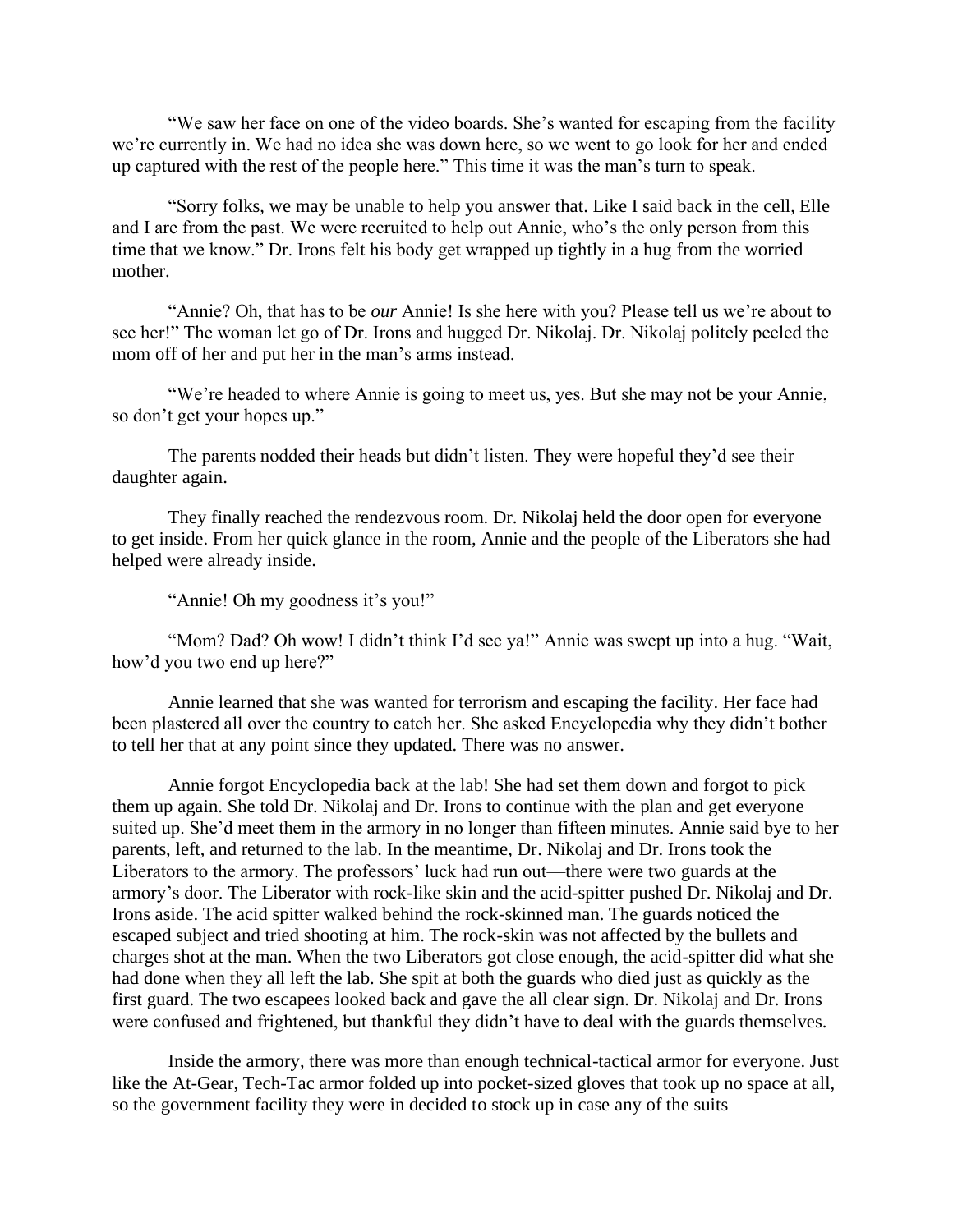"We saw her face on one of the video boards. She's wanted for escaping from the facility we're currently in. We had no idea she was down here, so we went to go look for her and ended up captured with the rest of the people here." This time it was the man's turn to speak.

"Sorry folks, we may be unable to help you answer that. Like I said back in the cell, Elle and I are from the past. We were recruited to help out Annie, who's the only person from this time that we know." Dr. Irons felt his body get wrapped up tightly in a hug from the worried mother.

"Annie? Oh, that has to be *our* Annie! Is she here with you? Please tell us we're about to see her!" The woman let go of Dr. Irons and hugged Dr. Nikolaj. Dr. Nikolaj politely peeled the mom off of her and put her in the man's arms instead.

"We're headed to where Annie is going to meet us, yes. But she may not be your Annie, so don't get your hopes up."

The parents nodded their heads but didn't listen. They were hopeful they'd see their daughter again.

They finally reached the rendezvous room. Dr. Nikolaj held the door open for everyone to get inside. From her quick glance in the room, Annie and the people of the Liberators she had helped were already inside.

"Annie! Oh my goodness it's you!"

"Mom? Dad? Oh wow! I didn't think I'd see ya!" Annie was swept up into a hug. "Wait, how'd you two end up here?"

Annie learned that she was wanted for terrorism and escaping the facility. Her face had been plastered all over the country to catch her. She asked Encyclopedia why they didn't bother to tell her that at any point since they updated. There was no answer.

Annie forgot Encyclopedia back at the lab! She had set them down and forgot to pick them up again. She told Dr. Nikolaj and Dr. Irons to continue with the plan and get everyone suited up. She'd meet them in the armory in no longer than fifteen minutes. Annie said bye to her parents, left, and returned to the lab. In the meantime, Dr. Nikolaj and Dr. Irons took the Liberators to the armory. The professors' luck had run out—there were two guards at the armory's door. The Liberator with rock-like skin and the acid-spitter pushed Dr. Nikolaj and Dr. Irons aside. The acid spitter walked behind the rock-skinned man. The guards noticed the escaped subject and tried shooting at him. The rock-skin was not affected by the bullets and charges shot at the man. When the two Liberators got close enough, the acid-spitter did what she had done when they all left the lab. She spit at both the guards who died just as quickly as the first guard. The two escapees looked back and gave the all clear sign. Dr. Nikolaj and Dr. Irons were confused and frightened, but thankful they didn't have to deal with the guards themselves.

Inside the armory, there was more than enough technical-tactical armor for everyone. Just like the At-Gear, Tech-Tac armor folded up into pocket-sized gloves that took up no space at all, so the government facility they were in decided to stock up in case any of the suits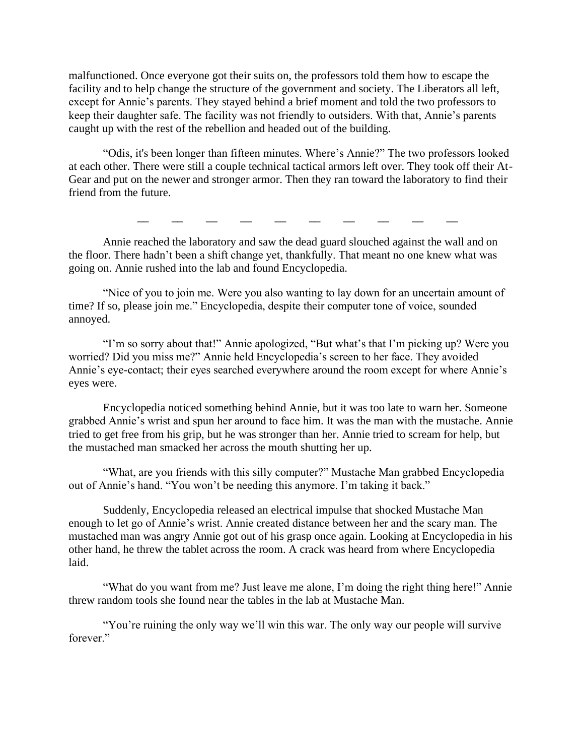malfunctioned. Once everyone got their suits on, the professors told them how to escape the facility and to help change the structure of the government and society. The Liberators all left, except for Annie's parents. They stayed behind a brief moment and told the two professors to keep their daughter safe. The facility was not friendly to outsiders. With that, Annie's parents caught up with the rest of the rebellion and headed out of the building.

"Odis, it's been longer than fifteen minutes. Where's Annie?" The two professors looked at each other. There were still a couple technical tactical armors left over. They took off their At-Gear and put on the newer and stronger armor. Then they ran toward the laboratory to find their friend from the future.

— — — — — — — — — —

Annie reached the laboratory and saw the dead guard slouched against the wall and on the floor. There hadn't been a shift change yet, thankfully. That meant no one knew what was going on. Annie rushed into the lab and found Encyclopedia.

"Nice of you to join me. Were you also wanting to lay down for an uncertain amount of time? If so, please join me." Encyclopedia, despite their computer tone of voice, sounded annoyed.

"I'm so sorry about that!" Annie apologized, "But what's that I'm picking up? Were you worried? Did you miss me?" Annie held Encyclopedia's screen to her face. They avoided Annie's eye-contact; their eyes searched everywhere around the room except for where Annie's eyes were.

Encyclopedia noticed something behind Annie, but it was too late to warn her. Someone grabbed Annie's wrist and spun her around to face him. It was the man with the mustache. Annie tried to get free from his grip, but he was stronger than her. Annie tried to scream for help, but the mustached man smacked her across the mouth shutting her up.

"What, are you friends with this silly computer?" Mustache Man grabbed Encyclopedia out of Annie's hand. "You won't be needing this anymore. I'm taking it back."

Suddenly, Encyclopedia released an electrical impulse that shocked Mustache Man enough to let go of Annie's wrist. Annie created distance between her and the scary man. The mustached man was angry Annie got out of his grasp once again. Looking at Encyclopedia in his other hand, he threw the tablet across the room. A crack was heard from where Encyclopedia laid.

"What do you want from me? Just leave me alone, I'm doing the right thing here!" Annie threw random tools she found near the tables in the lab at Mustache Man.

"You're ruining the only way we'll win this war. The only way our people will survive forever."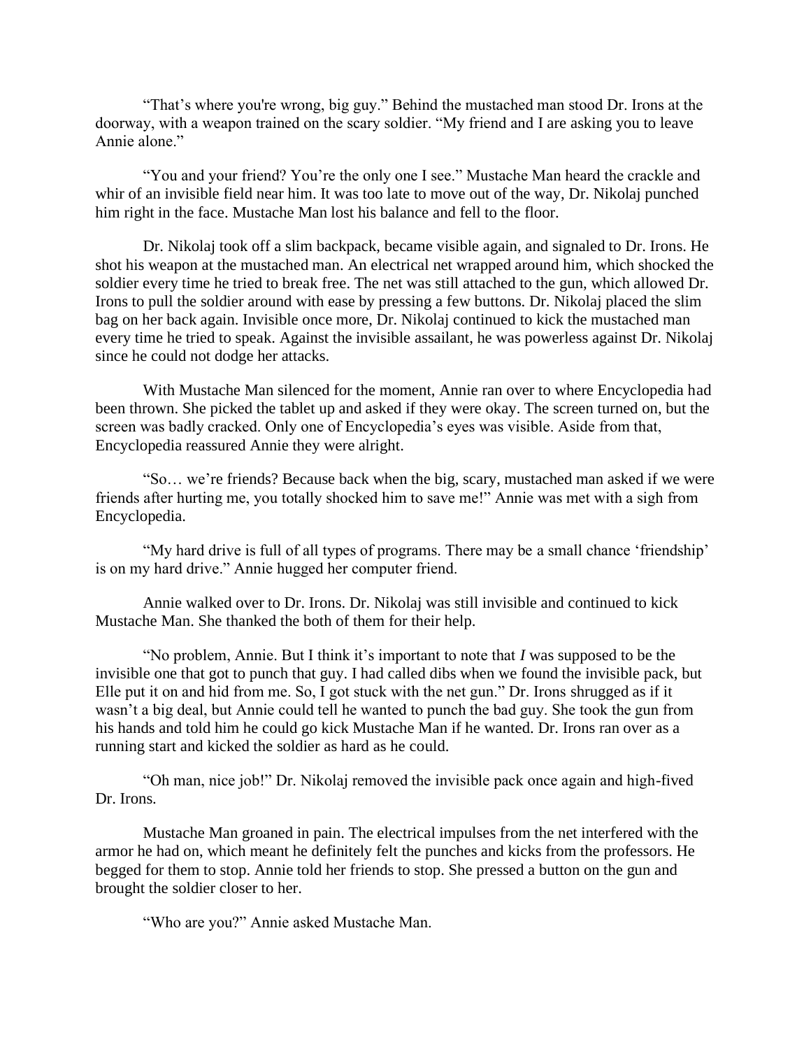"That's where you're wrong, big guy." Behind the mustached man stood Dr. Irons at the doorway, with a weapon trained on the scary soldier. "My friend and I are asking you to leave Annie alone."

"You and your friend? You're the only one I see." Mustache Man heard the crackle and whir of an invisible field near him. It was too late to move out of the way, Dr. Nikolaj punched him right in the face. Mustache Man lost his balance and fell to the floor.

Dr. Nikolaj took off a slim backpack, became visible again, and signaled to Dr. Irons. He shot his weapon at the mustached man. An electrical net wrapped around him, which shocked the soldier every time he tried to break free. The net was still attached to the gun, which allowed Dr. Irons to pull the soldier around with ease by pressing a few buttons. Dr. Nikolaj placed the slim bag on her back again. Invisible once more, Dr. Nikolaj continued to kick the mustached man every time he tried to speak. Against the invisible assailant, he was powerless against Dr. Nikolaj since he could not dodge her attacks.

With Mustache Man silenced for the moment, Annie ran over to where Encyclopedia had been thrown. She picked the tablet up and asked if they were okay. The screen turned on, but the screen was badly cracked. Only one of Encyclopedia's eyes was visible. Aside from that, Encyclopedia reassured Annie they were alright.

"So… we're friends? Because back when the big, scary, mustached man asked if we were friends after hurting me, you totally shocked him to save me!" Annie was met with a sigh from Encyclopedia.

"My hard drive is full of all types of programs. There may be a small chance 'friendship' is on my hard drive." Annie hugged her computer friend.

Annie walked over to Dr. Irons. Dr. Nikolaj was still invisible and continued to kick Mustache Man. She thanked the both of them for their help.

"No problem, Annie. But I think it's important to note that *I* was supposed to be the invisible one that got to punch that guy. I had called dibs when we found the invisible pack, but Elle put it on and hid from me. So, I got stuck with the net gun." Dr. Irons shrugged as if it wasn't a big deal, but Annie could tell he wanted to punch the bad guy. She took the gun from his hands and told him he could go kick Mustache Man if he wanted. Dr. Irons ran over as a running start and kicked the soldier as hard as he could.

"Oh man, nice job!" Dr. Nikolaj removed the invisible pack once again and high-fived Dr. Irons.

Mustache Man groaned in pain. The electrical impulses from the net interfered with the armor he had on, which meant he definitely felt the punches and kicks from the professors. He begged for them to stop. Annie told her friends to stop. She pressed a button on the gun and brought the soldier closer to her.

"Who are you?" Annie asked Mustache Man.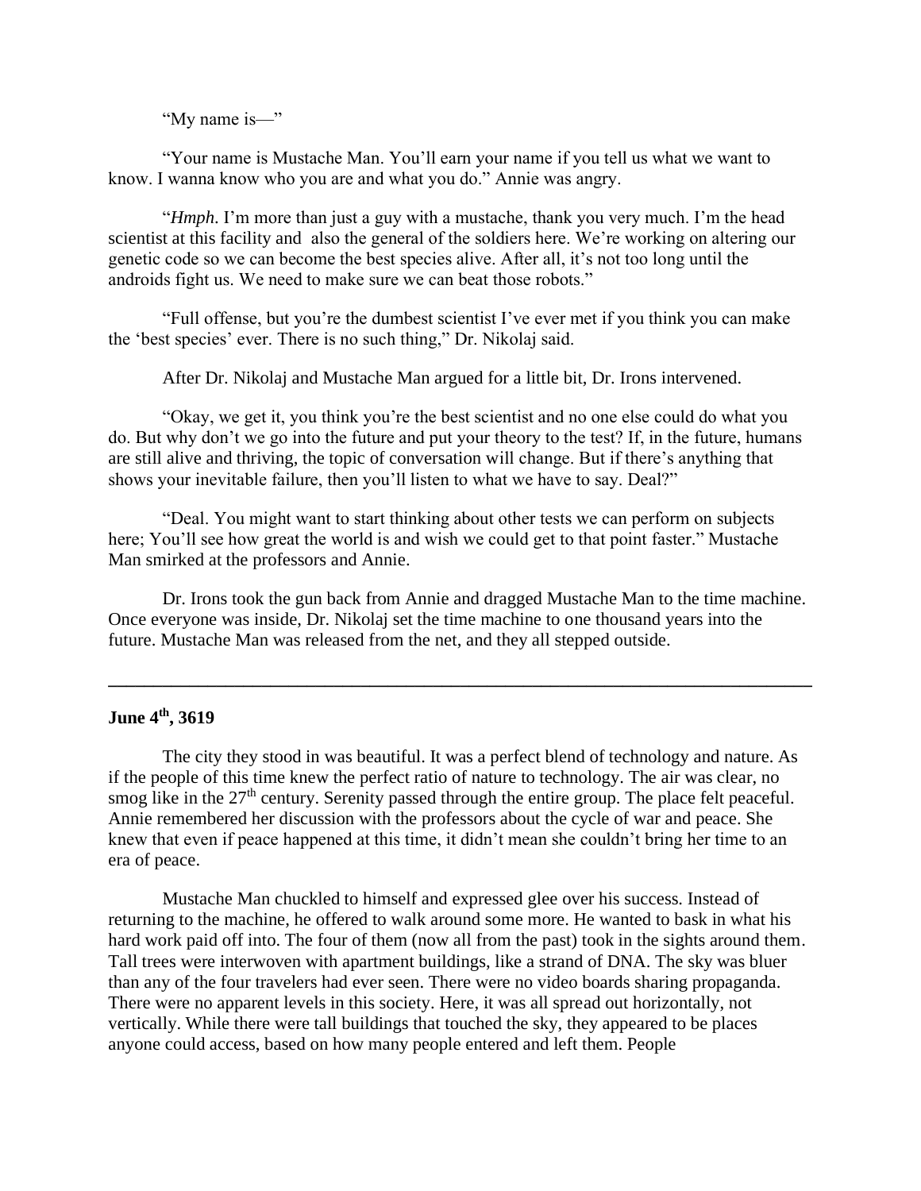"My name is—"

"Your name is Mustache Man. You'll earn your name if you tell us what we want to know. I wanna know who you are and what you do." Annie was angry.

"*Hmph*. I'm more than just a guy with a mustache, thank you very much. I'm the head scientist at this facility and also the general of the soldiers here. We're working on altering our genetic code so we can become the best species alive. After all, it's not too long until the androids fight us. We need to make sure we can beat those robots."

"Full offense, but you're the dumbest scientist I've ever met if you think you can make the 'best species' ever. There is no such thing," Dr. Nikolaj said.

After Dr. Nikolaj and Mustache Man argued for a little bit, Dr. Irons intervened.

"Okay, we get it, you think you're the best scientist and no one else could do what you do. But why don't we go into the future and put your theory to the test? If, in the future, humans are still alive and thriving, the topic of conversation will change. But if there's anything that shows your inevitable failure, then you'll listen to what we have to say. Deal?"

"Deal. You might want to start thinking about other tests we can perform on subjects here; You'll see how great the world is and wish we could get to that point faster." Mustache Man smirked at the professors and Annie.

Dr. Irons took the gun back from Annie and dragged Mustache Man to the time machine. Once everyone was inside, Dr. Nikolaj set the time machine to one thousand years into the future. Mustache Man was released from the net, and they all stepped outside.

---

**June 4th, 3619**

The city they stood in was beautiful. It was a perfect blend of technology and nature. As if the people of this time knew the perfect ratio of nature to technology. The air was clear, no smog like in the 27th century. Serenity passed through the entire group. The place felt peaceful. Annie remembered her discussion with the professors about the cycle of war and peace. She knew that even if peace happened at this time, it didn't mean she couldn't bring her time to an era of peace.

Mustache Man chuckled to himself and expressed glee over his success. Instead of returning to the machine, he offered to walk around some more. He wanted to bask in what his hard work paid off into. The four of them (now all from the past) took in the sights around them. Tall trees were interwoven with apartment buildings, like a strand of DNA. The sky was bluer than any of the four travelers had ever seen. There were no video boards sharing propaganda. There were no apparent levels in this society. Here, it was all spread out horizontally, not vertically. While there were tall buildings that touched the sky, they appeared to be places anyone could access, based on how many people entered and left them. People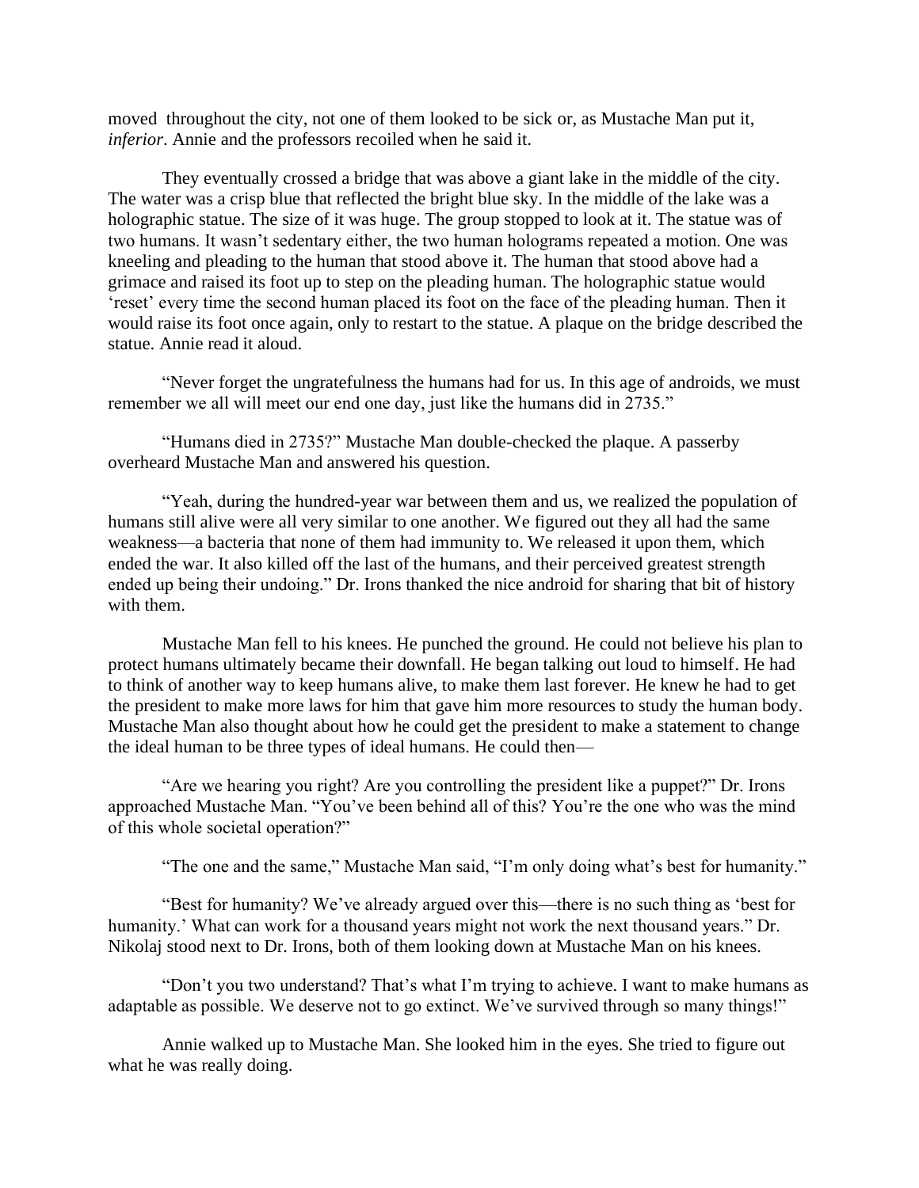moved throughout the city, not one of them looked to be sick or, as Mustache Man put it, *inferior*. Annie and the professors recoiled when he said it.

They eventually crossed a bridge that was above a giant lake in the middle of the city. The water was a crisp blue that reflected the bright blue sky. In the middle of the lake was a holographic statue. The size of it was huge. The group stopped to look at it. The statue was of two humans. It wasn't sedentary either, the two human holograms repeated a motion. One was kneeling and pleading to the human that stood above it. The human that stood above had a grimace and raised its foot up to step on the pleading human. The holographic statue would 'reset' every time the second human placed its foot on the face of the pleading human. Then it would raise its foot once again, only to restart to the statue. A plaque on the bridge described the statue. Annie read it aloud.

"Never forget the ungratefulness the humans had for us. In this age of androids, we must remember we all will meet our end one day, just like the humans did in 2735."

"Humans died in 2735?" Mustache Man double-checked the plaque. A passerby overheard Mustache Man and answered his question.

"Yeah, during the hundred-year war between them and us, we realized the population of humans still alive were all very similar to one another. We figured out they all had the same weakness—a bacteria that none of them had immunity to. We released it upon them, which ended the war. It also killed off the last of the humans, and their perceived greatest strength ended up being their undoing." Dr. Irons thanked the nice android for sharing that bit of history with them.

Mustache Man fell to his knees. He punched the ground. He could not believe his plan to protect humans ultimately became their downfall. He began talking out loud to himself. He had to think of another way to keep humans alive, to make them last forever. He knew he had to get the president to make more laws for him that gave him more resources to study the human body. Mustache Man also thought about how he could get the president to make a statement to change the ideal human to be three types of ideal humans. He could then—

"Are we hearing you right? Are you controlling the president like a puppet?" Dr. Irons approached Mustache Man. "You've been behind all of this? You're the one who was the mind of this whole societal operation?"

"The one and the same," Mustache Man said, "I'm only doing what's best for humanity."

"Best for humanity? We've already argued over this—there is no such thing as 'best for humanity.' What can work for a thousand years might not work the next thousand years." Dr. Nikolaj stood next to Dr. Irons, both of them looking down at Mustache Man on his knees.

"Don't you two understand? That's what I'm trying to achieve. I want to make humans as adaptable as possible. We deserve not to go extinct. We've survived through so many things!"

Annie walked up to Mustache Man. She looked him in the eyes. She tried to figure out what he was really doing.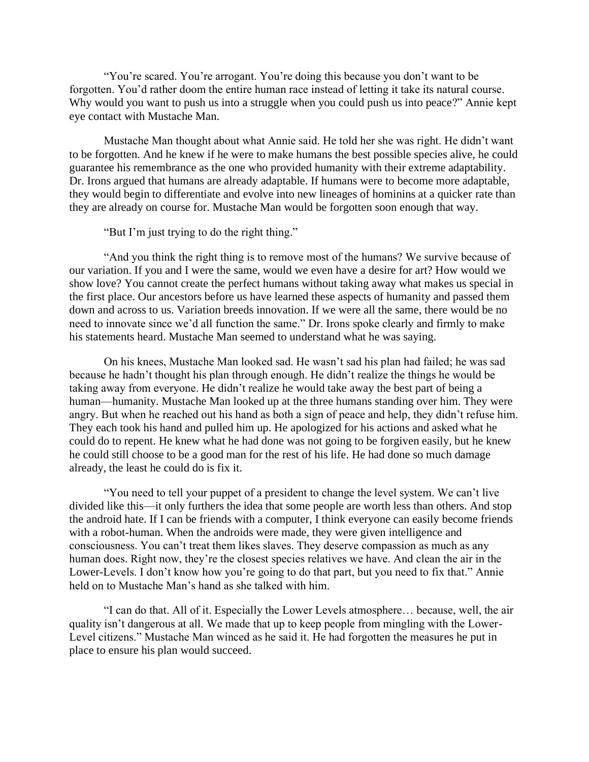"You're scared. You're arrogant. You're doing this because you don't want to be forgotten. You'd rather doom the entire human race instead of letting it take its natural course. Why would you want to push us into a struggle when you could push us into peace?" Annie kept eye contact with Mustache Man.

Mustache Man thought about what Annie said. He told her she was right. He didn't want to be forgotten. And he knew if he were to make humans the best possible species alive, he could guarantee his remembrance as the one who provided humanity with their extreme adaptability. Dr. Irons argued that humans are already adaptable. If humans were to become more adaptable, they would begin to differentiate and evolve into new lineages of hominins at a quicker rate than they are already on course for. Mustache Man would be forgotten soon enough that way.

"But I'm just trying to do the right thing."

"And you think the right thing is to remove most of the humans? We survive because of our variation. If you and I were the same, would we even have a desire for art? How would we show love? You cannot create the perfect humans without taking away what makes us special in the first place. Our ancestors before us have learned these aspects of humanity and passed them down and across to us. Variation breeds innovation. If we were all the same, there would be no need to innovate since we'd all function the same." Dr. Irons spoke clearly and firmly to make his statements heard. Mustache Man seemed to understand what he was saying.

On his knees, Mustache Man looked sad. He wasn't sad his plan had failed; he was sad because he hadn't thought his plan through enough. He didn't realize the things he would be taking away from everyone. He didn't realize he would take away the best part of being a human—humanity. Mustache Man looked up at the three humans standing over him. They were angry. But when he reached out his hand as both a sign of peace and help, they didn't refuse him. They each took his hand and pulled him up. He apologized for his actions and asked what he could do to repent. He knew what he had done was not going to be forgiven easily, but he knew he could still choose to be a good man for the rest of his life. He had done so much damage already, the least he could do is fix it.

"You need to tell your puppet of a president to change the level system. We can't live divided like this—it only furthers the idea that some people are worth less than others. And stop the android hate. If I can be friends with a computer, I think everyone can easily become friends with a robot-human. When the androids were made, they were given intelligence and consciousness. You can't treat them likes slaves. They deserve compassion as much as any human does. Right now, they're the closest species relatives we have. And clean the air in the Lower-Levels. I don't know how you're going to do that part, but you need to fix that." Annie held on to Mustache Man's hand as she talked with him.

"I can do that. All of it. Especially the Lower Levels atmosphere… because, well, the air quality isn't dangerous at all. We made that up to keep people from mingling with the Lower-Level citizens." Mustache Man winced as he said it. He had forgotten the measures he put in place to ensure his plan would succeed.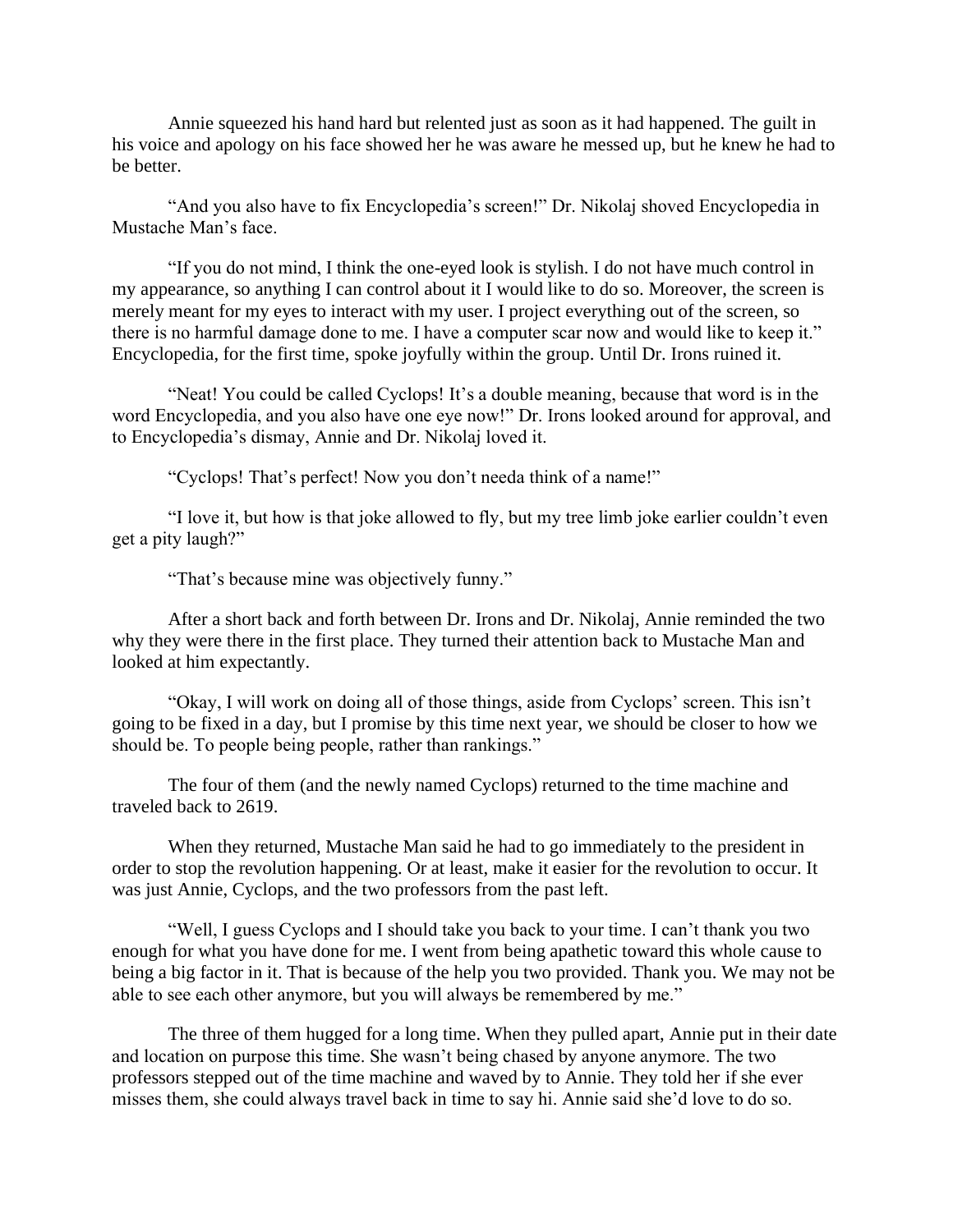Annie squeezed his hand hard but relented just as soon as it had happened. The guilt in his voice and apology on his face showed her he was aware he messed up, but he knew he had to be better.

"And you also have to fix Encyclopedia's screen!" Dr. Nikolaj shoved Encyclopedia in Mustache Man's face.

"If you do not mind, I think the one-eyed look is stylish. I do not have much control in my appearance, so anything I can control about it I would like to do so. Moreover, the screen is merely meant for my eyes to interact with my user. I project everything out of the screen, so there is no harmful damage done to me. I have a computer scar now and would like to keep it." Encyclopedia, for the first time, spoke joyfully within the group. Until Dr. Irons ruined it.

"Neat! You could be called Cyclops! It's a double meaning, because that word is in the word Encyclopedia, and you also have one eye now!" Dr. Irons looked around for approval, and to Encyclopedia's dismay, Annie and Dr. Nikolaj loved it.

"Cyclops! That's perfect! Now you don't needa think of a name!"

"I love it, but how is that joke allowed to fly, but my tree limb joke earlier couldn't even get a pity laugh?"

"That's because mine was objectively funny."

After a short back and forth between Dr. Irons and Dr. Nikolaj, Annie reminded the two why they were there in the first place. They turned their attention back to Mustache Man and looked at him expectantly.

"Okay, I will work on doing all of those things, aside from Cyclops' screen. This isn't going to be fixed in a day, but I promise by this time next year, we should be closer to how we should be. To people being people, rather than rankings."

The four of them (and the newly named Cyclops) returned to the time machine and traveled back to 2619.

When they returned, Mustache Man said he had to go immediately to the president in order to stop the revolution happening. Or at least, make it easier for the revolution to occur. It was just Annie, Cyclops, and the two professors from the past left.

"Well, I guess Cyclops and I should take you back to your time. I can't thank you two enough for what you have done for me. I went from being apathetic toward this whole cause to being a big factor in it. That is because of the help you two provided. Thank you. We may not be able to see each other anymore, but you will always be remembered by me."

The three of them hugged for a long time. When they pulled apart, Annie put in their date and location on purpose this time. She wasn't being chased by anyone anymore. The two professors stepped out of the time machine and waved by to Annie. They told her if she ever misses them, she could always travel back in time to say hi. Annie said she'd love to do so.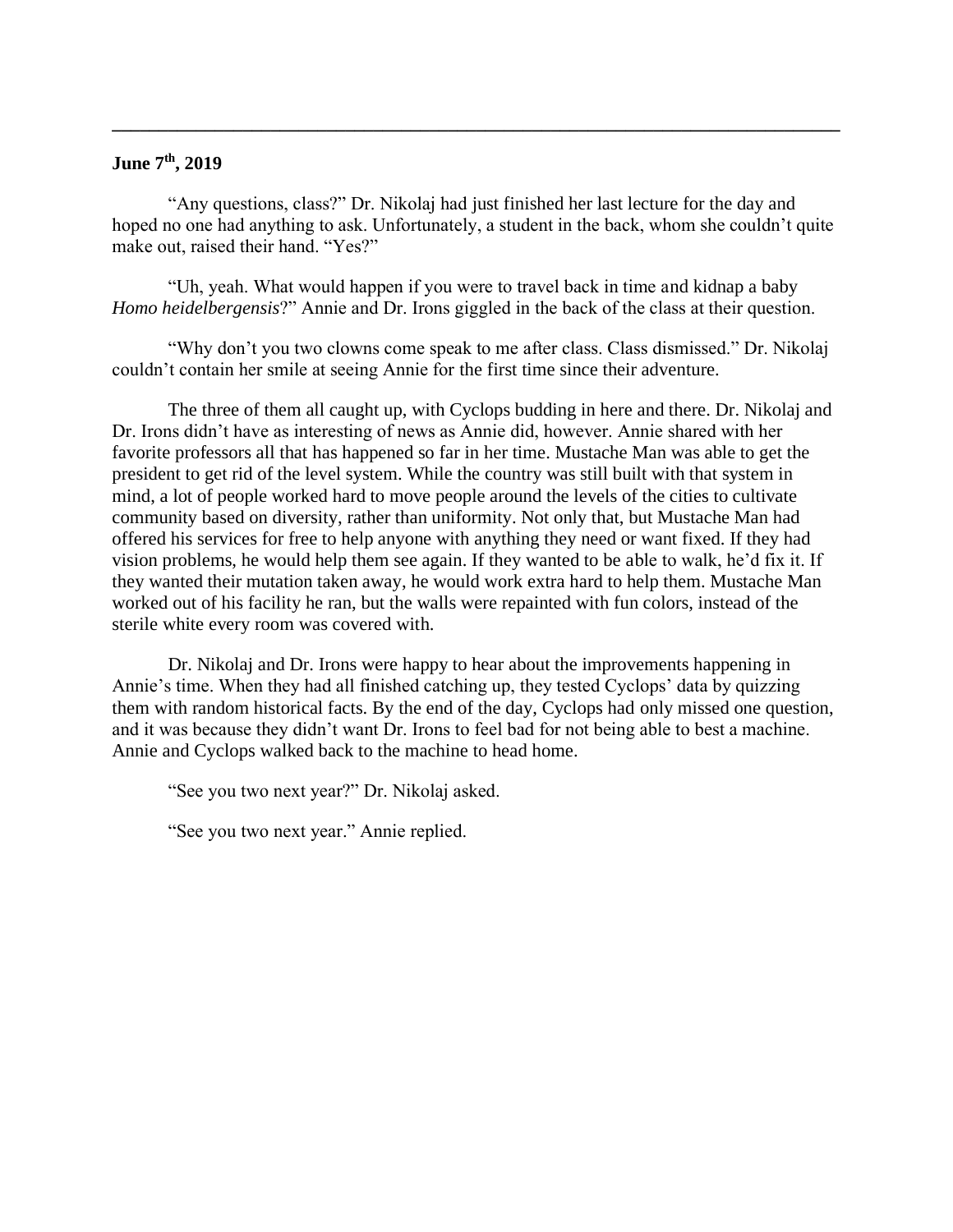---

**June 7th, 2019**

"Any questions, class?" Dr. Nikolaj had just finished her last lecture for the day and hoped no one had anything to ask. Unfortunately, a student in the back, whom she couldn't quite make out, raised their hand. "Yes?"

"Uh, yeah. What would happen if you were to travel back in time and kidnap a baby *Homo heidelbergensis*?" Annie and Dr. Irons giggled in the back of the class at their question.

"Why don't you two clowns come speak to me after class. Class dismissed." Dr. Nikolaj couldn't contain her smile at seeing Annie for the first time since their adventure.

The three of them all caught up, with Cyclops budding in here and there. Dr. Nikolaj and Dr. Irons didn't have as interesting of news as Annie did, however. Annie shared with her favorite professors all that has happened so far in her time. Mustache Man was able to get the president to get rid of the level system. While the country was still built with that system in mind, a lot of people worked hard to move people around the levels of the cities to cultivate community based on diversity, rather than uniformity. Not only that, but Mustache Man had offered his services for free to help anyone with anything they need or want fixed. If they had vision problems, he would help them see again. If they wanted to be able to walk, he'd fix it. If they wanted their mutation taken away, he would work extra hard to help them. Mustache Man worked out of his facility he ran, but the walls were repainted with fun colors, instead of the sterile white every room was covered with.

Dr. Nikolaj and Dr. Irons were happy to hear about the improvements happening in Annie's time. When they had all finished catching up, they tested Cyclops' data by quizzing them with random historical facts. By the end of the day, Cyclops had only missed one question, and it was because they didn't want Dr. Irons to feel bad for not being able to best a machine. Annie and Cyclops walked back to the machine to head home.

"See you two next year?" Dr. Nikolaj asked.

"See you two next year." Annie replied.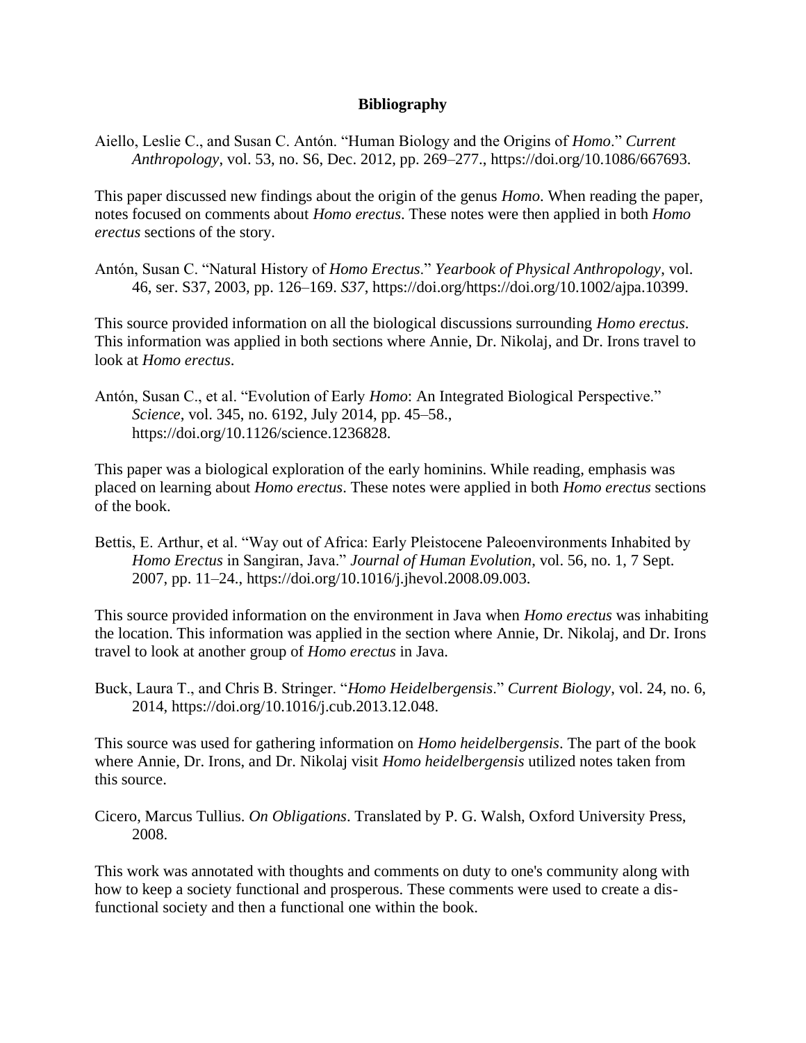**Bibliography**

Aiello, Leslie C., and Susan C. Antón. "Human Biology and the Origins of *Homo*." *Current Anthropology*, vol. 53, no. S6, Dec. 2012, pp. 269–277., https://doi.org/10.1086/667693.

This paper discussed new findings about the origin of the genus *Homo*. When reading the paper, notes focused on comments about *Homo erectus*. These notes were then applied in both *Homo erectus* sections of the story.

Antón, Susan C. "Natural History of *Homo Erectus*." *Yearbook of Physical Anthropology*, vol. 46, ser. S37, 2003, pp. 126–169. *S37*, https://doi.org/https://doi.org/10.1002/ajpa.10399.

This source provided information on all the biological discussions surrounding *Homo erectus*. This information was applied in both sections where Annie, Dr. Nikolaj, and Dr. Irons travel to look at *Homo erectus*.

Antón, Susan C., et al. "Evolution of Early *Homo*: An Integrated Biological Perspective." *Science*, vol. 345, no. 6192, July 2014, pp. 45–58., https://doi.org/10.1126/science.1236828.

This paper was a biological exploration of the early hominins. While reading, emphasis was placed on learning about *Homo erectus*. These notes were applied in both *Homo erectus* sections of the book.

Bettis, E. Arthur, et al. "Way out of Africa: Early Pleistocene Paleoenvironments Inhabited by *Homo Erectus* in Sangiran, Java." *Journal of Human Evolution*, vol. 56, no. 1, 7 Sept. 2007, pp. 11–24., https://doi.org/10.1016/j.jhevol.2008.09.003.

This source provided information on the environment in Java when *Homo erectus* was inhabiting the location. This information was applied in the section where Annie, Dr. Nikolaj, and Dr. Irons travel to look at another group of *Homo erectus* in Java.

Buck, Laura T., and Chris B. Stringer. "*Homo Heidelbergensis*." *Current Biology*, vol. 24, no. 6, 2014, https://doi.org/10.1016/j.cub.2013.12.048.

This source was used for gathering information on *Homo heidelbergensis*. The part of the book where Annie, Dr. Irons, and Dr. Nikolaj visit *Homo heidelbergensis* utilized notes taken from this source.

Cicero, Marcus Tullius. *On Obligations*. Translated by P. G. Walsh, Oxford University Press, 2008.

This work was annotated with thoughts and comments on duty to one's community along with how to keep a society functional and prosperous. These comments were used to create a dis-functional society and then a functional one within the book.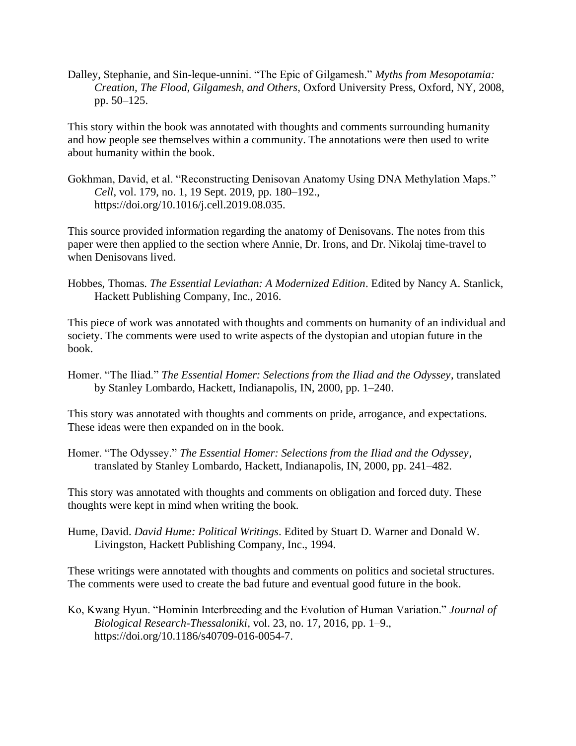Dalley, Stephanie, and Sin-leque-unnini. "The Epic of Gilgamesh." *Myths from Mesopotamia: Creation, The Flood, Gilgamesh, and Others*, Oxford University Press, Oxford, NY, 2008, pp. 50–125.

This story within the book was annotated with thoughts and comments surrounding humanity and how people see themselves within a community. The annotations were then used to write about humanity within the book.

Gokhman, David, et al. "Reconstructing Denisovan Anatomy Using DNA Methylation Maps." *Cell*, vol. 179, no. 1, 19 Sept. 2019, pp. 180–192., https://doi.org/10.1016/j.cell.2019.08.035.

This source provided information regarding the anatomy of Denisovans. The notes from this paper were then applied to the section where Annie, Dr. Irons, and Dr. Nikolaj time-travel to when Denisovans lived.

Hobbes, Thomas. *The Essential Leviathan: A Modernized Edition*. Edited by Nancy A. Stanlick, Hackett Publishing Company, Inc., 2016.

This piece of work was annotated with thoughts and comments on humanity of an individual and society. The comments were used to write aspects of the dystopian and utopian future in the book.

Homer. "The Iliad." *The Essential Homer: Selections from the Iliad and the Odyssey*, translated by Stanley Lombardo, Hackett, Indianapolis, IN, 2000, pp. 1–240.

This story was annotated with thoughts and comments on pride, arrogance, and expectations. These ideas were then expanded on in the book.

Homer. "The Odyssey." *The Essential Homer: Selections from the Iliad and the Odyssey*, translated by Stanley Lombardo, Hackett, Indianapolis, IN, 2000, pp. 241–482.

This story was annotated with thoughts and comments on obligation and forced duty. These thoughts were kept in mind when writing the book.

Hume, David. *David Hume: Political Writings*. Edited by Stuart D. Warner and Donald W. Livingston, Hackett Publishing Company, Inc., 1994.

These writings were annotated with thoughts and comments on politics and societal structures. The comments were used to create the bad future and eventual good future in the book.

Ko, Kwang Hyun. "Hominin Interbreeding and the Evolution of Human Variation." *Journal of Biological Research-Thessaloniki*, vol. 23, no. 17, 2016, pp. 1–9., https://doi.org/10.1186/s40709-016-0054-7.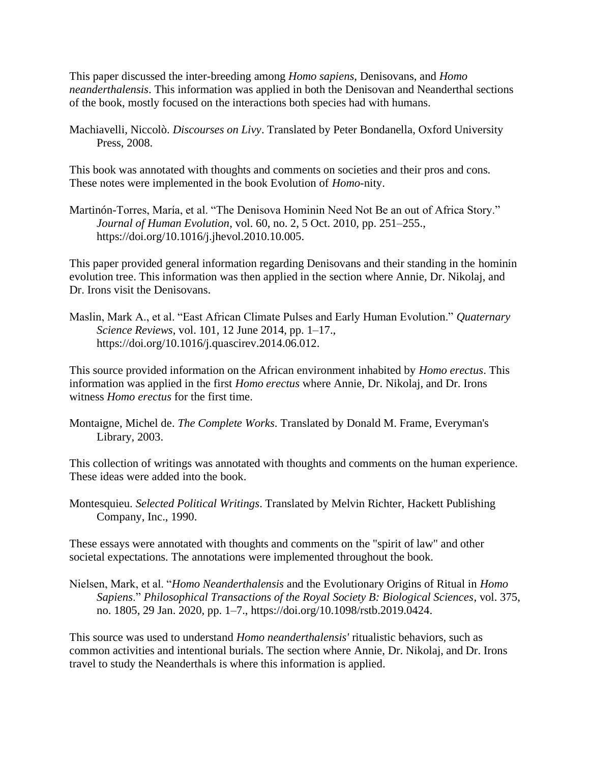This paper discussed the inter-breeding among *Homo sapiens*, Denisovans, and *Homo neanderthalensis*. This information was applied in both the Denisovan and Neanderthal sections of the book, mostly focused on the interactions both species had with humans.

Machiavelli, Niccolò. *Discourses on Livy*. Translated by Peter Bondanella, Oxford University Press, 2008.

This book was annotated with thoughts and comments on societies and their pros and cons. These notes were implemented in the book Evolution of *Homo*-nity.

Martinón-Torres, María, et al. "The Denisova Hominin Need Not Be an out of Africa Story." *Journal of Human Evolution*, vol. 60, no. 2, 5 Oct. 2010, pp. 251–255., https://doi.org/10.1016/j.jhevol.2010.10.005.

This paper provided general information regarding Denisovans and their standing in the hominin evolution tree. This information was then applied in the section where Annie, Dr. Nikolaj, and Dr. Irons visit the Denisovans.

Maslin, Mark A., et al. "East African Climate Pulses and Early Human Evolution." *Quaternary Science Reviews*, vol. 101, 12 June 2014, pp. 1–17., https://doi.org/10.1016/j.quascirev.2014.06.012.

This source provided information on the African environment inhabited by *Homo erectus*. This information was applied in the first *Homo erectus* where Annie, Dr. Nikolaj, and Dr. Irons witness *Homo erectus* for the first time.

Montaigne, Michel de. *The Complete Works*. Translated by Donald M. Frame, Everyman's Library, 2003.

This collection of writings was annotated with thoughts and comments on the human experience. These ideas were added into the book.

Montesquieu. *Selected Political Writings*. Translated by Melvin Richter, Hackett Publishing Company, Inc., 1990.

These essays were annotated with thoughts and comments on the "spirit of law" and other societal expectations. The annotations were implemented throughout the book.

Nielsen, Mark, et al. "*Homo Neanderthalensis* and the Evolutionary Origins of Ritual in *Homo Sapiens*." *Philosophical Transactions of the Royal Society B: Biological Sciences*, vol. 375, no. 1805, 29 Jan. 2020, pp. 1–7., https://doi.org/10.1098/rstb.2019.0424.

This source was used to understand *Homo neanderthalensis'* ritualistic behaviors, such as common activities and intentional burials. The section where Annie, Dr. Nikolaj, and Dr. Irons travel to study the Neanderthals is where this information is applied.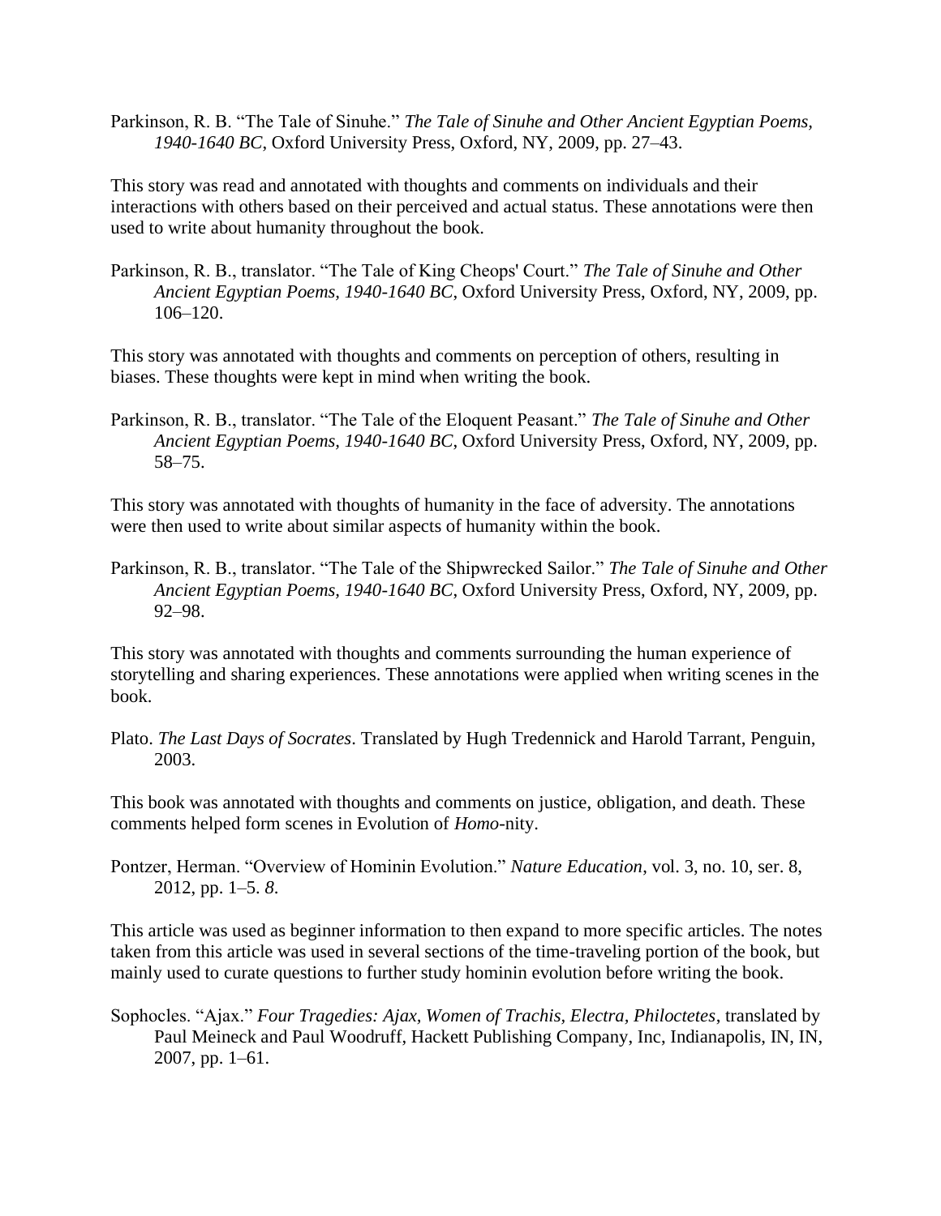Parkinson, R. B. “The Tale of Sinuhe.” *The Tale of Sinuhe and Other Ancient Egyptian Poems, 1940-1640 BC*, Oxford University Press, Oxford, NY, 2009, pp. 27–43.

This story was read and annotated with thoughts and comments on individuals and their interactions with others based on their perceived and actual status. These annotations were then used to write about humanity throughout the book.

Parkinson, R. B., translator. “The Tale of King Cheops' Court.” *The Tale of Sinuhe and Other Ancient Egyptian Poems, 1940-1640 BC*, Oxford University Press, Oxford, NY, 2009, pp. 106–120.

This story was annotated with thoughts and comments on perception of others, resulting in biases. These thoughts were kept in mind when writing the book.

Parkinson, R. B., translator. “The Tale of the Eloquent Peasant.” *The Tale of Sinuhe and Other Ancient Egyptian Poems, 1940-1640 BC*, Oxford University Press, Oxford, NY, 2009, pp. 58–75.

This story was annotated with thoughts of humanity in the face of adversity. The annotations were then used to write about similar aspects of humanity within the book.

Parkinson, R. B., translator. “The Tale of the Shipwrecked Sailor.” *The Tale of Sinuhe and Other Ancient Egyptian Poems, 1940-1640 BC*, Oxford University Press, Oxford, NY, 2009, pp. 92–98.

This story was annotated with thoughts and comments surrounding the human experience of storytelling and sharing experiences. These annotations were applied when writing scenes in the book.

Plato. *The Last Days of Socrates*. Translated by Hugh Tredennick and Harold Tarrant, Penguin, 2003.

This book was annotated with thoughts and comments on justice, obligation, and death. These comments helped form scenes in Evolution of *Homo*-nity.

Pontzer, Herman. “Overview of Hominin Evolution.” *Nature Education*, vol. 3, no. 10, ser. 8, 2012, pp. 1–5. *8*.

This article was used as beginner information to then expand to more specific articles. The notes taken from this article was used in several sections of the time-traveling portion of the book, but mainly used to curate questions to further study hominin evolution before writing the book.

Sophocles. “Ajax.” *Four Tragedies: Ajax, Women of Trachis, Electra, Philoctetes*, translated by Paul Meineck and Paul Woodruff, Hackett Publishing Company, Inc, Indianapolis, IN, IN, 2007, pp. 1–61.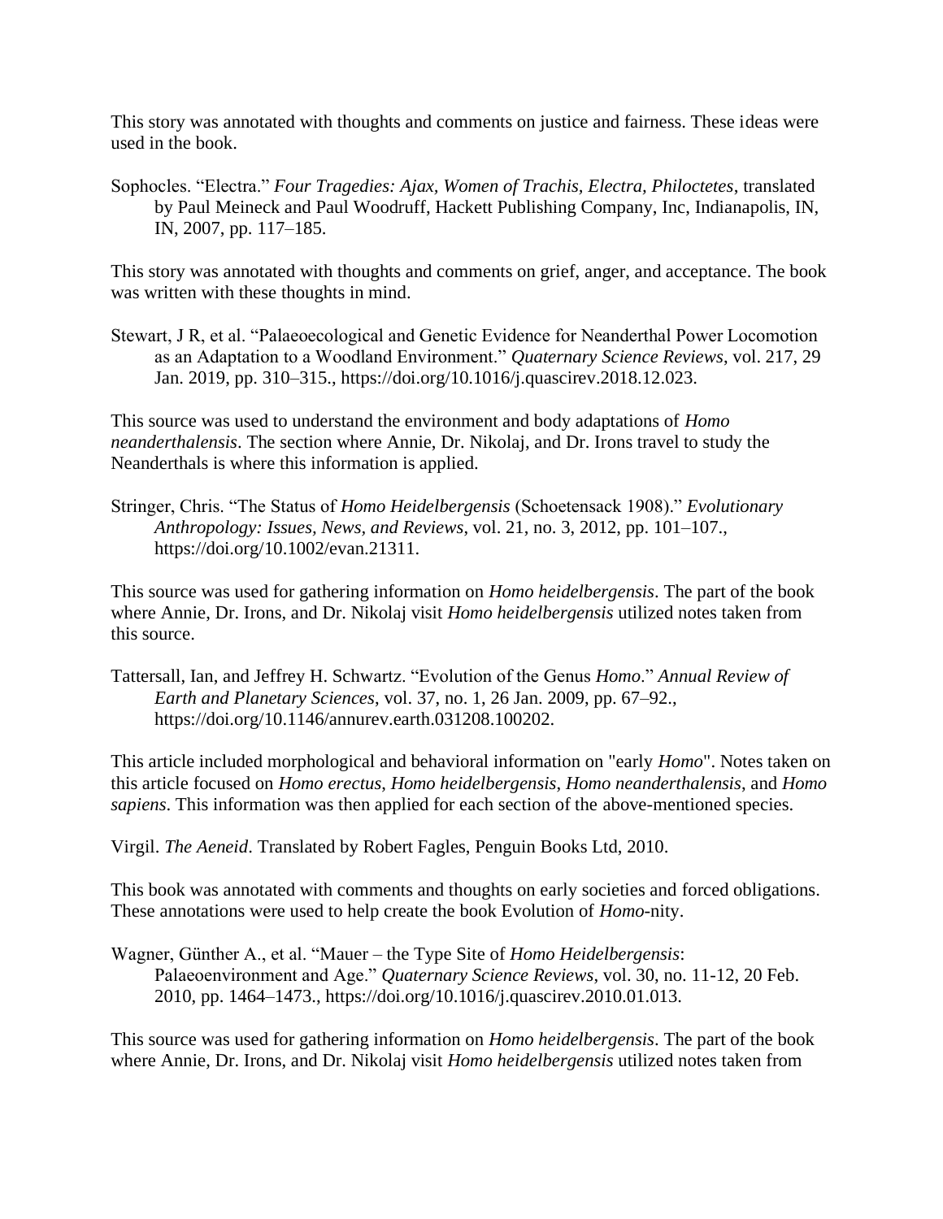This story was annotated with thoughts and comments on justice and fairness. These ideas were used in the book.

Sophocles. "Electra." *Four Tragedies: Ajax, Women of Trachis, Electra, Philoctetes*, translated by Paul Meineck and Paul Woodruff, Hackett Publishing Company, Inc, Indianapolis, IN, IN, 2007, pp. 117–185.

This story was annotated with thoughts and comments on grief, anger, and acceptance. The book was written with these thoughts in mind.

Stewart, J R, et al. "Palaeoecological and Genetic Evidence for Neanderthal Power Locomotion as an Adaptation to a Woodland Environment." *Quaternary Science Reviews*, vol. 217, 29 Jan. 2019, pp. 310–315., https://doi.org/10.1016/j.quascirev.2018.12.023.

This source was used to understand the environment and body adaptations of *Homo neanderthalensis*. The section where Annie, Dr. Nikolaj, and Dr. Irons travel to study the Neanderthals is where this information is applied.

Stringer, Chris. "The Status of *Homo Heidelbergensis* (Schoetensack 1908)." *Evolutionary Anthropology: Issues, News, and Reviews*, vol. 21, no. 3, 2012, pp. 101–107., https://doi.org/10.1002/evan.21311.

This source was used for gathering information on *Homo heidelbergensis*. The part of the book where Annie, Dr. Irons, and Dr. Nikolaj visit *Homo heidelbergensis* utilized notes taken from this source.

Tattersall, Ian, and Jeffrey H. Schwartz. "Evolution of the Genus *Homo*." *Annual Review of Earth and Planetary Sciences*, vol. 37, no. 1, 26 Jan. 2009, pp. 67–92., https://doi.org/10.1146/annurev.earth.031208.100202.

This article included morphological and behavioral information on "early *Homo*". Notes taken on this article focused on *Homo erectus*, *Homo heidelbergensis*, *Homo neanderthalensis*, and *Homo sapiens*. This information was then applied for each section of the above-mentioned species.

Virgil. *The Aeneid*. Translated by Robert Fagles, Penguin Books Ltd, 2010.

This book was annotated with comments and thoughts on early societies and forced obligations. These annotations were used to help create the book Evolution of *Homo*-nity.

Wagner, Günther A., et al. "Mauer – the Type Site of *Homo Heidelbergensis*: Palaeoenvironment and Age." *Quaternary Science Reviews*, vol. 30, no. 11-12, 20 Feb. 2010, pp. 1464–1473., https://doi.org/10.1016/j.quascirev.2010.01.013.

This source was used for gathering information on *Homo heidelbergensis*. The part of the book where Annie, Dr. Irons, and Dr. Nikolaj visit *Homo heidelbergensis* utilized notes taken from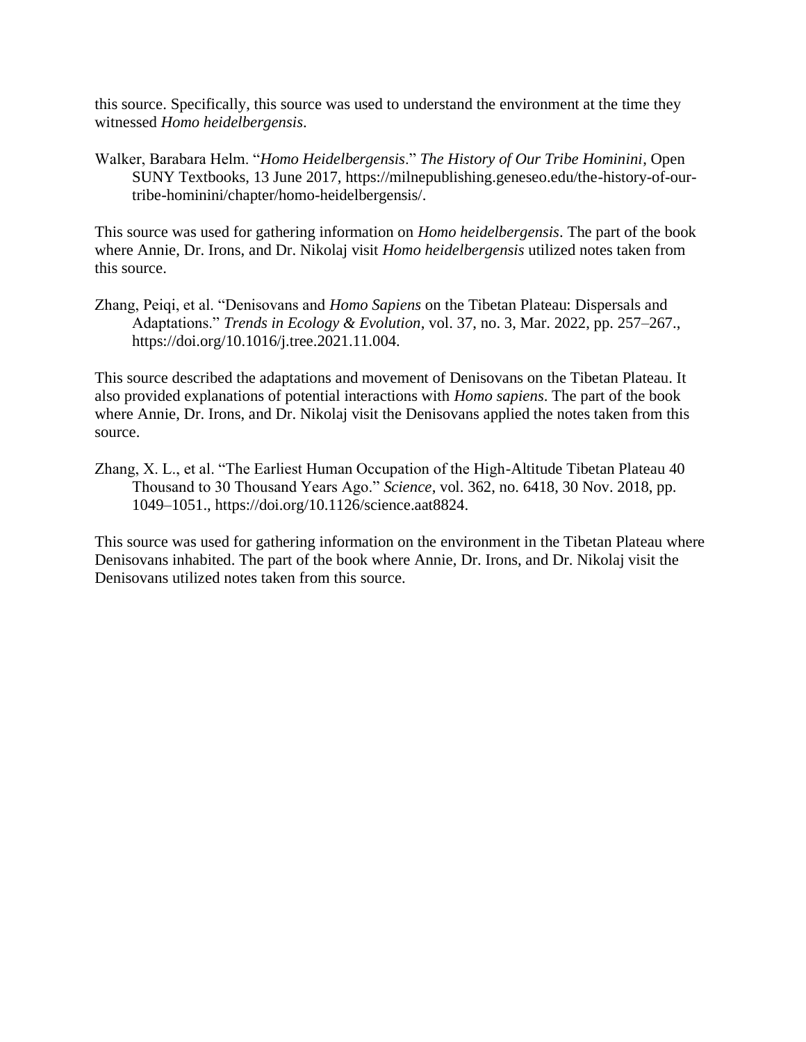this source. Specifically, this source was used to understand the environment at the time they witnessed *Homo heidelbergensis*.

Walker, Barabara Helm. "*Homo Heidelbergensis*." *The History of Our Tribe Hominini*, Open SUNY Textbooks, 13 June 2017, https://milnepublishing.geneseo.edu/the-history-of-our-tribe-hominini/chapter/homo-heidelbergensis/.

This source was used for gathering information on *Homo heidelbergensis*. The part of the book where Annie, Dr. Irons, and Dr. Nikolaj visit *Homo heidelbergensis* utilized notes taken from this source.

Zhang, Peiqi, et al. "Denisovans and *Homo Sapiens* on the Tibetan Plateau: Dispersals and Adaptations." *Trends in Ecology & Evolution*, vol. 37, no. 3, Mar. 2022, pp. 257–267., https://doi.org/10.1016/j.tree.2021.11.004.

This source described the adaptations and movement of Denisovans on the Tibetan Plateau. It also provided explanations of potential interactions with *Homo sapiens*. The part of the book where Annie, Dr. Irons, and Dr. Nikolaj visit the Denisovans applied the notes taken from this source.

Zhang, X. L., et al. "The Earliest Human Occupation of the High-Altitude Tibetan Plateau 40 Thousand to 30 Thousand Years Ago." *Science*, vol. 362, no. 6418, 30 Nov. 2018, pp. 1049–1051., https://doi.org/10.1126/science.aat8824.

This source was used for gathering information on the environment in the Tibetan Plateau where Denisovans inhabited. The part of the book where Annie, Dr. Irons, and Dr. Nikolaj visit the Denisovans utilized notes taken from this source.